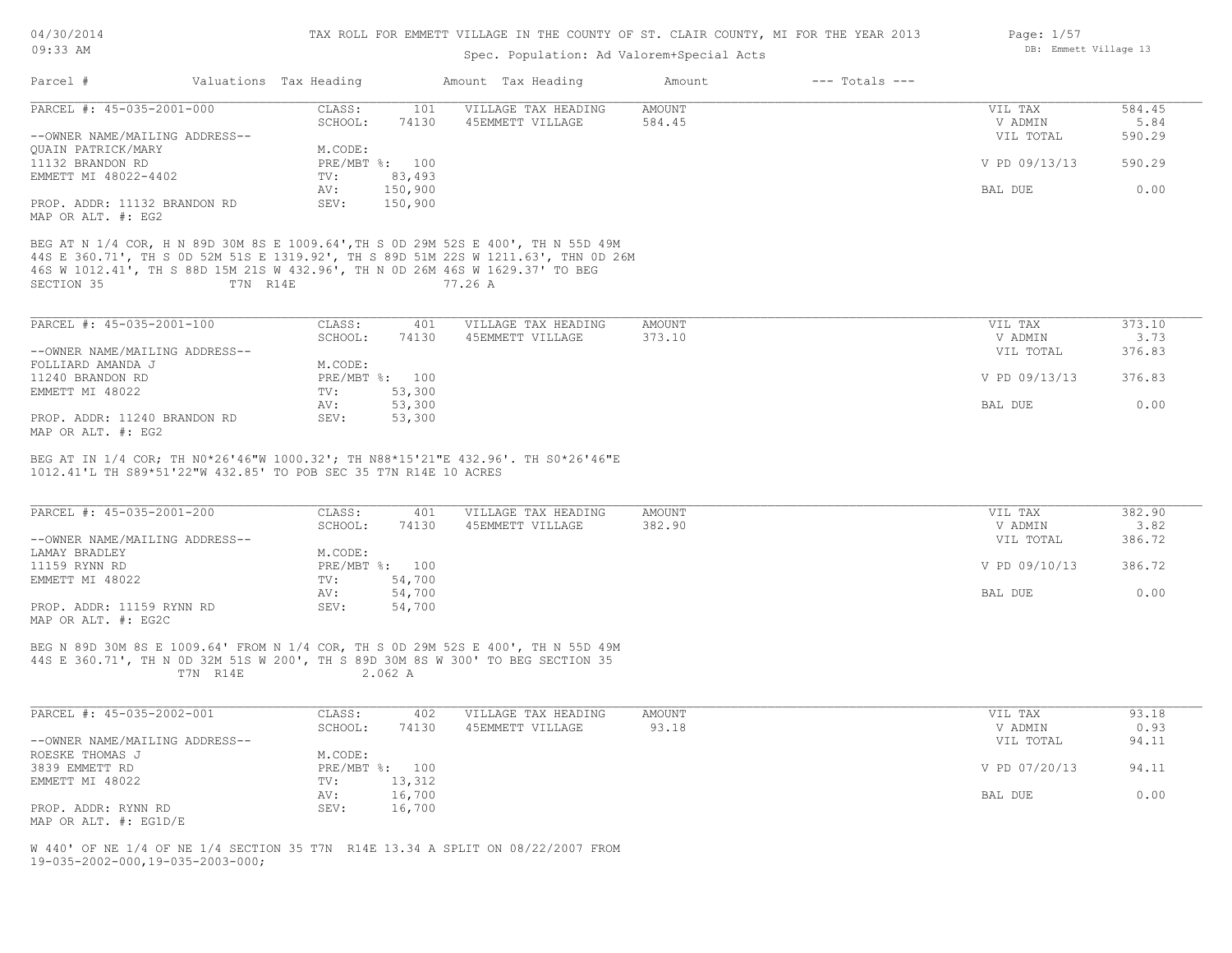TAX ROLL FOR EMMETT VILLAGE IN THE COUNTY OF ST. CLAIR COUNTY, MI FOR THE YEAR 2013

Spec. Population: Ad Valorem+Special Acts

04/30/2014
09:33 AM

DB: Emmett Village 13

| Parcel # | Valuations | Tax Heading | Amount | Tax Heading | Amount | --- Totals --- | |
|---|---|---|---|---|---|---|---|

---

PARCEL #: 45-035-2001-000

| | | | | | |
|---|---|---|---|---|---|
| CLASS: | 101 | VILLAGE TAX HEADING | AMOUNT | VIL TAX | 584.45 |
| SCHOOL: | 74130 | 45EMMETT VILLAGE | 584.45 | V ADMIN | 5.84 |
| | | | | VIL TOTAL | 590.29 |
| M.CODE: | | | | | |
| PRE/MBT %: | 100 | | | V PD 09/13/13 | 590.29 |
| TV: | 83,493 | | | | |
| AV: | 150,900 | | | BAL DUE | 0.00 |
| SEV: | 150,900 | | | | |

--OWNER NAME/MAILING ADDRESS--
QUAIN PATRICK/MARY
11132 BRANDON RD
EMMETT MI 48022-4402

PROP. ADDR: 11132 BRANDON RD
MAP OR ALT. #: EG2

BEG AT N 1/4 COR, H N 89D 30M 8S E 1009.64',TH S 0D 29M 52S E 400', TH N 55D 49M 44S E 360.71', TH S 0D 52M 51S E 1319.92', TH S 89D 51M 22S W 1211.63', THN 0D 26M 46S W 1012.41', TH S 88D 15M 21S W 432.96', TH N 0D 26M 46S W 1629.37' TO BEG SECTION 35 T7N R14E 77.26 A

---

PARCEL #: 45-035-2001-100

| | | | | | |
|---|---|---|---|---|---|
| CLASS: | 401 | VILLAGE TAX HEADING | AMOUNT | VIL TAX | 373.10 |
| SCHOOL: | 74130 | 45EMMETT VILLAGE | 373.10 | V ADMIN | 3.73 |
| | | | | VIL TOTAL | 376.83 |
| M.CODE: | | | | | |
| PRE/MBT %: | 100 | | | V PD 09/13/13 | 376.83 |
| TV: | 53,300 | | | | |
| AV: | 53,300 | | | BAL DUE | 0.00 |
| SEV: | 53,300 | | | | |

--OWNER NAME/MAILING ADDRESS--
FOLLIARD AMANDA J
11240 BRANDON RD
EMMETT MI 48022

PROP. ADDR: 11240 BRANDON RD
MAP OR ALT. #: EG2

BEG AT IN 1/4 COR; TH N0*26'46"W 1000.32'; TH N88*15'21"E 432.96'. TH S0*26'46"E 1012.41'L TH S89*51'22"W 432.85' TO POB SEC 35 T7N R14E 10 ACRES

---

PARCEL #: 45-035-2001-200

| | | | | | |
|---|---|---|---|---|---|
| CLASS: | 401 | VILLAGE TAX HEADING | AMOUNT | VIL TAX | 382.90 |
| SCHOOL: | 74130 | 45EMMETT VILLAGE | 382.90 | V ADMIN | 3.82 |
| | | | | VIL TOTAL | 386.72 |
| M.CODE: | | | | | |
| PRE/MBT %: | 100 | | | V PD 09/10/13 | 386.72 |
| TV: | 54,700 | | | | |
| AV: | 54,700 | | | BAL DUE | 0.00 |
| SEV: | 54,700 | | | | |

--OWNER NAME/MAILING ADDRESS--
LAMAY BRADLEY
11159 RYNN RD
EMMETT MI 48022

PROP. ADDR: 11159 RYNN RD
MAP OR ALT. #: EG2C

BEG N 89D 30M 8S E 1009.64' FROM N 1/4 COR, TH S 0D 29M 52S E 400', TH N 55D 49M 44S E 360.71', TH N 0D 32M 51S W 200', TH S 89D 30M 8S W 300' TO BEG SECTION 35 T7N R14E 2.062 A

---

PARCEL #: 45-035-2002-001

| | | | | | |
|---|---|---|---|---|---|
| CLASS: | 402 | VILLAGE TAX HEADING | AMOUNT | VIL TAX | 93.18 |
| SCHOOL: | 74130 | 45EMMETT VILLAGE | 93.18 | V ADMIN | 0.93 |
| | | | | VIL TOTAL | 94.11 |
| M.CODE: | | | | | |
| PRE/MBT %: | 100 | | | V PD 07/20/13 | 94.11 |
| TV: | 13,312 | | | | |
| AV: | 16,700 | | | BAL DUE | 0.00 |
| SEV: | 16,700 | | | | |

--OWNER NAME/MAILING ADDRESS--
ROESKE THOMAS J
3839 EMMETT RD
EMMETT MI 48022

PROP. ADDR: RYNN RD
MAP OR ALT. #: EG1D/E

W 440' OF NE 1/4 OF NE 1/4 SECTION 35 T7N R14E 13.34 A SPLIT ON 08/22/2007 FROM 19-035-2002-000,19-035-2003-000;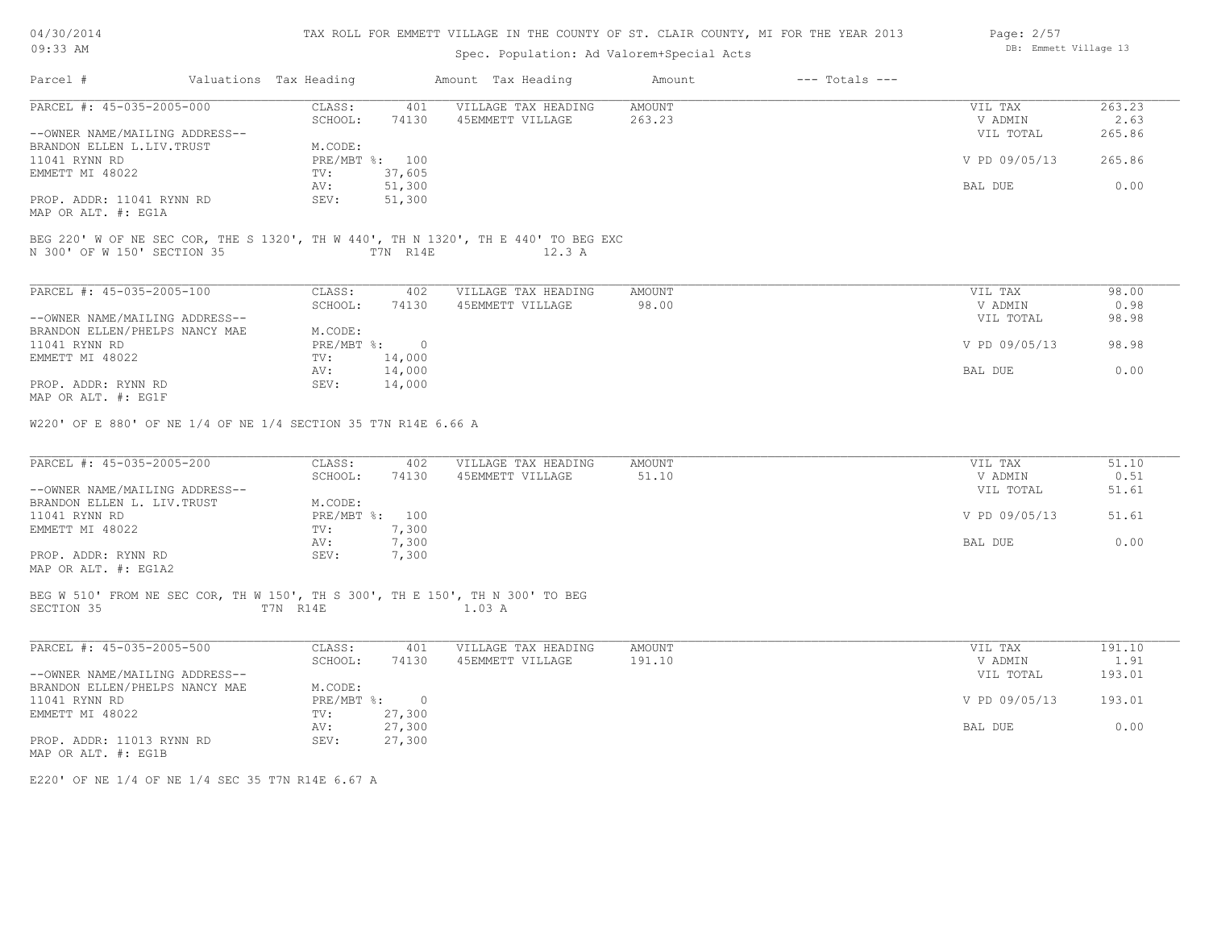TAX ROLL FOR EMMETT VILLAGE IN THE COUNTY OF ST. CLAIR COUNTY, MI FOR THE YEAR 2013

Spec. Population: Ad Valorem+Special Acts

| Parcel # | Valuations | Tax Heading | Amount | Tax Heading | Amount | --- Totals --- |
|---|---|---|---|---|---|---|

**PARCEL #: 45-035-2005-000**

| | | | | | |
|---|---|---|---|---|---|
| CLASS: | 401 | VILLAGE TAX HEADING | AMOUNT | VIL TAX | 263.23 |
| SCHOOL: | 74130 | 45EMMETT VILLAGE | 263.23 | V ADMIN | 2.63 |
| | | | | VIL TOTAL | 265.86 |
| M.CODE: | | | | | |
| PRE/MBT %: | 100 | | | V PD 09/05/13 | 265.86 |
| TV: | 37,605 | | | | |
| AV: | 51,300 | | | BAL DUE | 0.00 |
| SEV: | 51,300 | | | | |

--OWNER NAME/MAILING ADDRESS--
BRANDON ELLEN L.LIV.TRUST
11041 RYNN RD
EMMETT MI 48022

PROP. ADDR: 11041 RYNN RD
MAP OR ALT. #: EG1A

BEG 220' W OF NE SEC COR, THE S 1320', TH W 440', TH N 1320', TH E 440' TO BEG EXC N 300' OF W 150' SECTION 35 T7N R14E 12.3 A

**PARCEL #: 45-035-2005-100**

| | | | | | |
|---|---|---|---|---|---|
| CLASS: | 402 | VILLAGE TAX HEADING | AMOUNT | VIL TAX | 98.00 |
| SCHOOL: | 74130 | 45EMMETT VILLAGE | 98.00 | V ADMIN | 0.98 |
| | | | | VIL TOTAL | 98.98 |
| M.CODE: | | | | | |
| PRE/MBT %: | 0 | | | V PD 09/05/13 | 98.98 |
| TV: | 14,000 | | | | |
| AV: | 14,000 | | | BAL DUE | 0.00 |
| SEV: | 14,000 | | | | |

--OWNER NAME/MAILING ADDRESS--
BRANDON ELLEN/PHELPS NANCY MAE
11041 RYNN RD
EMMETT MI 48022

PROP. ADDR: RYNN RD
MAP OR ALT. #: EG1F

W220' OF E 880' OF NE 1/4 OF NE 1/4 SECTION 35 T7N R14E 6.66 A

**PARCEL #: 45-035-2005-200**

| | | | | | |
|---|---|---|---|---|---|
| CLASS: | 402 | VILLAGE TAX HEADING | AMOUNT | VIL TAX | 51.10 |
| SCHOOL: | 74130 | 45EMMETT VILLAGE | 51.10 | V ADMIN | 0.51 |
| | | | | VIL TOTAL | 51.61 |
| M.CODE: | | | | | |
| PRE/MBT %: | 100 | | | V PD 09/05/13 | 51.61 |
| TV: | 7,300 | | | | |
| AV: | 7,300 | | | BAL DUE | 0.00 |
| SEV: | 7,300 | | | | |

--OWNER NAME/MAILING ADDRESS--
BRANDON ELLEN L. LIV.TRUST
11041 RYNN RD
EMMETT MI 48022

PROP. ADDR: RYNN RD
MAP OR ALT. #: EG1A2

BEG W 510' FROM NE SEC COR, TH W 150', TH S 300', TH E 150', TH N 300' TO BEG SECTION 35 T7N R14E 1.03 A

**PARCEL #: 45-035-2005-500**

| | | | | | |
|---|---|---|---|---|---|
| CLASS: | 401 | VILLAGE TAX HEADING | AMOUNT | VIL TAX | 191.10 |
| SCHOOL: | 74130 | 45EMMETT VILLAGE | 191.10 | V ADMIN | 1.91 |
| | | | | VIL TOTAL | 193.01 |
| M.CODE: | | | | | |
| PRE/MBT %: | 0 | | | V PD 09/05/13 | 193.01 |
| TV: | 27,300 | | | | |
| AV: | 27,300 | | | BAL DUE | 0.00 |
| SEV: | 27,300 | | | | |

--OWNER NAME/MAILING ADDRESS--
BRANDON ELLEN/PHELPS NANCY MAE
11041 RYNN RD
EMMETT MI 48022

PROP. ADDR: 11013 RYNN RD
MAP OR ALT. #: EG1B

E220' OF NE 1/4 OF NE 1/4 SEC 35 T7N R14E 6.67 A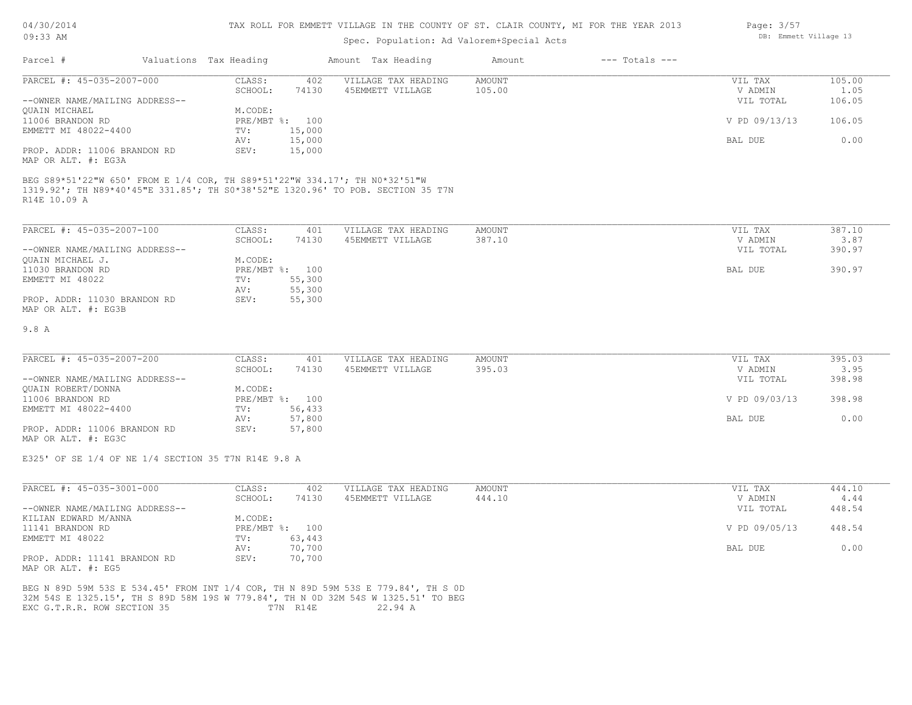TAX ROLL FOR EMMETT VILLAGE IN THE COUNTY OF ST. CLAIR COUNTY, MI FOR THE YEAR 2013

Spec. Population: Ad Valorem+Special Acts

| Parcel # | Valuations | Tax Heading | Amount | Tax Heading | Amount | --- Totals --- | |
|---|---|---|---|---|---|---|---|
| PARCEL #: 45-035-2007-000 | CLASS: | 402 | VILLAGE TAX HEADING | AMOUNT | | VIL TAX | 105.00 |
| | SCHOOL: | 74130 | 45EMMETT VILLAGE | 105.00 | | V ADMIN | 1.05 |
| --OWNER NAME/MAILING ADDRESS-- | | | | | | VIL TOTAL | 106.05 |
| QUAIN MICHAEL | M.CODE: | | | | | | |
| 11006 BRANDON RD | PRE/MBT %: | 100 | | | | V PD 09/13/13 | 106.05 |
| EMMETT MI 48022-4400 | TV: | 15,000 | | | | | |
| | AV: | 15,000 | | | | BAL DUE | 0.00 |
| PROP. ADDR: 11006 BRANDON RD | SEV: | 15,000 | | | | | |
| MAP OR ALT. #: EG3A | | | | | | | |

BEG S89*51'22"W 650' FROM E 1/4 COR, TH S89*51'22"W 334.17'; TH N0*32'51"W 1319.92'; TH N89*40'45"E 331.85'; TH S0*38'52"E 1320.96' TO POB. SECTION 35 T7N R14E 10.09 A

| Parcel # | Valuations | Tax Heading | Amount | Tax Heading | Amount | --- Totals --- | |
|---|---|---|---|---|---|---|---|
| PARCEL #: 45-035-2007-100 | CLASS: | 401 | VILLAGE TAX HEADING | AMOUNT | | VIL TAX | 387.10 |
| | SCHOOL: | 74130 | 45EMMETT VILLAGE | 387.10 | | V ADMIN | 3.87 |
| --OWNER NAME/MAILING ADDRESS-- | | | | | | VIL TOTAL | 390.97 |
| QUAIN MICHAEL J. | M.CODE: | | | | | | |
| 11030 BRANDON RD | PRE/MBT %: | 100 | | | | BAL DUE | 390.97 |
| EMMETT MI 48022 | TV: | 55,300 | | | | | |
| | AV: | 55,300 | | | | | |
| PROP. ADDR: 11030 BRANDON RD | SEV: | 55,300 | | | | | |
| MAP OR ALT. #: EG3B | | | | | | | |

9.8 A

| Parcel # | Valuations | Tax Heading | Amount | Tax Heading | Amount | --- Totals --- | |
|---|---|---|---|---|---|---|---|
| PARCEL #: 45-035-2007-200 | CLASS: | 401 | VILLAGE TAX HEADING | AMOUNT | | VIL TAX | 395.03 |
| | SCHOOL: | 74130 | 45EMMETT VILLAGE | 395.03 | | V ADMIN | 3.95 |
| --OWNER NAME/MAILING ADDRESS-- | | | | | | VIL TOTAL | 398.98 |
| QUAIN ROBERT/DONNA | M.CODE: | | | | | | |
| 11006 BRANDON RD | PRE/MBT %: | 100 | | | | V PD 09/03/13 | 398.98 |
| EMMETT MI 48022-4400 | TV: | 56,433 | | | | | |
| | AV: | 57,800 | | | | BAL DUE | 0.00 |
| PROP. ADDR: 11006 BRANDON RD | SEV: | 57,800 | | | | | |
| MAP OR ALT. #: EG3C | | | | | | | |

E325' OF SE 1/4 OF NE 1/4 SECTION 35 T7N R14E 9.8 A

| Parcel # | Valuations | Tax Heading | Amount | Tax Heading | Amount | --- Totals --- | |
|---|---|---|---|---|---|---|---|
| PARCEL #: 45-035-3001-000 | CLASS: | 402 | VILLAGE TAX HEADING | AMOUNT | | VIL TAX | 444.10 |
| | SCHOOL: | 74130 | 45EMMETT VILLAGE | 444.10 | | V ADMIN | 4.44 |
| --OWNER NAME/MAILING ADDRESS-- | | | | | | VIL TOTAL | 448.54 |
| KILIAN EDWARD M/ANNA | M.CODE: | | | | | | |
| 11141 BRANDON RD | PRE/MBT %: | 100 | | | | V PD 09/05/13 | 448.54 |
| EMMETT MI 48022 | TV: | 63,443 | | | | | |
| | AV: | 70,700 | | | | BAL DUE | 0.00 |
| PROP. ADDR: 11141 BRANDON RD | SEV: | 70,700 | | | | | |
| MAP OR ALT. #: EG5 | | | | | | | |

BEG N 89D 59M 53S E 534.45' FROM INT 1/4 COR, TH N 89D 59M 53S E 779.84', TH S 0D 32M 54S E 1325.15', TH S 89D 58M 19S W 779.84', TH N 0D 32M 54S W 1325.51' TO BEG EXC G.T.R.R. ROW SECTION 35 T7N R14E 22.94 A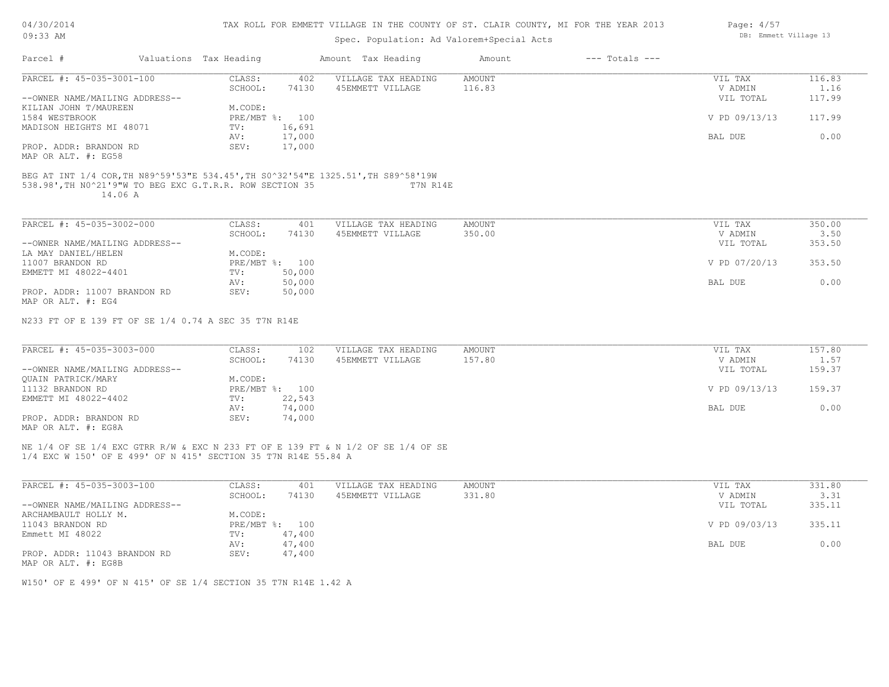TAX ROLL FOR EMMETT VILLAGE IN THE COUNTY OF ST. CLAIR COUNTY, MI FOR THE YEAR 2013

Spec. Population: Ad Valorem+Special Acts

| Parcel # | Valuations | Tax Heading | Amount | Tax Heading | Amount | --- Totals --- |
|---|---|---|---|---|---|---|

**PARCEL #: 45-035-3001-100**

--OWNER NAME/MAILING ADDRESS--
KILIAN JOHN T/MAUREEN
1584 WESTBROOK
MADISON HEIGHTS MI 48071

PROP. ADDR: BRANDON RD
MAP OR ALT. #: EG58

| | | | | | |
|---|---|---|---|---|---|
| CLASS: | 402 | VILLAGE TAX HEADING | AMOUNT | VIL TAX | 116.83 |
| SCHOOL: | 74130 | 45EMMETT VILLAGE | 116.83 | V ADMIN | 1.16 |
| M.CODE: | | | | VIL TOTAL | 117.99 |
| PRE/MBT %: | 100 | | | V PD 09/13/13 | 117.99 |
| TV: | 16,691 | | | | |
| AV: | 17,000 | | | BAL DUE | 0.00 |
| SEV: | 17,000 | | | | |

BEG AT INT 1/4 COR,TH N89^59'53"E 534.45',TH S0^32'54"E 1325.51',TH S89^58'19W 538.98',TH N0^21'9"W TO BEG EXC G.T.R.R. ROW SECTION 35 T7N R14E 14.06 A

**PARCEL #: 45-035-3002-000**

--OWNER NAME/MAILING ADDRESS--
LA MAY DANIEL/HELEN
11007 BRANDON RD
EMMETT MI 48022-4401

PROP. ADDR: 11007 BRANDON RD
MAP OR ALT. #: EG4

| | | | | | |
|---|---|---|---|---|---|
| CLASS: | 401 | VILLAGE TAX HEADING | AMOUNT | VIL TAX | 350.00 |
| SCHOOL: | 74130 | 45EMMETT VILLAGE | 350.00 | V ADMIN | 3.50 |
| M.CODE: | | | | VIL TOTAL | 353.50 |
| PRE/MBT %: | 100 | | | V PD 07/20/13 | 353.50 |
| TV: | 50,000 | | | | |
| AV: | 50,000 | | | BAL DUE | 0.00 |
| SEV: | 50,000 | | | | |

N233 FT OF E 139 FT OF SE 1/4 0.74 A SEC 35 T7N R14E

**PARCEL #: 45-035-3003-000**

--OWNER NAME/MAILING ADDRESS--
QUAIN PATRICK/MARY
11132 BRANDON RD
EMMETT MI 48022-4402

PROP. ADDR: BRANDON RD
MAP OR ALT. #: EG8A

| | | | | | |
|---|---|---|---|---|---|
| CLASS: | 102 | VILLAGE TAX HEADING | AMOUNT | VIL TAX | 157.80 |
| SCHOOL: | 74130 | 45EMMETT VILLAGE | 157.80 | V ADMIN | 1.57 |
| M.CODE: | | | | VIL TOTAL | 159.37 |
| PRE/MBT %: | 100 | | | V PD 09/13/13 | 159.37 |
| TV: | 22,543 | | | | |
| AV: | 74,000 | | | BAL DUE | 0.00 |
| SEV: | 74,000 | | | | |

NE 1/4 OF SE 1/4 EXC GTRR R/W & EXC N 233 FT OF E 139 FT & N 1/2 OF SE 1/4 OF SE 1/4 EXC W 150' OF E 499' OF N 415' SECTION 35 T7N R14E 55.84 A

**PARCEL #: 45-035-3003-100**

--OWNER NAME/MAILING ADDRESS--
ARCHAMBAULT HOLLY M.
11043 BRANDON RD
Emmett MI 48022

PROP. ADDR: 11043 BRANDON RD
MAP OR ALT. #: EG8B

| | | | | | |
|---|---|---|---|---|---|
| CLASS: | 401 | VILLAGE TAX HEADING | AMOUNT | VIL TAX | 331.80 |
| SCHOOL: | 74130 | 45EMMETT VILLAGE | 331.80 | V ADMIN | 3.31 |
| M.CODE: | | | | VIL TOTAL | 335.11 |
| PRE/MBT %: | 100 | | | V PD 09/03/13 | 335.11 |
| TV: | 47,400 | | | | |
| AV: | 47,400 | | | BAL DUE | 0.00 |
| SEV: | 47,400 | | | | |

W150' OF E 499' OF N 415' OF SE 1/4 SECTION 35 T7N R14E 1.42 A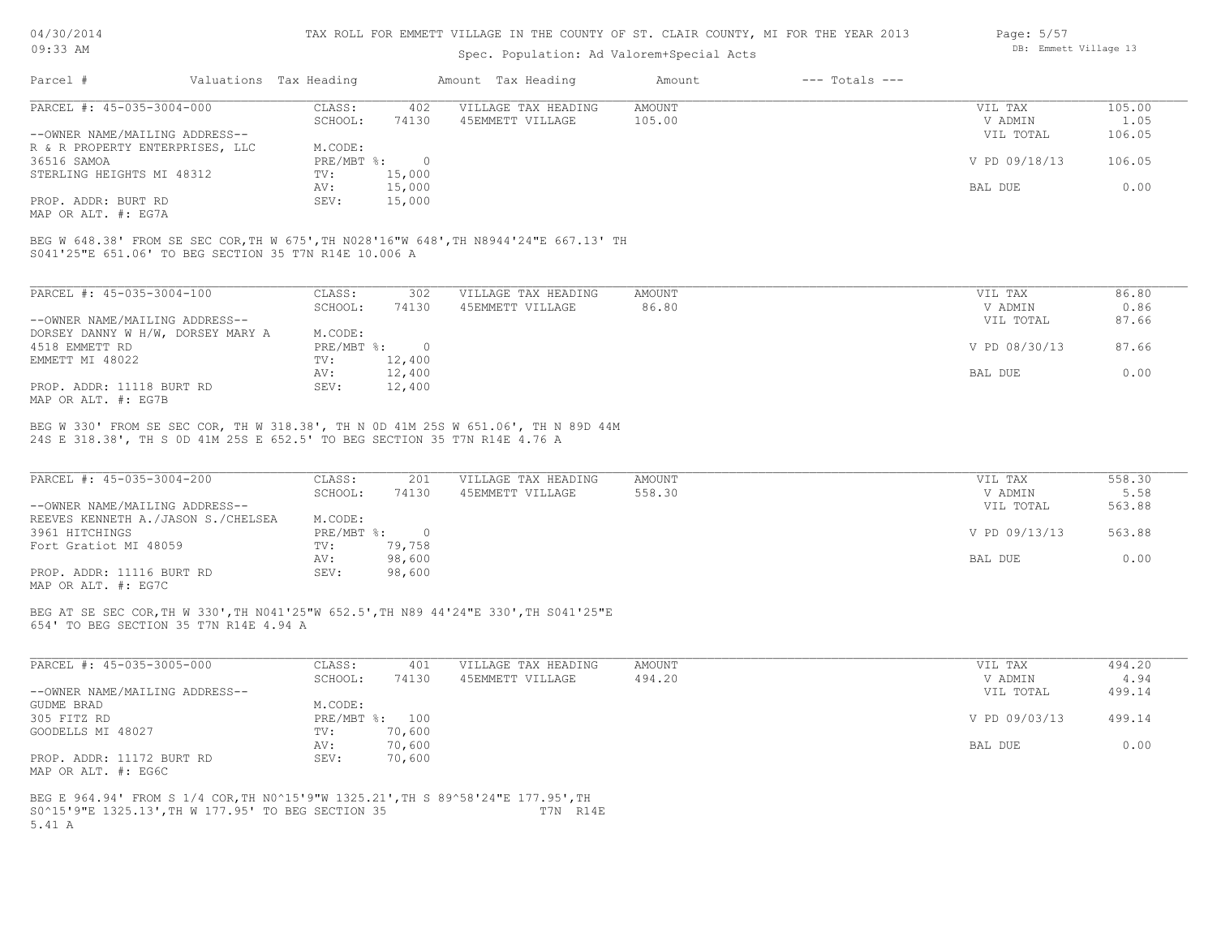# TAX ROLL FOR EMMETT VILLAGE IN THE COUNTY OF ST. CLAIR COUNTY, MI FOR THE YEAR 2013

Spec. Population: Ad Valorem+Special Acts

| Parcel # | Valuations | Tax Heading | Amount | Tax Heading | Amount | --- Totals --- | |
|---|---|---|---|---|---|---|---|

---

**PARCEL #: 45-035-3004-000**

| | | | | | | |
|---|---|---|---|---|---|---|
| CLASS: | 402 | VILLAGE TAX HEADING | AMOUNT | | VIL TAX | 105.00 |
| SCHOOL: | 74130 | 45EMMETT VILLAGE | 105.00 | | V ADMIN | 1.05 |
| | | | | | VIL TOTAL | 106.05 |
| M.CODE: | | | | | | |
| PRE/MBT %: | 0 | | | | V PD 09/18/13 | 106.05 |
| TV: | 15,000 | | | | | |
| AV: | 15,000 | | | | BAL DUE | 0.00 |
| SEV: | 15,000 | | | | | |

--OWNER NAME/MAILING ADDRESS--
R & R PROPERTY ENTERPRISES, LLC
36516 SAMOA
STERLING HEIGHTS MI 48312

PROP. ADDR: BURT RD
MAP OR ALT. #: EG7A

BEG W 648.38' FROM SE SEC COR,TH W 675',TH N028'16"W 648',TH N8944'24"E 667.13' TH S041'25"E 651.06' TO BEG SECTION 35 T7N R14E 10.006 A

---

**PARCEL #: 45-035-3004-100**

| | | | | | | |
|---|---|---|---|---|---|---|
| CLASS: | 302 | VILLAGE TAX HEADING | AMOUNT | | VIL TAX | 86.80 |
| SCHOOL: | 74130 | 45EMMETT VILLAGE | 86.80 | | V ADMIN | 0.86 |
| | | | | | VIL TOTAL | 87.66 |
| M.CODE: | | | | | | |
| PRE/MBT %: | 0 | | | | V PD 08/30/13 | 87.66 |
| TV: | 12,400 | | | | | |
| AV: | 12,400 | | | | BAL DUE | 0.00 |
| SEV: | 12,400 | | | | | |

--OWNER NAME/MAILING ADDRESS--
DORSEY DANNY W H/W, DORSEY MARY A
4518 EMMETT RD
EMMETT MI 48022

PROP. ADDR: 11118 BURT RD
MAP OR ALT. #: EG7B

BEG W 330' FROM SE SEC COR, TH W 318.38', TH N 0D 41M 25S W 651.06', TH N 89D 44M 24S E 318.38', TH S 0D 41M 25S E 652.5' TO BEG SECTION 35 T7N R14E 4.76 A

---

**PARCEL #: 45-035-3004-200**

| | | | | | | |
|---|---|---|---|---|---|---|
| CLASS: | 201 | VILLAGE TAX HEADING | AMOUNT | | VIL TAX | 558.30 |
| SCHOOL: | 74130 | 45EMMETT VILLAGE | 558.30 | | V ADMIN | 5.58 |
| | | | | | VIL TOTAL | 563.88 |
| M.CODE: | | | | | | |
| PRE/MBT %: | 0 | | | | V PD 09/13/13 | 563.88 |
| TV: | 79,758 | | | | | |
| AV: | 98,600 | | | | BAL DUE | 0.00 |
| SEV: | 98,600 | | | | | |

--OWNER NAME/MAILING ADDRESS--
REEVES KENNETH A./JASON S./CHELSEA
3961 HITCHINGS
Fort Gratiot MI 48059

PROP. ADDR: 11116 BURT RD
MAP OR ALT. #: EG7C

BEG AT SE SEC COR,TH W 330',TH N041'25"W 652.5',TH N89 44'24"E 330',TH S041'25"E 654' TO BEG SECTION 35 T7N R14E 4.94 A

---

**PARCEL #: 45-035-3005-000**

| | | | | | | |
|---|---|---|---|---|---|---|
| CLASS: | 401 | VILLAGE TAX HEADING | AMOUNT | | VIL TAX | 494.20 |
| SCHOOL: | 74130 | 45EMMETT VILLAGE | 494.20 | | V ADMIN | 4.94 |
| | | | | | VIL TOTAL | 499.14 |
| M.CODE: | | | | | | |
| PRE/MBT %: | 100 | | | | V PD 09/03/13 | 499.14 |
| TV: | 70,600 | | | | | |
| AV: | 70,600 | | | | BAL DUE | 0.00 |
| SEV: | 70,600 | | | | | |

--OWNER NAME/MAILING ADDRESS--
GUDME BRAD
305 FITZ RD
GOODELLS MI 48027

PROP. ADDR: 11172 BURT RD
MAP OR ALT. #: EG6C

BEG E 964.94' FROM S 1/4 COR,TH N0^15'9"W 1325.21',TH S 89^58'24"E 177.95',TH S0^15'9"E 1325.13',TH W 177.95' TO BEG SECTION 35 T7N R14E 5.41 A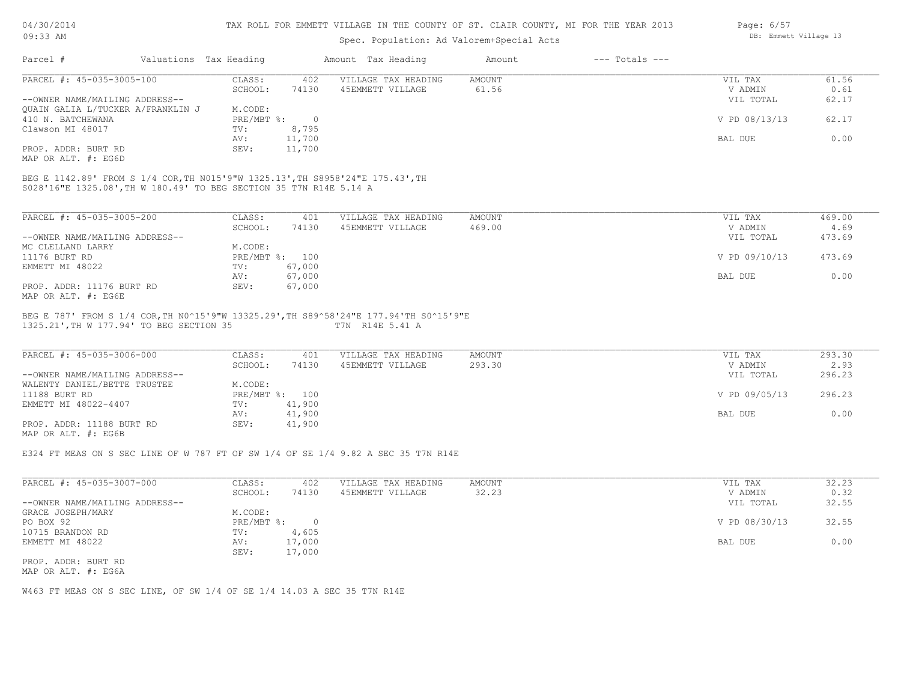TAX ROLL FOR EMMETT VILLAGE IN THE COUNTY OF ST. CLAIR COUNTY, MI FOR THE YEAR 2013

Spec. Population: Ad Valorem+Special Acts

| Parcel # | Valuations | Tax Heading | Amount | Tax Heading | Amount | --- Totals --- |
|---|---|---|---|---|---|---|

**PARCEL #: 45-035-3005-100**

| | | | | | |
|---|---|---|---|---|---|
| CLASS: | 402 | VILLAGE TAX HEADING | AMOUNT | VIL TAX | 61.56 |
| SCHOOL: | 74130 | 45EMMETT VILLAGE | 61.56 | V ADMIN | 0.61 |
| | | | | VIL TOTAL | 62.17 |
| M.CODE: | | | | | |
| PRE/MBT %: | 0 | | | V PD 08/13/13 | 62.17 |
| TV: | 8,795 | | | | |
| AV: | 11,700 | | | BAL DUE | 0.00 |
| SEV: | 11,700 | | | | |

--OWNER NAME/MAILING ADDRESS--
QUAIN GALIA L/TUCKER A/FRANKLIN J
410 N. BATCHEWANA
Clawson MI 48017

PROP. ADDR: BURT RD
MAP OR ALT. #: EG6D

BEG E 1142.89' FROM S 1/4 COR,TH N015'9"W 1325.13',TH S8958'24"E 175.43',TH S028'16"E 1325.08',TH W 180.49' TO BEG SECTION 35 T7N R14E 5.14 A

**PARCEL #: 45-035-3005-200**

| | | | | | |
|---|---|---|---|---|---|
| CLASS: | 401 | VILLAGE TAX HEADING | AMOUNT | VIL TAX | 469.00 |
| SCHOOL: | 74130 | 45EMMETT VILLAGE | 469.00 | V ADMIN | 4.69 |
| | | | | VIL TOTAL | 473.69 |
| M.CODE: | | | | | |
| PRE/MBT %: | 100 | | | V PD 09/10/13 | 473.69 |
| TV: | 67,000 | | | | |
| AV: | 67,000 | | | BAL DUE | 0.00 |
| SEV: | 67,000 | | | | |

--OWNER NAME/MAILING ADDRESS--
MC CLELLAND LARRY
11176 BURT RD
EMMETT MI 48022

PROP. ADDR: 11176 BURT RD
MAP OR ALT. #: EG6E

BEG E 787' FROM S 1/4 COR,TH N0^15'9"W 13325.29',TH S89^58'24"E 177.94'TH S0^15'9"E 1325.21',TH W 177.94' TO BEG SECTION 35 T7N R14E 5.41 A

**PARCEL #: 45-035-3006-000**

| | | | | | |
|---|---|---|---|---|---|
| CLASS: | 401 | VILLAGE TAX HEADING | AMOUNT | VIL TAX | 293.30 |
| SCHOOL: | 74130 | 45EMMETT VILLAGE | 293.30 | V ADMIN | 2.93 |
| | | | | VIL TOTAL | 296.23 |
| M.CODE: | | | | | |
| PRE/MBT %: | 100 | | | V PD 09/05/13 | 296.23 |
| TV: | 41,900 | | | | |
| AV: | 41,900 | | | BAL DUE | 0.00 |
| SEV: | 41,900 | | | | |

--OWNER NAME/MAILING ADDRESS--
WALENTY DANIEL/BETTE TRUSTEE
11188 BURT RD
EMMETT MI 48022-4407

PROP. ADDR: 11188 BURT RD
MAP OR ALT. #: EG6B

E324 FT MEAS ON S SEC LINE OF W 787 FT OF SW 1/4 OF SE 1/4 9.82 A SEC 35 T7N R14E

**PARCEL #: 45-035-3007-000**

| | | | | | |
|---|---|---|---|---|---|
| CLASS: | 402 | VILLAGE TAX HEADING | AMOUNT | VIL TAX | 32.23 |
| SCHOOL: | 74130 | 45EMMETT VILLAGE | 32.23 | V ADMIN | 0.32 |
| | | | | VIL TOTAL | 32.55 |
| M.CODE: | | | | | |
| PRE/MBT %: | 0 | | | V PD 08/30/13 | 32.55 |
| TV: | 4,605 | | | | |
| AV: | 17,000 | | | BAL DUE | 0.00 |
| SEV: | 17,000 | | | | |

--OWNER NAME/MAILING ADDRESS--
GRACE JOSEPH/MARY
PO BOX 92
10715 BRANDON RD
EMMETT MI 48022

PROP. ADDR: BURT RD
MAP OR ALT. #: EG6A

W463 FT MEAS ON S SEC LINE, OF SW 1/4 OF SE 1/4 14.03 A SEC 35 T7N R14E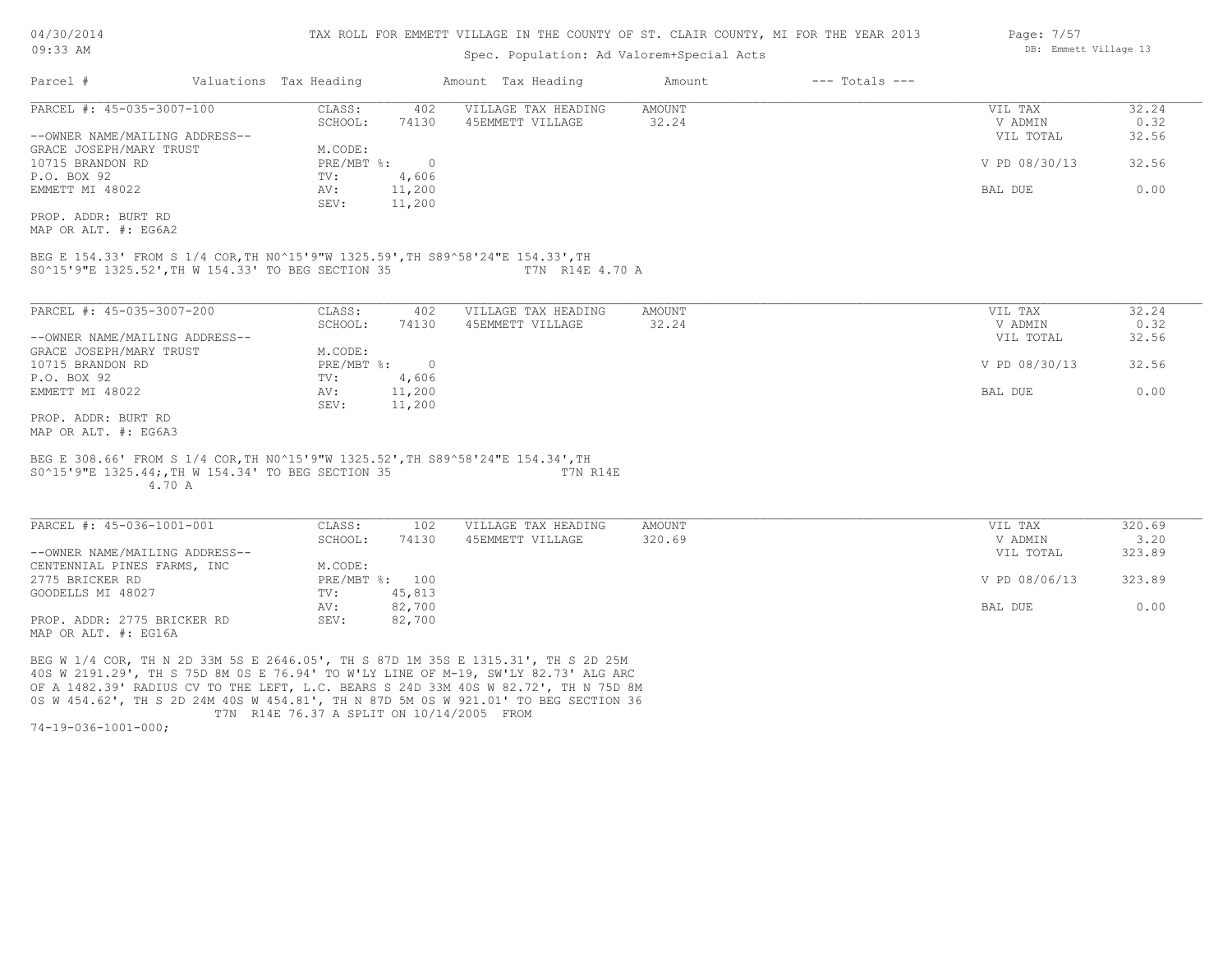TAX ROLL FOR EMMETT VILLAGE IN THE COUNTY OF ST. CLAIR COUNTY, MI FOR THE YEAR 2013

Spec. Population: Ad Valorem+Special Acts

| Parcel # | Valuations | Tax Heading | Amount | Tax Heading | Amount | --- Totals --- |
|---|---|---|---|---|---|---|

**PARCEL #: 45-035-3007-100**

| | | | | | |
|---|---|---|---|---|---|
| CLASS: | 402 | VILLAGE TAX HEADING | AMOUNT | VIL TAX | 32.24 |
| SCHOOL: | 74130 | 45EMMETT VILLAGE | 32.24 | V ADMIN | 0.32 |
| | | | | VIL TOTAL | 32.56 |
| M.CODE: | | | | | |
| PRE/MBT %: | 0 | | | V PD 08/30/13 | 32.56 |
| TV: | 4,606 | | | | |
| AV: | 11,200 | | | BAL DUE | 0.00 |
| SEV: | 11,200 | | | | |

--OWNER NAME/MAILING ADDRESS--
GRACE JOSEPH/MARY TRUST
10715 BRANDON RD
P.O. BOX 92
EMMETT MI 48022

PROP. ADDR: BURT RD
MAP OR ALT. #: EG6A2

BEG E 154.33' FROM S 1/4 COR,TH N0^15'9"W 1325.59',TH S89^58'24"E 154.33',TH S0^15'9"E 1325.52',TH W 154.33' TO BEG SECTION 35 T7N R14E 4.70 A

**PARCEL #: 45-035-3007-200**

| | | | | | |
|---|---|---|---|---|---|
| CLASS: | 402 | VILLAGE TAX HEADING | AMOUNT | VIL TAX | 32.24 |
| SCHOOL: | 74130 | 45EMMETT VILLAGE | 32.24 | V ADMIN | 0.32 |
| | | | | VIL TOTAL | 32.56 |
| M.CODE: | | | | | |
| PRE/MBT %: | 0 | | | V PD 08/30/13 | 32.56 |
| TV: | 4,606 | | | | |
| AV: | 11,200 | | | BAL DUE | 0.00 |
| SEV: | 11,200 | | | | |

--OWNER NAME/MAILING ADDRESS--
GRACE JOSEPH/MARY TRUST
10715 BRANDON RD
P.O. BOX 92
EMMETT MI 48022

PROP. ADDR: BURT RD
MAP OR ALT. #: EG6A3

BEG E 308.66' FROM S 1/4 COR,TH N0^15'9"W 1325.52',TH S89^58'24"E 154.34',TH S0^15'9"E 1325.44;,TH W 154.34' TO BEG SECTION 35 T7N R14E 4.70 A

**PARCEL #: 45-036-1001-001**

| | | | | | |
|---|---|---|---|---|---|
| CLASS: | 102 | VILLAGE TAX HEADING | AMOUNT | VIL TAX | 320.69 |
| SCHOOL: | 74130 | 45EMMETT VILLAGE | 320.69 | V ADMIN | 3.20 |
| | | | | VIL TOTAL | 323.89 |
| M.CODE: | | | | | |
| PRE/MBT %: | 100 | | | V PD 08/06/13 | 323.89 |
| TV: | 45,813 | | | | |
| AV: | 82,700 | | | BAL DUE | 0.00 |
| SEV: | 82,700 | | | | |

--OWNER NAME/MAILING ADDRESS--
CENTENNIAL PINES FARMS, INC
2775 BRICKER RD
GOODELLS MI 48027

PROP. ADDR: 2775 BRICKER RD
MAP OR ALT. #: EG16A

BEG W 1/4 COR, TH N 2D 33M 5S E 2646.05', TH S 87D 1M 35S E 1315.31', TH S 2D 25M 40S W 2191.29', TH S 75D 8M 0S E 76.94' TO W'LY LINE OF M-19, SW'LY 82.73' ALG ARC OF A 1482.39' RADIUS CV TO THE LEFT, L.C. BEARS S 24D 33M 40S W 82.72', TH N 75D 8M 0S W 454.62', TH S 2D 24M 40S W 454.81', TH N 87D 5M 0S W 921.01' TO BEG SECTION 36 T7N R14E 76.37 A SPLIT ON 10/14/2005 FROM 74-19-036-1001-000;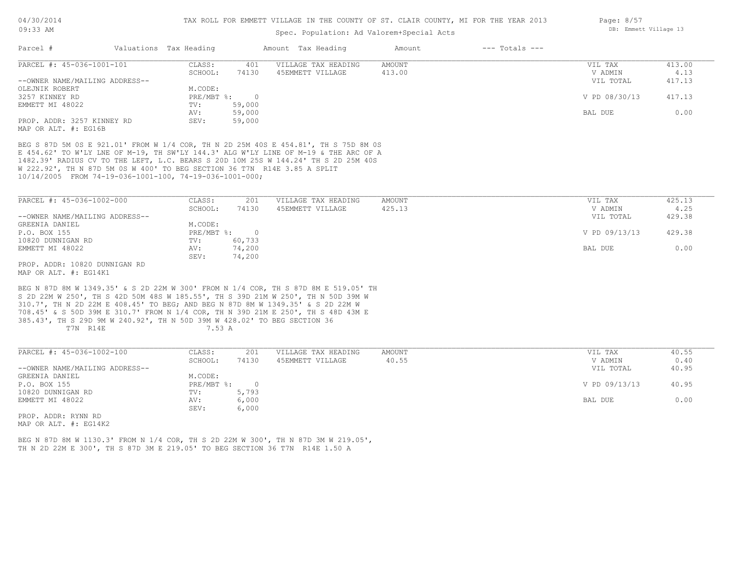TAX ROLL FOR EMMETT VILLAGE IN THE COUNTY OF ST. CLAIR COUNTY, MI FOR THE YEAR 2013

Spec. Population: Ad Valorem+Special Acts

| Parcel # | Valuations | Tax Heading | Amount | Tax Heading | Amount | --- Totals --- | |
|---|---|---|---|---|---|---|---|
| PARCEL #: 45-036-1001-101 | CLASS: | 401 | VILLAGE TAX HEADING | AMOUNT | | VIL TAX | 413.00 |
| | SCHOOL: | 74130 | 45EMMETT VILLAGE | 413.00 | | V ADMIN | 4.13 |
| --OWNER NAME/MAILING ADDRESS-- | | | | | | VIL TOTAL | 417.13 |
| OLEJNIK ROBERT | M.CODE: | | | | | | |
| 3257 KINNEY RD | PRE/MBT %: | 0 | | | | V PD 08/30/13 | 417.13 |
| EMMETT MI 48022 | TV: | 59,000 | | | | | |
| | AV: | 59,000 | | | | BAL DUE | 0.00 |
| PROP. ADDR: 3257 KINNEY RD | SEV: | 59,000 | | | | | |
| MAP OR ALT. #: EG16B | | | | | | | |

BEG S 87D 5M 0S E 921.01' FROM W 1/4 COR, TH N 2D 25M 40S E 454.81', TH S 75D 8M 0S E 454.62' TO W'LY LNE OF M-19, TH SW'LY 144.3' ALG W'LY LINE OF M-19 & THE ARC OF A 1482.39' RADIUS CV TO THE LEFT, L.C. BEARS S 20D 10M 25S W 144.24' TH S 2D 25M 40S W 222.92', TH N 87D 5M 0S W 400' TO BEG SECTION 36 T7N R14E 3.85 A SPLIT 10/14/2005 FROM 74-19-036-1001-100, 74-19-036-1001-000;

| Parcel # | Valuations | Tax Heading | Amount | Tax Heading | Amount | --- Totals --- | |
|---|---|---|---|---|---|---|---|
| PARCEL #: 45-036-1002-000 | CLASS: | 201 | VILLAGE TAX HEADING | AMOUNT | | VIL TAX | 425.13 |
| | SCHOOL: | 74130 | 45EMMETT VILLAGE | 425.13 | | V ADMIN | 4.25 |
| --OWNER NAME/MAILING ADDRESS-- | | | | | | VIL TOTAL | 429.38 |
| GREENIA DANIEL | M.CODE: | | | | | | |
| P.O. BOX 155 | PRE/MBT %: | 0 | | | | V PD 09/13/13 | 429.38 |
| 10820 DUNNIGAN RD | TV: | 60,733 | | | | | |
| EMMETT MI 48022 | AV: | 74,200 | | | | BAL DUE | 0.00 |
| | SEV: | 74,200 | | | | | |
| PROP. ADDR: 10820 DUNNIGAN RD | | | | | | | |
| MAP OR ALT. #: EG14K1 | | | | | | | |

BEG N 87D 8M W 1349.35' & S 2D 22M W 300' FROM N 1/4 COR, TH S 87D 8M E 519.05' TH S 2D 22M W 250', TH S 42D 50M 48S W 185.55', TH S 39D 21M W 250', TH N 50D 39M W 310.7', TH N 2D 22M E 408.45' TO BEG; AND BEG N 87D 8M W 1349.35' & S 2D 22M W 708.45' & S 50D 39M E 310.7' FROM N 1/4 COR, TH N 39D 21M E 250', TH S 48D 43M E 385.43', TH S 29D 9M W 240.92', TH N 50D 39M W 428.02' TO BEG SECTION 36 T7N R14E 7.53 A

| Parcel # | Valuations | Tax Heading | Amount | Tax Heading | Amount | --- Totals --- | |
|---|---|---|---|---|---|---|---|
| PARCEL #: 45-036-1002-100 | CLASS: | 201 | VILLAGE TAX HEADING | AMOUNT | | VIL TAX | 40.55 |
| | SCHOOL: | 74130 | 45EMMETT VILLAGE | 40.55 | | V ADMIN | 0.40 |
| --OWNER NAME/MAILING ADDRESS-- | | | | | | VIL TOTAL | 40.95 |
| GREENIA DANIEL | M.CODE: | | | | | | |
| P.O. BOX 155 | PRE/MBT %: | 0 | | | | V PD 09/13/13 | 40.95 |
| 10820 DUNNIGAN RD | TV: | 5,793 | | | | | |
| EMMETT MI 48022 | AV: | 6,000 | | | | BAL DUE | 0.00 |
| | SEV: | 6,000 | | | | | |
| PROP. ADDR: RYNN RD | | | | | | | |
| MAP OR ALT. #: EG14K2 | | | | | | | |

BEG N 87D 8M W 1130.3' FROM N 1/4 COR, TH S 2D 22M W 300', TH N 87D 3M W 219.05', TH N 2D 22M E 300', TH S 87D 3M E 219.05' TO BEG SECTION 36 T7N R14E 1.50 A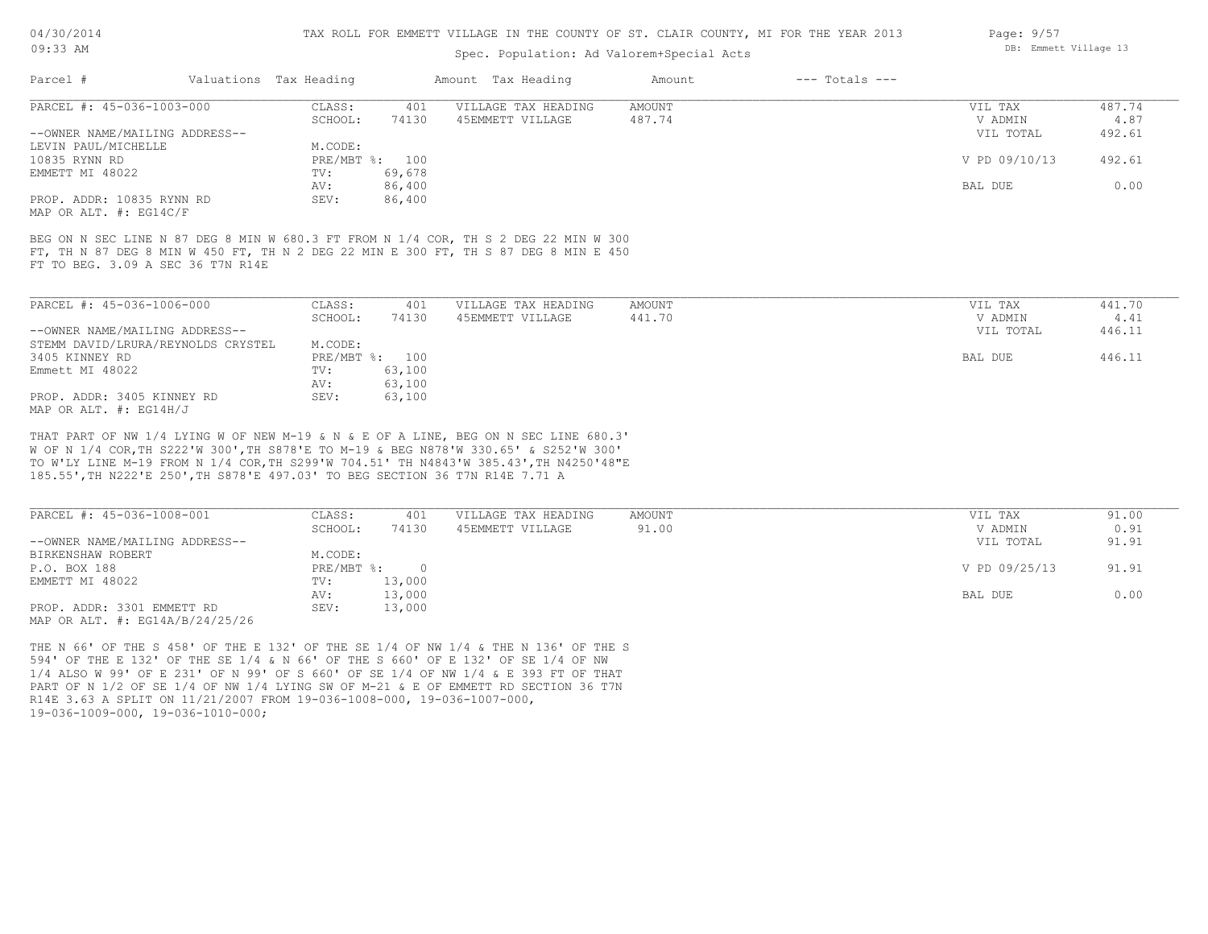TAX ROLL FOR EMMETT VILLAGE IN THE COUNTY OF ST. CLAIR COUNTY, MI FOR THE YEAR 2013

Spec. Population: Ad Valorem+Special Acts

| Parcel # | Valuations | Tax Heading | Amount | Tax Heading | Amount | --- Totals --- | |
|---|---|---|---|---|---|---|---|

PARCEL #: 45-036-1003-000

| CLASS: | 401 | VILLAGE TAX HEADING | AMOUNT | VIL TAX | 487.74 |
|---|---|---|---|---|---|
| SCHOOL: | 74130 | 45EMMETT VILLAGE | 487.74 | V ADMIN | 4.87 |
| | | | | VIL TOTAL | 492.61 |
| M.CODE: | | | | | |
| PRE/MBT %: | 100 | | | V PD 09/10/13 | 492.61 |
| TV: | 69,678 | | | | |
| AV: | 86,400 | | | BAL DUE | 0.00 |
| SEV: | 86,400 | | | | |

--OWNER NAME/MAILING ADDRESS--
LEVIN PAUL/MICHELLE
10835 RYNN RD
EMMETT MI 48022

PROP. ADDR: 10835 RYNN RD
MAP OR ALT. #: EG14C/F

BEG ON N SEC LINE N 87 DEG 8 MIN W 680.3 FT FROM N 1/4 COR, TH S 2 DEG 22 MIN W 300 FT, TH N 87 DEG 8 MIN W 450 FT, TH N 2 DEG 22 MIN E 300 FT, TH S 87 DEG 8 MIN E 450 FT TO BEG. 3.09 A SEC 36 T7N R14E

PARCEL #: 45-036-1006-000

| CLASS: | 401 | VILLAGE TAX HEADING | AMOUNT | VIL TAX | 441.70 |
|---|---|---|---|---|---|
| SCHOOL: | 74130 | 45EMMETT VILLAGE | 441.70 | V ADMIN | 4.41 |
| | | | | VIL TOTAL | 446.11 |
| M.CODE: | | | | | |
| PRE/MBT %: | 100 | | | BAL DUE | 446.11 |
| TV: | 63,100 | | | | |
| AV: | 63,100 | | | | |
| SEV: | 63,100 | | | | |

--OWNER NAME/MAILING ADDRESS--
STEMM DAVID/LRURA/REYNOLDS CRYSTEL
3405 KINNEY RD
Emmett MI 48022

PROP. ADDR: 3405 KINNEY RD
MAP OR ALT. #: EG14H/J

THAT PART OF NW 1/4 LYING W OF NEW M-19 & N & E OF A LINE, BEG ON N SEC LINE 680.3' W OF N 1/4 COR,TH S222'W 300',TH S878'E TO M-19 & BEG N878'W 330.65' & S252'W 300' TO W'LY LINE M-19 FROM N 1/4 COR,TH S299'W 704.51' TH N4843'W 385.43',TH N4250'48"E 185.55',TH N222'E 250',TH S878'E 497.03' TO BEG SECTION 36 T7N R14E 7.71 A

PARCEL #: 45-036-1008-001

| CLASS: | 401 | VILLAGE TAX HEADING | AMOUNT | VIL TAX | 91.00 |
|---|---|---|---|---|---|
| SCHOOL: | 74130 | 45EMMETT VILLAGE | 91.00 | V ADMIN | 0.91 |
| | | | | VIL TOTAL | 91.91 |
| M.CODE: | | | | | |
| PRE/MBT %: | 0 | | | V PD 09/25/13 | 91.91 |
| TV: | 13,000 | | | | |
| AV: | 13,000 | | | BAL DUE | 0.00 |
| SEV: | 13,000 | | | | |

--OWNER NAME/MAILING ADDRESS--
BIRKENSHAW ROBERT
P.O. BOX 188
EMMETT MI 48022

PROP. ADDR: 3301 EMMETT RD
MAP OR ALT. #: EG14A/B/24/25/26

THE N 66' OF THE S 458' OF THE E 132' OF THE SE 1/4 OF NW 1/4 & THE N 136' OF THE S 594' OF THE E 132' OF THE SE 1/4 & N 66' OF THE S 660' OF E 132' OF SE 1/4 OF NW 1/4 ALSO W 99' OF E 231' OF N 99' OF S 660' OF SE 1/4 OF NW 1/4 & E 393 FT OF THAT PART OF N 1/2 OF SE 1/4 OF NW 1/4 LYING SW OF M-21 & E OF EMMETT RD SECTION 36 T7N R14E 3.63 A SPLIT ON 11/21/2007 FROM 19-036-1008-000, 19-036-1007-000, 19-036-1009-000, 19-036-1010-000;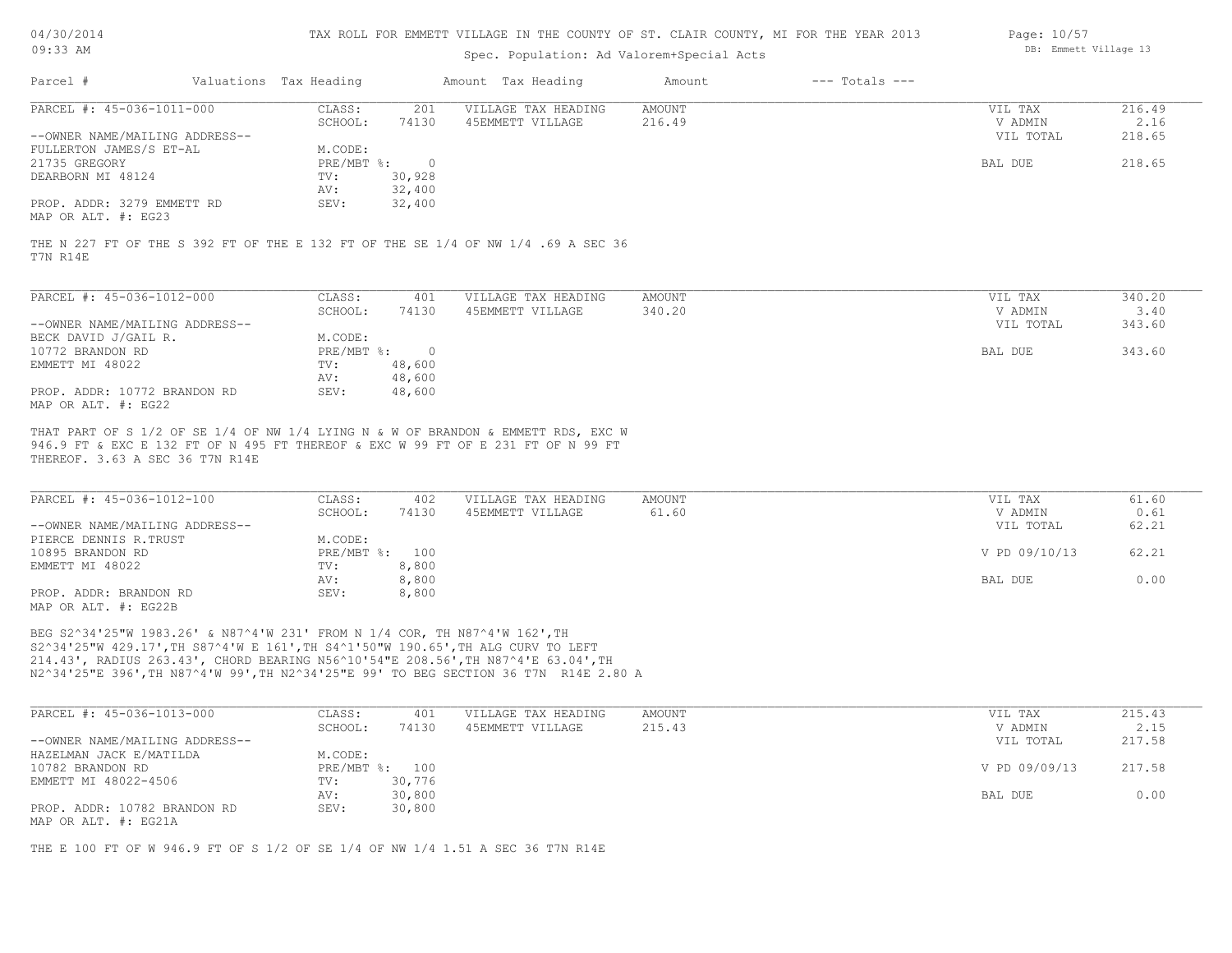TAX ROLL FOR EMMETT VILLAGE IN THE COUNTY OF ST. CLAIR COUNTY, MI FOR THE YEAR 2013

Spec. Population: Ad Valorem+Special Acts

| Parcel # | Valuations Tax Heading | | Amount Tax Heading | Amount | --- Totals --- | |
|---|---|---|---|---|---|---|

**PARCEL #: 45-036-1011-000**

| | | | | | |
|---|---|---|---|---|---|
| CLASS: | 201 | VILLAGE TAX HEADING | AMOUNT | VIL TAX | 216.49 |
| SCHOOL: | 74130 | 45EMMETT VILLAGE | 216.49 | V ADMIN | 2.16 |
| M.CODE: | | | | VIL TOTAL | 218.65 |
| PRE/MBT %: | 0 | | | BAL DUE | 218.65 |
| TV: | 30,928 | | | | |
| AV: | 32,400 | | | | |
| SEV: | 32,400 | | | | |

--OWNER NAME/MAILING ADDRESS--
FULLERTON JAMES/S ET-AL
21735 GREGORY
DEARBORN MI 48124

PROP. ADDR: 3279 EMMETT RD
MAP OR ALT. #: EG23

THE N 227 FT OF THE S 392 FT OF THE E 132 FT OF THE SE 1/4 OF NW 1/4 .69 A SEC 36 T7N R14E

**PARCEL #: 45-036-1012-000**

| | | | | | |
|---|---|---|---|---|---|
| CLASS: | 401 | VILLAGE TAX HEADING | AMOUNT | VIL TAX | 340.20 |
| SCHOOL: | 74130 | 45EMMETT VILLAGE | 340.20 | V ADMIN | 3.40 |
| M.CODE: | | | | VIL TOTAL | 343.60 |
| PRE/MBT %: | 0 | | | BAL DUE | 343.60 |
| TV: | 48,600 | | | | |
| AV: | 48,600 | | | | |
| SEV: | 48,600 | | | | |

--OWNER NAME/MAILING ADDRESS--
BECK DAVID J/GAIL R.
10772 BRANDON RD
EMMETT MI 48022

PROP. ADDR: 10772 BRANDON RD
MAP OR ALT. #: EG22

THAT PART OF S 1/2 OF SE 1/4 OF NW 1/4 LYING N & W OF BRANDON & EMMETT RDS, EXC W 946.9 FT & EXC E 132 FT OF N 495 FT THEREOF & EXC W 99 FT OF E 231 FT OF N 99 FT THEREOF. 3.63 A SEC 36 T7N R14E

**PARCEL #: 45-036-1012-100**

| | | | | | |
|---|---|---|---|---|---|
| CLASS: | 402 | VILLAGE TAX HEADING | AMOUNT | VIL TAX | 61.60 |
| SCHOOL: | 74130 | 45EMMETT VILLAGE | 61.60 | V ADMIN | 0.61 |
| M.CODE: | | | | VIL TOTAL | 62.21 |
| PRE/MBT %: | 100 | | | V PD 09/10/13 | 62.21 |
| TV: | 8,800 | | | | |
| AV: | 8,800 | | | BAL DUE | 0.00 |
| SEV: | 8,800 | | | | |

--OWNER NAME/MAILING ADDRESS--
PIERCE DENNIS R.TRUST
10895 BRANDON RD
EMMETT MI 48022

PROP. ADDR: BRANDON RD
MAP OR ALT. #: EG22B

BEG S2^34'25"W 1983.26' & N87^4'W 231' FROM N 1/4 COR, TH N87^4'W 162',TH S2^34'25"W 429.17',TH S87^4'W E 161',TH S4^1'50"W 190.65',TH ALG CURV TO LEFT 214.43', RADIUS 263.43', CHORD BEARING N56^10'54"E 208.56',TH N87^4'E 63.04',TH N2^34'25"E 396',TH N87^4'W 99',TH N2^34'25"E 99' TO BEG SECTION 36 T7N R14E 2.80 A

**PARCEL #: 45-036-1013-000**

| | | | | | |
|---|---|---|---|---|---|
| CLASS: | 401 | VILLAGE TAX HEADING | AMOUNT | VIL TAX | 215.43 |
| SCHOOL: | 74130 | 45EMMETT VILLAGE | 215.43 | V ADMIN | 2.15 |
| M.CODE: | | | | VIL TOTAL | 217.58 |
| PRE/MBT %: | 100 | | | V PD 09/09/13 | 217.58 |
| TV: | 30,776 | | | | |
| AV: | 30,800 | | | BAL DUE | 0.00 |
| SEV: | 30,800 | | | | |

--OWNER NAME/MAILING ADDRESS--
HAZELMAN JACK E/MATILDA
10782 BRANDON RD
EMMETT MI 48022-4506

PROP. ADDR: 10782 BRANDON RD
MAP OR ALT. #: EG21A

THE E 100 FT OF W 946.9 FT OF S 1/2 OF SE 1/4 OF NW 1/4 1.51 A SEC 36 T7N R14E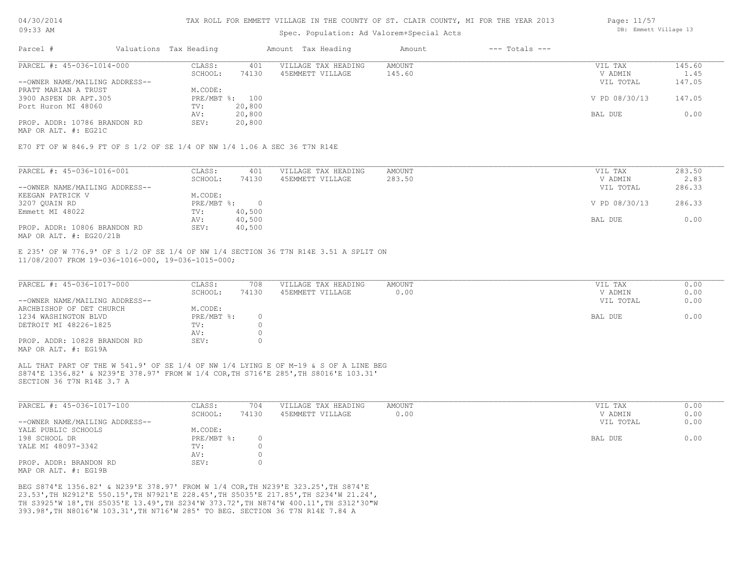# TAX ROLL FOR EMMETT VILLAGE IN THE COUNTY OF ST. CLAIR COUNTY, MI FOR THE YEAR 2013

Spec. Population: Ad Valorem+Special Acts

04/30/2014 09:33 AM — DB: Emmett Village 13

| Parcel # | Valuations | Tax Heading | Amount | Tax Heading | Amount | --- Totals --- |
|---|---|---|---|---|---|---|

---

**PARCEL #: 45-036-1014-000**

| | | | | | | |
|---|---|---|---|---|---|---|
| --OWNER NAME/MAILING ADDRESS-- | CLASS: | 401 | VILLAGE TAX HEADING | AMOUNT | VIL TAX | 145.60 |
| PRATT MARIAN A TRUST | SCHOOL: | 74130 | 45EMMETT VILLAGE | 145.60 | V ADMIN | 1.45 |
| 3900 ASPEN DR APT.305 | M.CODE: | | | | VIL TOTAL | 147.05 |
| Port Huron MI 48060 | PRE/MBT %: | 100 | | | V PD 08/30/13 | 147.05 |
| | TV: | 20,800 | | | | |
| | AV: | 20,800 | | | BAL DUE | 0.00 |
| PROP. ADDR: 10786 BRANDON RD | SEV: | 20,800 | | | | |
| MAP OR ALT. #: EG21C | | | | | | |

E70 FT OF W 846.9 FT OF S 1/2 OF SE 1/4 OF NW 1/4 1.06 A SEC 36 T7N R14E

---

**PARCEL #: 45-036-1016-001**

| | | | | | | |
|---|---|---|---|---|---|---|
| --OWNER NAME/MAILING ADDRESS-- | CLASS: | 401 | VILLAGE TAX HEADING | AMOUNT | VIL TAX | 283.50 |
| KEEGAN PATRICK V | SCHOOL: | 74130 | 45EMMETT VILLAGE | 283.50 | V ADMIN | 2.83 |
| 3207 QUAIN RD | M.CODE: | | | | VIL TOTAL | 286.33 |
| Emmett MI 48022 | PRE/MBT %: | 0 | | | V PD 08/30/13 | 286.33 |
| | TV: | 40,500 | | | | |
| | AV: | 40,500 | | | BAL DUE | 0.00 |
| PROP. ADDR: 10806 BRANDON RD | SEV: | 40,500 | | | | |
| MAP OR ALT. #: EG20/21B | | | | | | |

E 235' OF W 776.9' OF S 1/2 OF SE 1/4 OF NW 1/4 SECTION 36 T7N R14E 3.51 A SPLIT ON 11/08/2007 FROM 19-036-1016-000, 19-036-1015-000;

---

**PARCEL #: 45-036-1017-000**

| | | | | | | |
|---|---|---|---|---|---|---|
| --OWNER NAME/MAILING ADDRESS-- | CLASS: | 708 | VILLAGE TAX HEADING | AMOUNT | VIL TAX | 0.00 |
| ARCHBISHOP OF DET CHURCH | SCHOOL: | 74130 | 45EMMETT VILLAGE | 0.00 | V ADMIN | 0.00 |
| 1234 WASHINGTON BLVD | M.CODE: | | | | VIL TOTAL | 0.00 |
| DETROIT MI 48226-1825 | PRE/MBT %: | 0 | | | BAL DUE | 0.00 |
| | TV: | 0 | | | | |
| | AV: | 0 | | | | |
| PROP. ADDR: 10828 BRANDON RD | SEV: | 0 | | | | |
| MAP OR ALT. #: EG19A | | | | | | |

ALL THAT PART OF THE W 541.9' OF SE 1/4 OF NW 1/4 LYING E OF M-19 & S OF A LINE BEG S874'E 1356.82' & N239'E 378.97' FROM W 1/4 COR,TH S716'E 285',TH S8016'E 103.31' SECTION 36 T7N R14E 3.7 A

---

**PARCEL #: 45-036-1017-100**

| | | | | | | |
|---|---|---|---|---|---|---|
| --OWNER NAME/MAILING ADDRESS-- | CLASS: | 704 | VILLAGE TAX HEADING | AMOUNT | VIL TAX | 0.00 |
| YALE PUBLIC SCHOOLS | SCHOOL: | 74130 | 45EMMETT VILLAGE | 0.00 | V ADMIN | 0.00 |
| 198 SCHOOL DR | M.CODE: | | | | VIL TOTAL | 0.00 |
| YALE MI 48097-3342 | PRE/MBT %: | 0 | | | BAL DUE | 0.00 |
| | TV: | 0 | | | | |
| | AV: | 0 | | | | |
| PROP. ADDR: BRANDON RD | SEV: | 0 | | | | |
| MAP OR ALT. #: EG19B | | | | | | |

BEG S874'E 1356.82' & N239'E 378.97' FROM W 1/4 COR,TH N239'E 323.25',TH S874'E 23.53',TH N2912'E 550.15',TH N7921'E 228.45',TH S5035'E 217.85',TH S234'W 21.24', TH S3925'W 18',TH S5035'E 13.49',TH S234'W 373.72',TH N874'W 400.11',TH S312'30"W 393.98',TH N8016'W 103.31',TH N716'W 285' TO BEG. SECTION 36 T7N R14E 7.84 A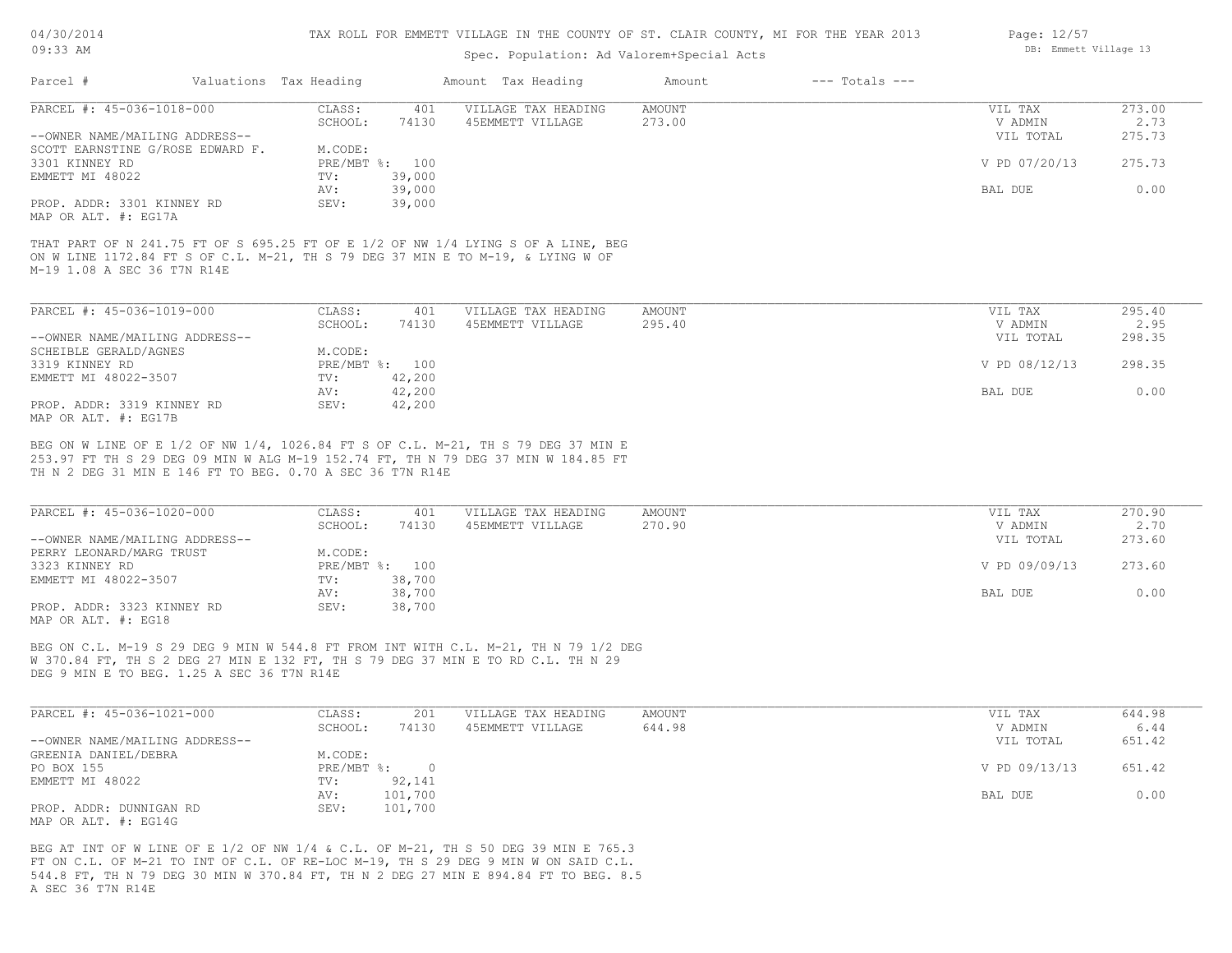TAX ROLL FOR EMMETT VILLAGE IN THE COUNTY OF ST. CLAIR COUNTY, MI FOR THE YEAR 2013

Spec. Population: Ad Valorem+Special Acts

DB: Emmett Village 13

| Parcel # | Valuations | Tax Heading | Amount | Tax Heading | Amount | --- Totals --- | |
|---|---|---|---|---|---|---|---|
| PARCEL #: 45-036-1018-000 | CLASS: | 401 | VILLAGE TAX HEADING | AMOUNT | | VIL TAX | 273.00 |
| | SCHOOL: | 74130 | 45EMMETT VILLAGE | 273.00 | | V ADMIN | 2.73 |
| --OWNER NAME/MAILING ADDRESS-- | | | | | | VIL TOTAL | 275.73 |
| SCOTT EARNSTINE G/ROSE EDWARD F. | M.CODE: | | | | | | |
| 3301 KINNEY RD | PRE/MBT %: | 100 | | | | V PD 07/20/13 | 275.73 |
| EMMETT MI 48022 | TV: | 39,000 | | | | | |
| | AV: | 39,000 | | | | BAL DUE | 0.00 |
| PROP. ADDR: 3301 KINNEY RD | SEV: | 39,000 | | | | | |
| MAP OR ALT. #: EG17A | | | | | | | |

THAT PART OF N 241.75 FT OF S 695.25 FT OF E 1/2 OF NW 1/4 LYING S OF A LINE, BEG ON W LINE 1172.84 FT S OF C.L. M-21, TH S 79 DEG 37 MIN E TO M-19, & LYING W OF M-19 1.08 A SEC 36 T7N R14E

| Parcel # | Valuations | Tax Heading | Amount | Tax Heading | Amount | --- Totals --- | |
|---|---|---|---|---|---|---|---|
| PARCEL #: 45-036-1019-000 | CLASS: | 401 | VILLAGE TAX HEADING | AMOUNT | | VIL TAX | 295.40 |
| | SCHOOL: | 74130 | 45EMMETT VILLAGE | 295.40 | | V ADMIN | 2.95 |
| --OWNER NAME/MAILING ADDRESS-- | | | | | | VIL TOTAL | 298.35 |
| SCHEIBLE GERALD/AGNES | M.CODE: | | | | | | |
| 3319 KINNEY RD | PRE/MBT %: | 100 | | | | V PD 08/12/13 | 298.35 |
| EMMETT MI 48022-3507 | TV: | 42,200 | | | | | |
| | AV: | 42,200 | | | | BAL DUE | 0.00 |
| PROP. ADDR: 3319 KINNEY RD | SEV: | 42,200 | | | | | |
| MAP OR ALT. #: EG17B | | | | | | | |

BEG ON W LINE OF E 1/2 OF NW 1/4, 1026.84 FT S OF C.L. M-21, TH S 79 DEG 37 MIN E 253.97 FT TH S 29 DEG 09 MIN W ALG M-19 152.74 FT, TH N 79 DEG 37 MIN W 184.85 FT TH N 2 DEG 31 MIN E 146 FT TO BEG. 0.70 A SEC 36 T7N R14E

| Parcel # | Valuations | Tax Heading | Amount | Tax Heading | Amount | --- Totals --- | |
|---|---|---|---|---|---|---|---|
| PARCEL #: 45-036-1020-000 | CLASS: | 401 | VILLAGE TAX HEADING | AMOUNT | | VIL TAX | 270.90 |
| | SCHOOL: | 74130 | 45EMMETT VILLAGE | 270.90 | | V ADMIN | 2.70 |
| --OWNER NAME/MAILING ADDRESS-- | | | | | | VIL TOTAL | 273.60 |
| PERRY LEONARD/MARG TRUST | M.CODE: | | | | | | |
| 3323 KINNEY RD | PRE/MBT %: | 100 | | | | V PD 09/09/13 | 273.60 |
| EMMETT MI 48022-3507 | TV: | 38,700 | | | | | |
| | AV: | 38,700 | | | | BAL DUE | 0.00 |
| PROP. ADDR: 3323 KINNEY RD | SEV: | 38,700 | | | | | |
| MAP OR ALT. #: EG18 | | | | | | | |

BEG ON C.L. M-19 S 29 DEG 9 MIN W 544.8 FT FROM INT WITH C.L. M-21, TH N 79 1/2 DEG W 370.84 FT, TH S 2 DEG 27 MIN E 132 FT, TH S 79 DEG 37 MIN E TO RD C.L. TH N 29 DEG 9 MIN E TO BEG. 1.25 A SEC 36 T7N R14E

| Parcel # | Valuations | Tax Heading | Amount | Tax Heading | Amount | --- Totals --- | |
|---|---|---|---|---|---|---|---|
| PARCEL #: 45-036-1021-000 | CLASS: | 201 | VILLAGE TAX HEADING | AMOUNT | | VIL TAX | 644.98 |
| | SCHOOL: | 74130 | 45EMMETT VILLAGE | 644.98 | | V ADMIN | 6.44 |
| --OWNER NAME/MAILING ADDRESS-- | | | | | | VIL TOTAL | 651.42 |
| GREENIA DANIEL/DEBRA | M.CODE: | | | | | | |
| PO BOX 155 | PRE/MBT %: | 0 | | | | V PD 09/13/13 | 651.42 |
| EMMETT MI 48022 | TV: | 92,141 | | | | | |
| | AV: | 101,700 | | | | BAL DUE | 0.00 |
| PROP. ADDR: DUNNIGAN RD | SEV: | 101,700 | | | | | |
| MAP OR ALT. #: EG14G | | | | | | | |

BEG AT INT OF W LINE OF E 1/2 OF NW 1/4 & C.L. OF M-21, TH S 50 DEG 39 MIN E 765.3 FT ON C.L. OF M-21 TO INT OF C.L. OF RE-LOC M-19, TH S 29 DEG 9 MIN W ON SAID C.L. 544.8 FT, TH N 79 DEG 30 MIN W 370.84 FT, TH N 2 DEG 27 MIN E 894.84 FT TO BEG. 8.5 A SEC 36 T7N R14E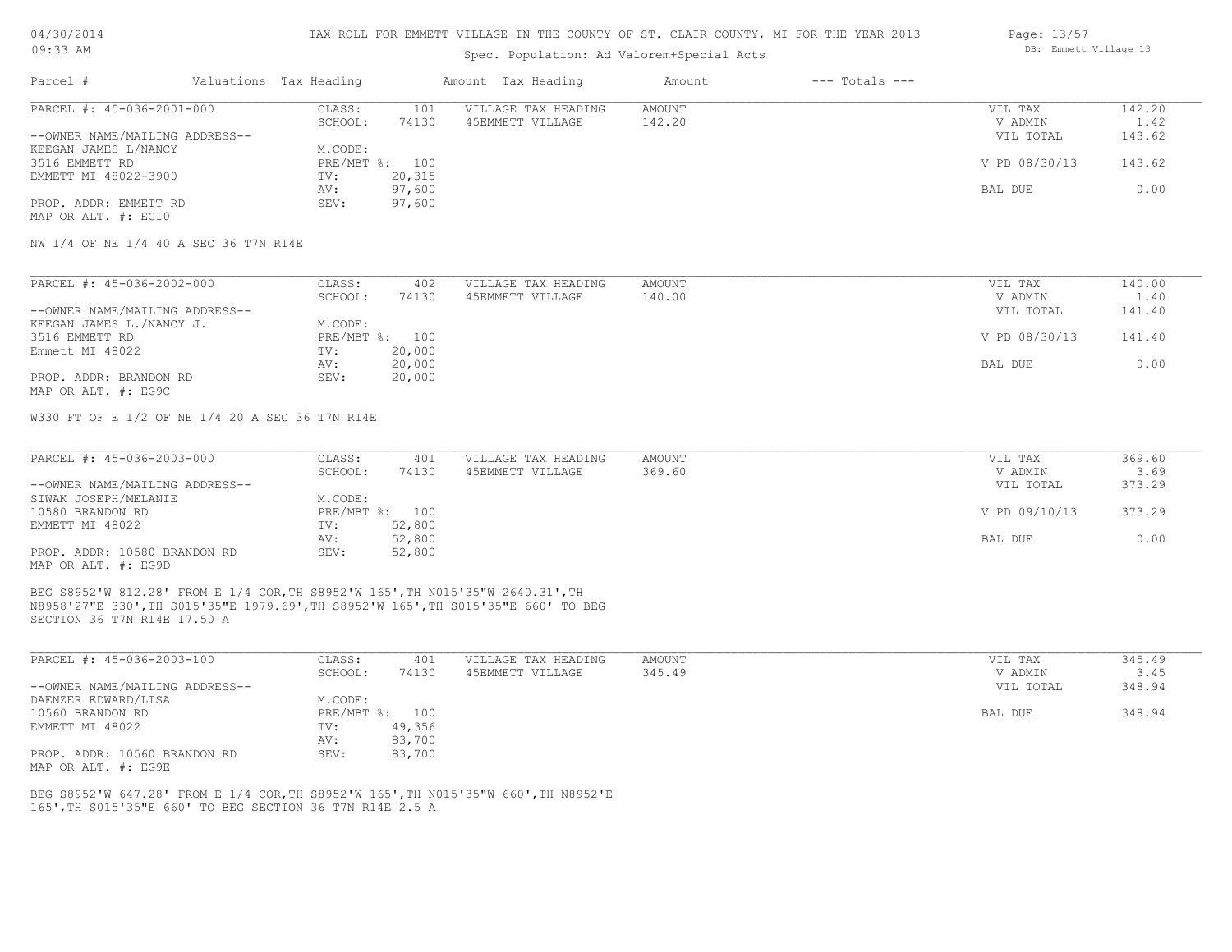TAX ROLL FOR EMMETT VILLAGE IN THE COUNTY OF ST. CLAIR COUNTY, MI FOR THE YEAR 2013

Spec. Population: Ad Valorem+Special Acts

| Parcel # | Valuations | Tax Heading | Amount | Tax Heading | Amount | --- Totals --- | |
|---|---|---|---|---|---|---|---|
| PARCEL #: 45-036-2001-000 | CLASS: | 101 | VILLAGE TAX HEADING | AMOUNT | | VIL TAX | 142.20 |
| | SCHOOL: | 74130 | 45EMMETT VILLAGE | 142.20 | | V ADMIN | 1.42 |
| --OWNER NAME/MAILING ADDRESS-- | | | | | | VIL TOTAL | 143.62 |
| KEEGAN JAMES L/NANCY | M.CODE: | | | | | | |
| 3516 EMMETT RD | PRE/MBT %: | 100 | | | | V PD 08/30/13 | 143.62 |
| EMMETT MI 48022-3900 | TV: | 20,315 | | | | | |
| | AV: | 97,600 | | | | BAL DUE | 0.00 |
| PROP. ADDR: EMMETT RD | SEV: | 97,600 | | | | | |
| MAP OR ALT. #: EG10 | | | | | | | |

NW 1/4 OF NE 1/4 40 A SEC 36 T7N R14E

| Parcel # | Valuations | Tax Heading | Amount | Tax Heading | Amount | --- Totals --- | |
|---|---|---|---|---|---|---|---|
| PARCEL #: 45-036-2002-000 | CLASS: | 402 | VILLAGE TAX HEADING | AMOUNT | | VIL TAX | 140.00 |
| | SCHOOL: | 74130 | 45EMMETT VILLAGE | 140.00 | | V ADMIN | 1.40 |
| --OWNER NAME/MAILING ADDRESS-- | | | | | | VIL TOTAL | 141.40 |
| KEEGAN JAMES L./NANCY J. | M.CODE: | | | | | | |
| 3516 EMMETT RD | PRE/MBT %: | 100 | | | | V PD 08/30/13 | 141.40 |
| Emmett MI 48022 | TV: | 20,000 | | | | | |
| | AV: | 20,000 | | | | BAL DUE | 0.00 |
| PROP. ADDR: BRANDON RD | SEV: | 20,000 | | | | | |
| MAP OR ALT. #: EG9C | | | | | | | |

W330 FT OF E 1/2 OF NE 1/4 20 A SEC 36 T7N R14E

| Parcel # | Valuations | Tax Heading | Amount | Tax Heading | Amount | --- Totals --- | |
|---|---|---|---|---|---|---|---|
| PARCEL #: 45-036-2003-000 | CLASS: | 401 | VILLAGE TAX HEADING | AMOUNT | | VIL TAX | 369.60 |
| | SCHOOL: | 74130 | 45EMMETT VILLAGE | 369.60 | | V ADMIN | 3.69 |
| --OWNER NAME/MAILING ADDRESS-- | | | | | | VIL TOTAL | 373.29 |
| SIWAK JOSEPH/MELANIE | M.CODE: | | | | | | |
| 10580 BRANDON RD | PRE/MBT %: | 100 | | | | V PD 09/10/13 | 373.29 |
| EMMETT MI 48022 | TV: | 52,800 | | | | | |
| | AV: | 52,800 | | | | BAL DUE | 0.00 |
| PROP. ADDR: 10580 BRANDON RD | SEV: | 52,800 | | | | | |
| MAP OR ALT. #: EG9D | | | | | | | |

BEG S8952'W 812.28' FROM E 1/4 COR,TH S8952'W 165',TH N015'35"W 2640.31',TH N8958'27"E 330',TH S015'35"E 1979.69',TH S8952'W 165',TH S015'35"E 660' TO BEG SECTION 36 T7N R14E 17.50 A

| Parcel # | Valuations | Tax Heading | Amount | Tax Heading | Amount | --- Totals --- | |
|---|---|---|---|---|---|---|---|
| PARCEL #: 45-036-2003-100 | CLASS: | 401 | VILLAGE TAX HEADING | AMOUNT | | VIL TAX | 345.49 |
| | SCHOOL: | 74130 | 45EMMETT VILLAGE | 345.49 | | V ADMIN | 3.45 |
| --OWNER NAME/MAILING ADDRESS-- | | | | | | VIL TOTAL | 348.94 |
| DAENZER EDWARD/LISA | M.CODE: | | | | | | |
| 10560 BRANDON RD | PRE/MBT %: | 100 | | | | BAL DUE | 348.94 |
| EMMETT MI 48022 | TV: | 49,356 | | | | | |
| | AV: | 83,700 | | | | | |
| PROP. ADDR: 10560 BRANDON RD | SEV: | 83,700 | | | | | |
| MAP OR ALT. #: EG9E | | | | | | | |

BEG S8952'W 647.28' FROM E 1/4 COR,TH S8952'W 165',TH N015'35"W 660',TH N8952'E 165',TH S015'35"E 660' TO BEG SECTION 36 T7N R14E 2.5 A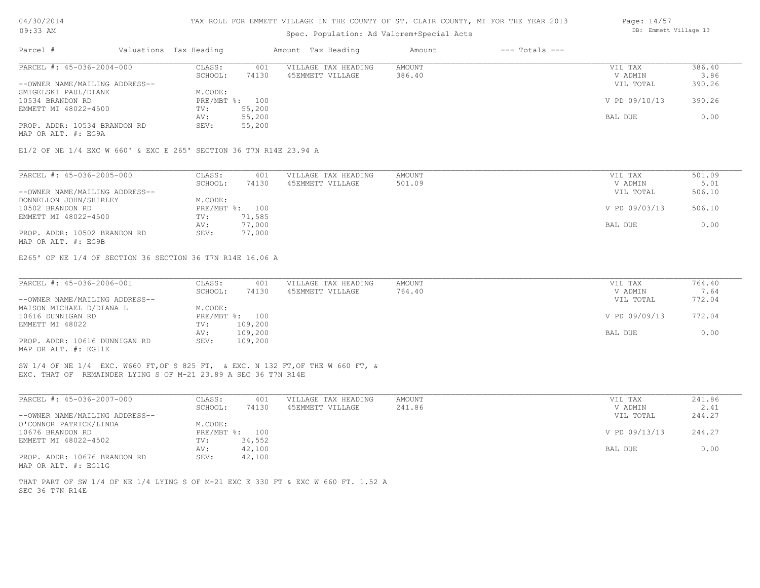| Parcel # | Valuations | Tax Heading | Amount | Tax Heading | Amount | --- Totals --- | |
|---|---|---|---|---|---|---|---|
| PARCEL #: 45-036-2004-000 | CLASS: | 401 | VILLAGE TAX HEADING | AMOUNT | | VIL TAX | 386.40 |
| | SCHOOL: | 74130 | 45EMMETT VILLAGE | 386.40 | | V ADMIN | 3.86 |
| --OWNER NAME/MAILING ADDRESS-- | | | | | | VIL TOTAL | 390.26 |
| SMIGELSKI PAUL/DIANE | M.CODE: | | | | | | |
| 10534 BRANDON RD | PRE/MBT %: | 100 | | | | V PD 09/10/13 | 390.26 |
| EMMETT MI 48022-4500 | TV: | 55,200 | | | | | |
| | AV: | 55,200 | | | | BAL DUE | 0.00 |
| PROP. ADDR: 10534 BRANDON RD | SEV: | 55,200 | | | | | |
| MAP OR ALT. #: EG9A | | | | | | | |

E1/2 OF NE 1/4 EXC W 660' & EXC E 265' SECTION 36 T7N R14E 23.94 A

| Parcel # | Valuations | Tax Heading | Amount | Tax Heading | Amount | --- Totals --- | |
|---|---|---|---|---|---|---|---|
| PARCEL #: 45-036-2005-000 | CLASS: | 401 | VILLAGE TAX HEADING | AMOUNT | | VIL TAX | 501.09 |
| | SCHOOL: | 74130 | 45EMMETT VILLAGE | 501.09 | | V ADMIN | 5.01 |
| --OWNER NAME/MAILING ADDRESS-- | | | | | | VIL TOTAL | 506.10 |
| DONNELLON JOHN/SHIRLEY | M.CODE: | | | | | | |
| 10502 BRANDON RD | PRE/MBT %: | 100 | | | | V PD 09/03/13 | 506.10 |
| EMMETT MI 48022-4500 | TV: | 71,585 | | | | | |
| | AV: | 77,000 | | | | BAL DUE | 0.00 |
| PROP. ADDR: 10502 BRANDON RD | SEV: | 77,000 | | | | | |
| MAP OR ALT. #: EG9B | | | | | | | |

E265' OF NE 1/4 OF SECTION 36 SECTION 36 T7N R14E 16.06 A

| Parcel # | Valuations | Tax Heading | Amount | Tax Heading | Amount | --- Totals --- | |
|---|---|---|---|---|---|---|---|
| PARCEL #: 45-036-2006-001 | CLASS: | 401 | VILLAGE TAX HEADING | AMOUNT | | VIL TAX | 764.40 |
| | SCHOOL: | 74130 | 45EMMETT VILLAGE | 764.40 | | V ADMIN | 7.64 |
| --OWNER NAME/MAILING ADDRESS-- | | | | | | VIL TOTAL | 772.04 |
| MAISON MICHAEL D/DIANA L | M.CODE: | | | | | | |
| 10616 DUNNIGAN RD | PRE/MBT %: | 100 | | | | V PD 09/09/13 | 772.04 |
| EMMETT MI 48022 | TV: | 109,200 | | | | | |
| | AV: | 109,200 | | | | BAL DUE | 0.00 |
| PROP. ADDR: 10616 DUNNIGAN RD | SEV: | 109,200 | | | | | |
| MAP OR ALT. #: EG11E | | | | | | | |

SW 1/4 OF NE 1/4 EXC. W660 FT,OF S 825 FT, & EXC. N 132 FT,OF THE W 660 FT, &
EXC. THAT OF REMAINDER LYING S OF M-21 23.89 A SEC 36 T7N R14E

| Parcel # | Valuations | Tax Heading | Amount | Tax Heading | Amount | --- Totals --- | |
|---|---|---|---|---|---|---|---|
| PARCEL #: 45-036-2007-000 | CLASS: | 401 | VILLAGE TAX HEADING | AMOUNT | | VIL TAX | 241.86 |
| | SCHOOL: | 74130 | 45EMMETT VILLAGE | 241.86 | | V ADMIN | 2.41 |
| --OWNER NAME/MAILING ADDRESS-- | | | | | | VIL TOTAL | 244.27 |
| O'CONNOR PATRICK/LINDA | M.CODE: | | | | | | |
| 10676 BRANDON RD | PRE/MBT %: | 100 | | | | V PD 09/13/13 | 244.27 |
| EMMETT MI 48022-4502 | TV: | 34,552 | | | | | |
| | AV: | 42,100 | | | | BAL DUE | 0.00 |
| PROP. ADDR: 10676 BRANDON RD | SEV: | 42,100 | | | | | |
| MAP OR ALT. #: EG11G | | | | | | | |

THAT PART OF SW 1/4 OF NE 1/4 LYING S OF M-21 EXC E 330 FT & EXC W 660 FT. 1.52 A
SEC 36 T7N R14E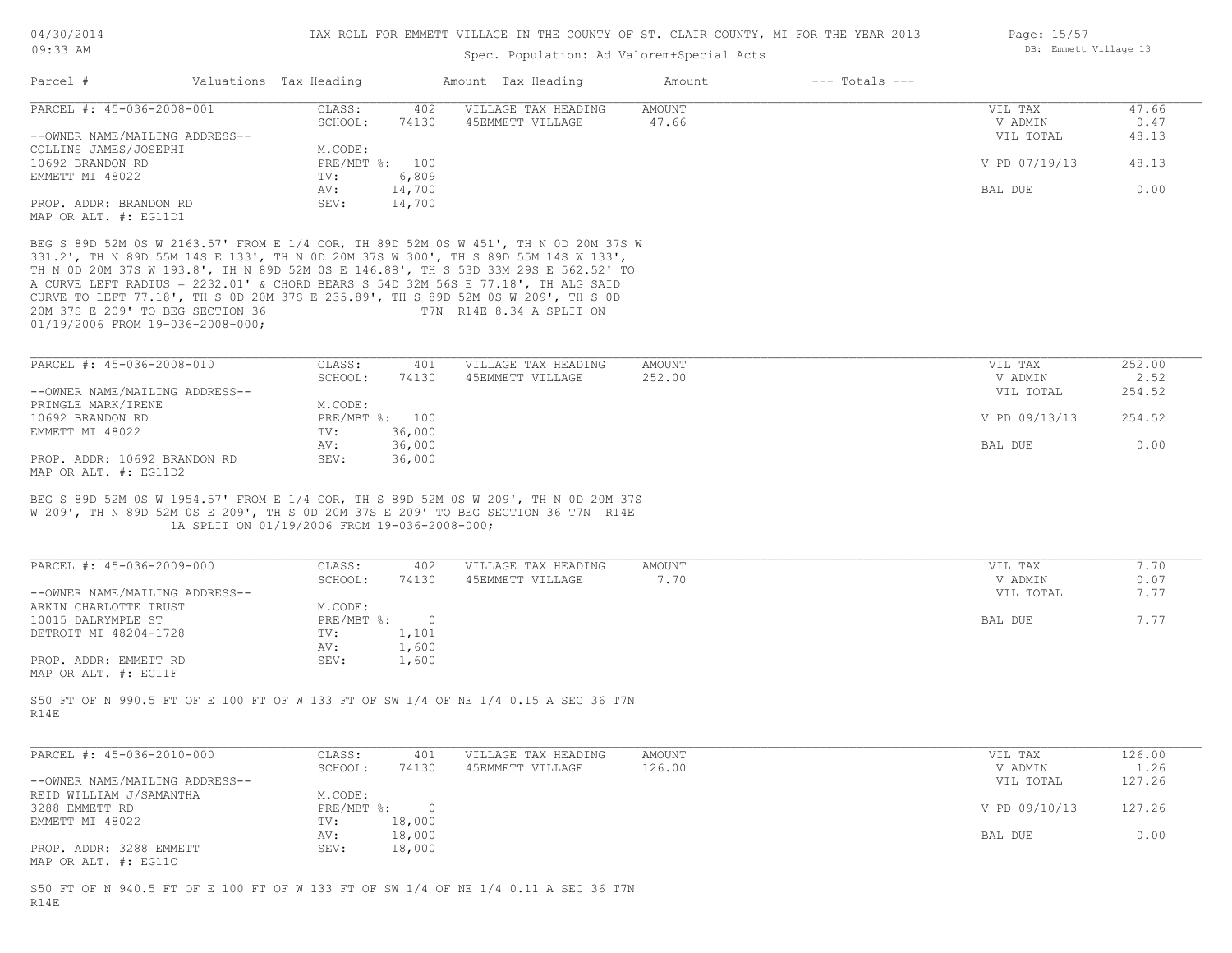TAX ROLL FOR EMMETT VILLAGE IN THE COUNTY OF ST. CLAIR COUNTY, MI FOR THE YEAR 2013

Spec. Population: Ad Valorem+Special Acts

| Parcel # | Valuations | Tax Heading | Amount | Tax Heading | Amount | --- Totals --- |
|---|---|---|---|---|---|---|

**PARCEL #: 45-036-2008-001**

| | | | | | |
|---|---|---|---|---|---|
| CLASS: | 402 | VILLAGE TAX HEADING | AMOUNT | VIL TAX | 47.66 |
| SCHOOL: | 74130 | 45EMMETT VILLAGE | 47.66 | V ADMIN | 0.47 |
| | | | | VIL TOTAL | 48.13 |
| M.CODE: | | | | | |
| PRE/MBT %: | 100 | | | V PD 07/19/13 | 48.13 |
| TV: | 6,809 | | | | |
| AV: | 14,700 | | | BAL DUE | 0.00 |
| SEV: | 14,700 | | | | |

--OWNER NAME/MAILING ADDRESS--
COLLINS JAMES/JOSEPHI
10692 BRANDON RD
EMMETT MI 48022

PROP. ADDR: BRANDON RD
MAP OR ALT. #: EG11D1

BEG S 89D 52M 0S W 2163.57' FROM E 1/4 COR, TH 89D 52M 0S W 451', TH N 0D 20M 37S W 331.2', TH N 89D 55M 14S E 133', TH N 0D 20M 37S W 300', TH S 89D 55M 14S W 133', TH N 0D 20M 37S W 193.8', TH N 89D 52M 0S E 146.88', TH S 53D 33M 29S E 562.52' TO A CURVE LEFT RADIUS = 2232.01' & CHORD BEARS S 54D 32M 56S E 77.18', TH ALG SAID CURVE TO LEFT 77.18', TH S 0D 20M 37S E 235.89', TH S 89D 52M 0S W 209', TH S 0D 20M 37S E 209' TO BEG SECTION 36 T7N R14E 8.34 A SPLIT ON 01/19/2006 FROM 19-036-2008-000;

**PARCEL #: 45-036-2008-010**

| | | | | | |
|---|---|---|---|---|---|
| CLASS: | 401 | VILLAGE TAX HEADING | AMOUNT | VIL TAX | 252.00 |
| SCHOOL: | 74130 | 45EMMETT VILLAGE | 252.00 | V ADMIN | 2.52 |
| | | | | VIL TOTAL | 254.52 |
| M.CODE: | | | | | |
| PRE/MBT %: | 100 | | | V PD 09/13/13 | 254.52 |
| TV: | 36,000 | | | | |
| AV: | 36,000 | | | BAL DUE | 0.00 |
| SEV: | 36,000 | | | | |

--OWNER NAME/MAILING ADDRESS--
PRINGLE MARK/IRENE
10692 BRANDON RD
EMMETT MI 48022

PROP. ADDR: 10692 BRANDON RD
MAP OR ALT. #: EG11D2

BEG S 89D 52M 0S W 1954.57' FROM E 1/4 COR, TH S 89D 52M 0S W 209', TH N 0D 20M 37S W 209', TH N 89D 52M 0S E 209', TH S 0D 20M 37S E 209' TO BEG SECTION 36 T7N R14E 1A SPLIT ON 01/19/2006 FROM 19-036-2008-000;

**PARCEL #: 45-036-2009-000**

| | | | | | |
|---|---|---|---|---|---|
| CLASS: | 402 | VILLAGE TAX HEADING | AMOUNT | VIL TAX | 7.70 |
| SCHOOL: | 74130 | 45EMMETT VILLAGE | 7.70 | V ADMIN | 0.07 |
| | | | | VIL TOTAL | 7.77 |
| M.CODE: | | | | | |
| PRE/MBT %: | 0 | | | BAL DUE | 7.77 |
| TV: | 1,101 | | | | |
| AV: | 1,600 | | | | |
| SEV: | 1,600 | | | | |

--OWNER NAME/MAILING ADDRESS--
ARKIN CHARLOTTE TRUST
10015 DALRYMPLE ST
DETROIT MI 48204-1728

PROP. ADDR: EMMETT RD
MAP OR ALT. #: EG11F

S50 FT OF N 990.5 FT OF E 100 FT OF W 133 FT OF SW 1/4 OF NE 1/4 0.15 A SEC 36 T7N R14E

**PARCEL #: 45-036-2010-000**

| | | | | | |
|---|---|---|---|---|---|
| CLASS: | 401 | VILLAGE TAX HEADING | AMOUNT | VIL TAX | 126.00 |
| SCHOOL: | 74130 | 45EMMETT VILLAGE | 126.00 | V ADMIN | 1.26 |
| | | | | VIL TOTAL | 127.26 |
| M.CODE: | | | | | |
| PRE/MBT %: | 0 | | | V PD 09/10/13 | 127.26 |
| TV: | 18,000 | | | | |
| AV: | 18,000 | | | BAL DUE | 0.00 |
| SEV: | 18,000 | | | | |

--OWNER NAME/MAILING ADDRESS--
REID WILLIAM J/SAMANTHA
3288 EMMETT RD
EMMETT MI 48022

PROP. ADDR: 3288 EMMETT
MAP OR ALT. #: EG11C

S50 FT OF N 940.5 FT OF E 100 FT OF W 133 FT OF SW 1/4 OF NE 1/4 0.11 A SEC 36 T7N R14E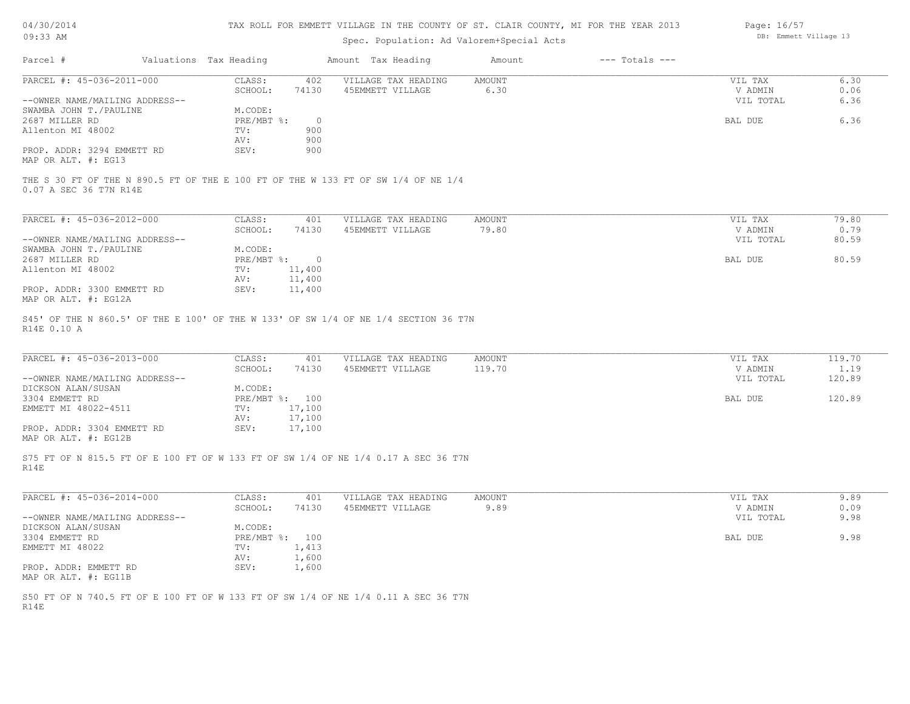TAX ROLL FOR EMMETT VILLAGE IN THE COUNTY OF ST. CLAIR COUNTY, MI FOR THE YEAR 2013

Spec. Population: Ad Valorem+Special Acts

| Parcel # | Valuations | Tax Heading | Amount | Tax Heading | Amount | --- Totals --- | |
|---|---|---|---|---|---|---|---|

PARCEL #: 45-036-2011-000

| | | | | | |
|---|---|---|---|---|---|
| CLASS: | 402 | VILLAGE TAX HEADING | AMOUNT | VIL TAX | 6.30 |
| SCHOOL: | 74130 | 45EMMETT VILLAGE | 6.30 | V ADMIN | 0.06 |
| | | | | VIL TOTAL | 6.36 |
| M.CODE: | | | | | |
| PRE/MBT %: | 0 | | | BAL DUE | 6.36 |
| TV: | 900 | | | | |
| AV: | 900 | | | | |
| SEV: | 900 | | | | |

--OWNER NAME/MAILING ADDRESS--
SWAMBA JOHN T./PAULINE
2687 MILLER RD
Allenton MI 48002

PROP. ADDR: 3294 EMMETT RD
MAP OR ALT. #: EG13

THE S 30 FT OF THE N 890.5 FT OF THE E 100 FT OF THE W 133 FT OF SW 1/4 OF NE 1/4 0.07 A SEC 36 T7N R14E

PARCEL #: 45-036-2012-000

| | | | | | |
|---|---|---|---|---|---|
| CLASS: | 401 | VILLAGE TAX HEADING | AMOUNT | VIL TAX | 79.80 |
| SCHOOL: | 74130 | 45EMMETT VILLAGE | 79.80 | V ADMIN | 0.79 |
| | | | | VIL TOTAL | 80.59 |
| M.CODE: | | | | | |
| PRE/MBT %: | 0 | | | BAL DUE | 80.59 |
| TV: | 11,400 | | | | |
| AV: | 11,400 | | | | |
| SEV: | 11,400 | | | | |

--OWNER NAME/MAILING ADDRESS--
SWAMBA JOHN T./PAULINE
2687 MILLER RD
Allenton MI 48002

PROP. ADDR: 3300 EMMETT RD
MAP OR ALT. #: EG12A

S45' OF THE N 860.5' OF THE E 100' OF THE W 133' OF SW 1/4 OF NE 1/4 SECTION 36 T7N R14E 0.10 A

PARCEL #: 45-036-2013-000

| | | | | | |
|---|---|---|---|---|---|
| CLASS: | 401 | VILLAGE TAX HEADING | AMOUNT | VIL TAX | 119.70 |
| SCHOOL: | 74130 | 45EMMETT VILLAGE | 119.70 | V ADMIN | 1.19 |
| | | | | VIL TOTAL | 120.89 |
| M.CODE: | | | | | |
| PRE/MBT %: | 100 | | | BAL DUE | 120.89 |
| TV: | 17,100 | | | | |
| AV: | 17,100 | | | | |
| SEV: | 17,100 | | | | |

--OWNER NAME/MAILING ADDRESS--
DICKSON ALAN/SUSAN
3304 EMMETT RD
EMMETT MI 48022-4511

PROP. ADDR: 3304 EMMETT RD
MAP OR ALT. #: EG12B

S75 FT OF N 815.5 FT OF E 100 FT OF W 133 FT OF SW 1/4 OF NE 1/4 0.17 A SEC 36 T7N R14E

PARCEL #: 45-036-2014-000

| | | | | | |
|---|---|---|---|---|---|
| CLASS: | 401 | VILLAGE TAX HEADING | AMOUNT | VIL TAX | 9.89 |
| SCHOOL: | 74130 | 45EMMETT VILLAGE | 9.89 | V ADMIN | 0.09 |
| | | | | VIL TOTAL | 9.98 |
| M.CODE: | | | | | |
| PRE/MBT %: | 100 | | | BAL DUE | 9.98 |
| TV: | 1,413 | | | | |
| AV: | 1,600 | | | | |
| SEV: | 1,600 | | | | |

--OWNER NAME/MAILING ADDRESS--
DICKSON ALAN/SUSAN
3304 EMMETT RD
EMMETT MI 48022

PROP. ADDR: EMMETT RD
MAP OR ALT. #: EG11B

S50 FT OF N 740.5 FT OF E 100 FT OF W 133 FT OF SW 1/4 OF NE 1/4 0.11 A SEC 36 T7N R14E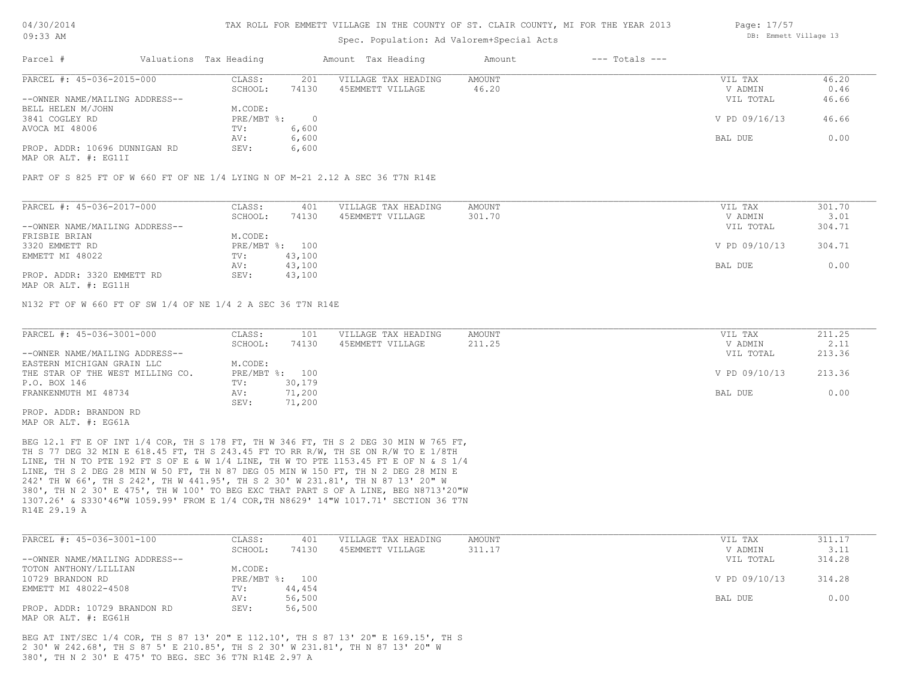TAX ROLL FOR EMMETT VILLAGE IN THE COUNTY OF ST. CLAIR COUNTY, MI FOR THE YEAR 2013

Spec. Population: Ad Valorem+Special Acts

| Parcel # | Valuations | Tax Heading | Amount | Tax Heading | Amount | --- Totals --- | |
|---|---|---|---|---|---|---|---|

**PARCEL #: 45-036-2015-000**

| | | | | | |
|---|---|---|---|---|---|
| CLASS: | 201 | VILLAGE TAX HEADING | AMOUNT | VIL TAX | 46.20 |
| SCHOOL: | 74130 | 45EMMETT VILLAGE | 46.20 | V ADMIN | 0.46 |
| | | | | VIL TOTAL | 46.66 |
| M.CODE: | | | | | |
| PRE/MBT %: | 0 | | | V PD 09/16/13 | 46.66 |
| TV: | 6,600 | | | | |
| AV: | 6,600 | | | BAL DUE | 0.00 |
| SEV: | 6,600 | | | | |

--OWNER NAME/MAILING ADDRESS--
BELL HELEN M/JOHN
3841 COGLEY RD
AVOCA MI 48006

PROP. ADDR: 10696 DUNNIGAN RD
MAP OR ALT. #: EG11I

PART OF S 825 FT OF W 660 FT OF NE 1/4 LYING N OF M-21 2.12 A SEC 36 T7N R14E

**PARCEL #: 45-036-2017-000**

| | | | | | |
|---|---|---|---|---|---|
| CLASS: | 401 | VILLAGE TAX HEADING | AMOUNT | VIL TAX | 301.70 |
| SCHOOL: | 74130 | 45EMMETT VILLAGE | 301.70 | V ADMIN | 3.01 |
| | | | | VIL TOTAL | 304.71 |
| M.CODE: | | | | | |
| PRE/MBT %: | 100 | | | V PD 09/10/13 | 304.71 |
| TV: | 43,100 | | | | |
| AV: | 43,100 | | | BAL DUE | 0.00 |
| SEV: | 43,100 | | | | |

--OWNER NAME/MAILING ADDRESS--
FRISBIE BRIAN
3320 EMMETT RD
EMMETT MI 48022

PROP. ADDR: 3320 EMMETT RD
MAP OR ALT. #: EG11H

N132 FT OF W 660 FT OF SW 1/4 OF NE 1/4 2 A SEC 36 T7N R14E

**PARCEL #: 45-036-3001-000**

| | | | | | |
|---|---|---|---|---|---|
| CLASS: | 101 | VILLAGE TAX HEADING | AMOUNT | VIL TAX | 211.25 |
| SCHOOL: | 74130 | 45EMMETT VILLAGE | 211.25 | V ADMIN | 2.11 |
| | | | | VIL TOTAL | 213.36 |
| M.CODE: | | | | | |
| PRE/MBT %: | 100 | | | V PD 09/10/13 | 213.36 |
| TV: | 30,179 | | | | |
| AV: | 71,200 | | | BAL DUE | 0.00 |
| SEV: | 71,200 | | | | |

--OWNER NAME/MAILING ADDRESS--
EASTERN MICHIGAN GRAIN LLC
THE STAR OF THE WEST MILLING CO.
P.O. BOX 146
FRANKENMUTH MI 48734

PROP. ADDR: BRANDON RD
MAP OR ALT. #: EG61A

BEG 12.1 FT E OF INT 1/4 COR, TH S 178 FT, TH W 346 FT, TH S 2 DEG 30 MIN W 765 FT, TH S 77 DEG 32 MIN E 618.45 FT, TH S 243.45 FT TO RR R/W, TH SE ON R/W TO E 1/8TH LINE, TH N TO PTE 192 FT S OF E & W 1/4 LINE, TH W TO PTE 1153.45 FT E OF N & S 1/4 LINE, TH S 2 DEG 28 MIN W 50 FT, TH N 87 DEG 05 MIN W 150 FT, TH N 2 DEG 28 MIN E 242' TH W 66', TH S 242', TH W 441.95', TH S 2 30' W 231.81', TH N 87 13' 20" W 380', TH N 2 30' E 475', TH W 100' TO BEG EXC THAT PART S OF A LINE, BEG N8713'20"W 1307.26' & S330'46"W 1059.99' FROM E 1/4 COR,TH N8629' 14"W 1017.71' SECTION 36 T7N R14E 29.19 A

**PARCEL #: 45-036-3001-100**

| | | | | | |
|---|---|---|---|---|---|
| CLASS: | 401 | VILLAGE TAX HEADING | AMOUNT | VIL TAX | 311.17 |
| SCHOOL: | 74130 | 45EMMETT VILLAGE | 311.17 | V ADMIN | 3.11 |
| | | | | VIL TOTAL | 314.28 |
| M.CODE: | | | | | |
| PRE/MBT %: | 100 | | | V PD 09/10/13 | 314.28 |
| TV: | 44,454 | | | | |
| AV: | 56,500 | | | BAL DUE | 0.00 |
| SEV: | 56,500 | | | | |

--OWNER NAME/MAILING ADDRESS--
TOTON ANTHONY/LILLIAN
10729 BRANDON RD
EMMETT MI 48022-4508

PROP. ADDR: 10729 BRANDON RD
MAP OR ALT. #: EG61H

BEG AT INT/SEC 1/4 COR, TH S 87 13' 20" E 112.10', TH S 87 13' 20" E 169.15', TH S 2 30' W 242.68', TH S 87 5' E 210.85', TH S 2 30' W 231.81', TH N 87 13' 20" W 380', TH N 2 30' E 475' TO BEG. SEC 36 T7N R14E 2.97 A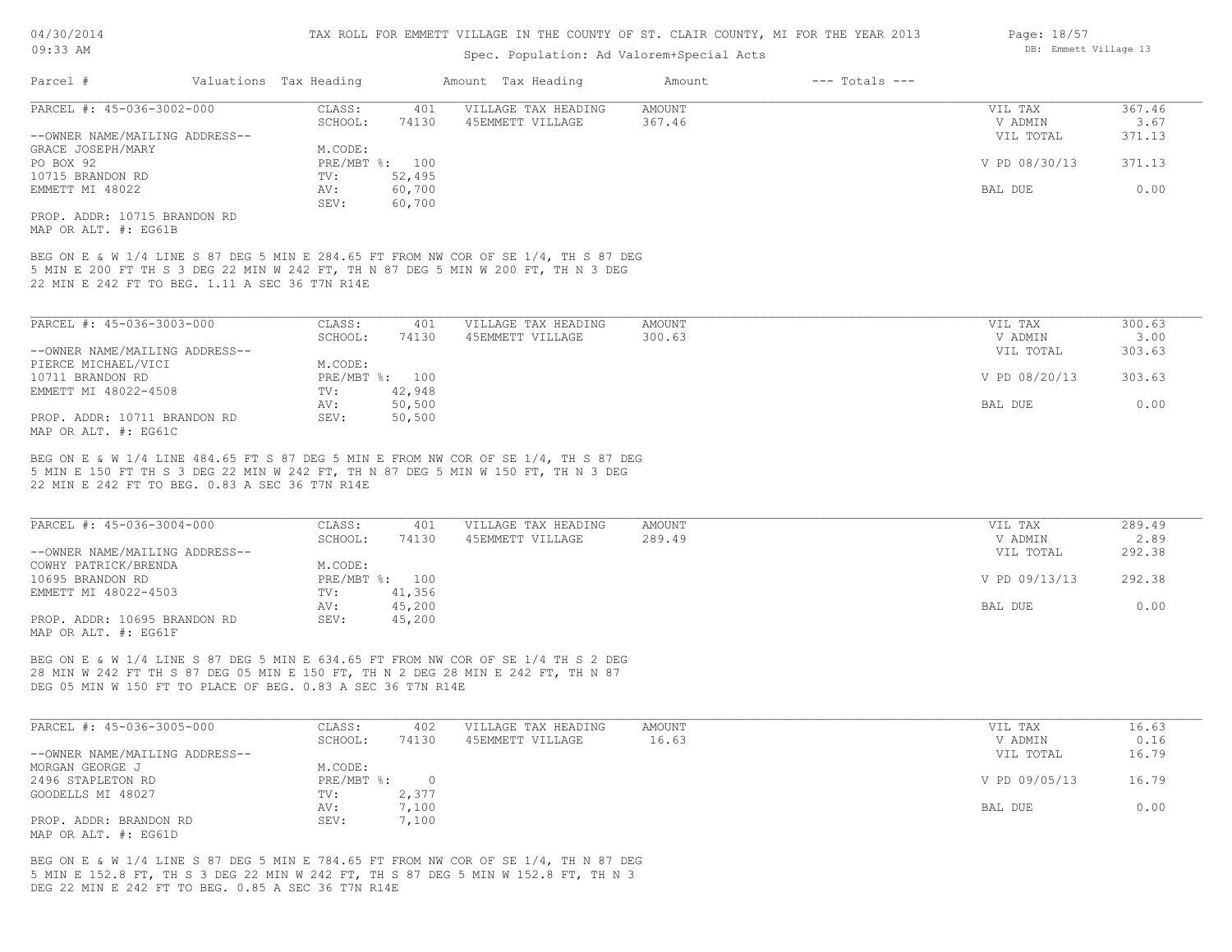TAX ROLL FOR EMMETT VILLAGE IN THE COUNTY OF ST. CLAIR COUNTY, MI FOR THE YEAR 2013

Spec. Population: Ad Valorem+Special Acts

| Parcel # | Valuations | Tax Heading | Amount | Tax Heading | Amount | --- Totals --- | |
|---|---|---|---|---|---|---|---|

## PARCEL #: 45-036-3002-000

| | | | | | |
|---|---|---|---|---|---|
| CLASS: | 401 | VILLAGE TAX HEADING | AMOUNT | VIL TAX | 367.46 |
| SCHOOL: | 74130 | 45EMMETT VILLAGE | 367.46 | V ADMIN | 3.67 |
| M.CODE: | | | | VIL TOTAL | 371.13 |
| PRE/MBT %: | 100 | | | V PD 08/30/13 | 371.13 |
| TV: | 52,495 | | | | |
| AV: | 60,700 | | | BAL DUE | 0.00 |
| SEV: | 60,700 | | | | |

--OWNER NAME/MAILING ADDRESS--
GRACE JOSEPH/MARY
PO BOX 92
10715 BRANDON RD
EMMETT MI 48022

PROP. ADDR: 10715 BRANDON RD
MAP OR ALT. #: EG61B

BEG ON E & W 1/4 LINE S 87 DEG 5 MIN E 284.65 FT FROM NW COR OF SE 1/4, TH S 87 DEG 5 MIN E 200 FT TH S 3 DEG 22 MIN W 242 FT, TH N 87 DEG 5 MIN W 200 FT, TH N 3 DEG 22 MIN E 242 FT TO BEG. 1.11 A SEC 36 T7N R14E

## PARCEL #: 45-036-3003-000

| | | | | | |
|---|---|---|---|---|---|
| CLASS: | 401 | VILLAGE TAX HEADING | AMOUNT | VIL TAX | 300.63 |
| SCHOOL: | 74130 | 45EMMETT VILLAGE | 300.63 | V ADMIN | 3.00 |
| M.CODE: | | | | VIL TOTAL | 303.63 |
| PRE/MBT %: | 100 | | | V PD 08/20/13 | 303.63 |
| TV: | 42,948 | | | | |
| AV: | 50,500 | | | BAL DUE | 0.00 |
| SEV: | 50,500 | | | | |

--OWNER NAME/MAILING ADDRESS--
PIERCE MICHAEL/VICI
10711 BRANDON RD
EMMETT MI 48022-4508

PROP. ADDR: 10711 BRANDON RD
MAP OR ALT. #: EG61C

BEG ON E & W 1/4 LINE 484.65 FT S 87 DEG 5 MIN E FROM NW COR OF SE 1/4, TH S 87 DEG 5 MIN E 150 FT TH S 3 DEG 22 MIN W 242 FT, TH N 87 DEG 5 MIN W 150 FT, TH N 3 DEG 22 MIN E 242 FT TO BEG. 0.83 A SEC 36 T7N R14E

## PARCEL #: 45-036-3004-000

| | | | | | |
|---|---|---|---|---|---|
| CLASS: | 401 | VILLAGE TAX HEADING | AMOUNT | VIL TAX | 289.49 |
| SCHOOL: | 74130 | 45EMMETT VILLAGE | 289.49 | V ADMIN | 2.89 |
| M.CODE: | | | | VIL TOTAL | 292.38 |
| PRE/MBT %: | 100 | | | V PD 09/13/13 | 292.38 |
| TV: | 41,356 | | | | |
| AV: | 45,200 | | | BAL DUE | 0.00 |
| SEV: | 45,200 | | | | |

--OWNER NAME/MAILING ADDRESS--
COWHY PATRICK/BRENDA
10695 BRANDON RD
EMMETT MI 48022-4503

PROP. ADDR: 10695 BRANDON RD
MAP OR ALT. #: EG61F

BEG ON E & W 1/4 LINE S 87 DEG 5 MIN E 634.65 FT FROM NW COR OF SE 1/4 TH S 2 DEG 28 MIN W 242 FT TH S 87 DEG 05 MIN E 150 FT, TH N 2 DEG 28 MIN E 242 FT, TH N 87 DEG 05 MIN W 150 FT TO PLACE OF BEG. 0.83 A SEC 36 T7N R14E

## PARCEL #: 45-036-3005-000

| | | | | | |
|---|---|---|---|---|---|
| CLASS: | 402 | VILLAGE TAX HEADING | AMOUNT | VIL TAX | 16.63 |
| SCHOOL: | 74130 | 45EMMETT VILLAGE | 16.63 | V ADMIN | 0.16 |
| M.CODE: | | | | VIL TOTAL | 16.79 |
| PRE/MBT %: | 0 | | | V PD 09/05/13 | 16.79 |
| TV: | 2,377 | | | | |
| AV: | 7,100 | | | BAL DUE | 0.00 |
| SEV: | 7,100 | | | | |

--OWNER NAME/MAILING ADDRESS--
MORGAN GEORGE J
2496 STAPLETON RD
GOODELLS MI 48027

PROP. ADDR: BRANDON RD
MAP OR ALT. #: EG61D

BEG ON E & W 1/4 LINE S 87 DEG 5 MIN E 784.65 FT FROM NW COR OF SE 1/4, TH N 87 DEG 5 MIN E 152.8 FT, TH S 3 DEG 22 MIN W 242 FT, TH S 87 DEG 5 MIN W 152.8 FT, TH N 3 DEG 22 MIN E 242 FT TO BEG. 0.85 A SEC 36 T7N R14E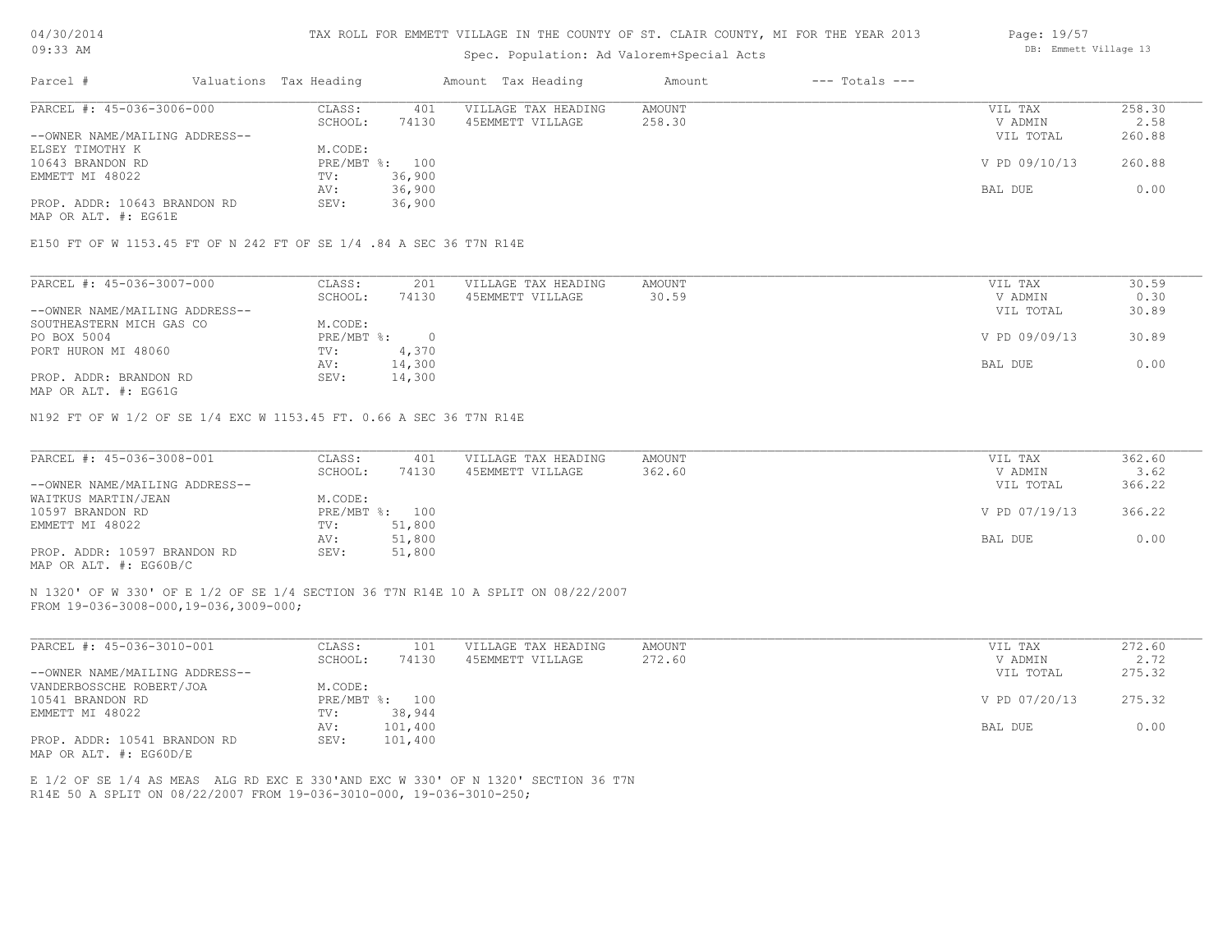TAX ROLL FOR EMMETT VILLAGE IN THE COUNTY OF ST. CLAIR COUNTY, MI FOR THE YEAR 2013

Spec. Population: Ad Valorem+Special Acts

| Parcel # | Valuations | Tax Heading | Amount | Tax Heading | Amount | --- Totals --- | |
|---|---|---|---|---|---|---|---|
| PARCEL #: 45-036-3006-000 | CLASS: | 401 | VILLAGE TAX HEADING | AMOUNT | | VIL TAX | 258.30 |
| | SCHOOL: | 74130 | 45EMMETT VILLAGE | 258.30 | | V ADMIN | 2.58 |
| --OWNER NAME/MAILING ADDRESS-- | | | | | | VIL TOTAL | 260.88 |
| ELSEY TIMOTHY K | M.CODE: | | | | | | |
| 10643 BRANDON RD | PRE/MBT %: | 100 | | | | V PD 09/10/13 | 260.88 |
| EMMETT MI 48022 | TV: | 36,900 | | | | | |
| | AV: | 36,900 | | | | BAL DUE | 0.00 |
| PROP. ADDR: 10643 BRANDON RD | SEV: | 36,900 | | | | | |
| MAP OR ALT. #: EG61E | | | | | | | |

E150 FT OF W 1153.45 FT OF N 242 FT OF SE 1/4 .84 A SEC 36 T7N R14E

| Parcel # | Valuations | Tax Heading | Amount | Tax Heading | Amount | --- Totals --- | |
|---|---|---|---|---|---|---|---|
| PARCEL #: 45-036-3007-000 | CLASS: | 201 | VILLAGE TAX HEADING | AMOUNT | | VIL TAX | 30.59 |
| | SCHOOL: | 74130 | 45EMMETT VILLAGE | 30.59 | | V ADMIN | 0.30 |
| --OWNER NAME/MAILING ADDRESS-- | | | | | | VIL TOTAL | 30.89 |
| SOUTHEASTERN MICH GAS CO | M.CODE: | | | | | | |
| PO BOX 5004 | PRE/MBT %: | 0 | | | | V PD 09/09/13 | 30.89 |
| PORT HURON MI 48060 | TV: | 4,370 | | | | | |
| | AV: | 14,300 | | | | BAL DUE | 0.00 |
| PROP. ADDR: BRANDON RD | SEV: | 14,300 | | | | | |
| MAP OR ALT. #: EG61G | | | | | | | |

N192 FT OF W 1/2 OF SE 1/4 EXC W 1153.45 FT. 0.66 A SEC 36 T7N R14E

| Parcel # | Valuations | Tax Heading | Amount | Tax Heading | Amount | --- Totals --- | |
|---|---|---|---|---|---|---|---|
| PARCEL #: 45-036-3008-001 | CLASS: | 401 | VILLAGE TAX HEADING | AMOUNT | | VIL TAX | 362.60 |
| | SCHOOL: | 74130 | 45EMMETT VILLAGE | 362.60 | | V ADMIN | 3.62 |
| --OWNER NAME/MAILING ADDRESS-- | | | | | | VIL TOTAL | 366.22 |
| WAITKUS MARTIN/JEAN | M.CODE: | | | | | | |
| 10597 BRANDON RD | PRE/MBT %: | 100 | | | | V PD 07/19/13 | 366.22 |
| EMMETT MI 48022 | TV: | 51,800 | | | | | |
| | AV: | 51,800 | | | | BAL DUE | 0.00 |
| PROP. ADDR: 10597 BRANDON RD | SEV: | 51,800 | | | | | |
| MAP OR ALT. #: EG60B/C | | | | | | | |

N 1320' OF W 330' OF E 1/2 OF SE 1/4 SECTION 36 T7N R14E 10 A SPLIT ON 08/22/2007
FROM 19-036-3008-000,19-036,3009-000;

| Parcel # | Valuations | Tax Heading | Amount | Tax Heading | Amount | --- Totals --- | |
|---|---|---|---|---|---|---|---|
| PARCEL #: 45-036-3010-001 | CLASS: | 101 | VILLAGE TAX HEADING | AMOUNT | | VIL TAX | 272.60 |
| | SCHOOL: | 74130 | 45EMMETT VILLAGE | 272.60 | | V ADMIN | 2.72 |
| --OWNER NAME/MAILING ADDRESS-- | | | | | | VIL TOTAL | 275.32 |
| VANDERBOSSCHE ROBERT/JOA | M.CODE: | | | | | | |
| 10541 BRANDON RD | PRE/MBT %: | 100 | | | | V PD 07/20/13 | 275.32 |
| EMMETT MI 48022 | TV: | 38,944 | | | | | |
| | AV: | 101,400 | | | | BAL DUE | 0.00 |
| PROP. ADDR: 10541 BRANDON RD | SEV: | 101,400 | | | | | |
| MAP OR ALT. #: EG60D/E | | | | | | | |

E 1/2 OF SE 1/4 AS MEAS ALG RD EXC E 330'AND EXC W 330' OF N 1320' SECTION 36 T7N
R14E 50 A SPLIT ON 08/22/2007 FROM 19-036-3010-000, 19-036-3010-250;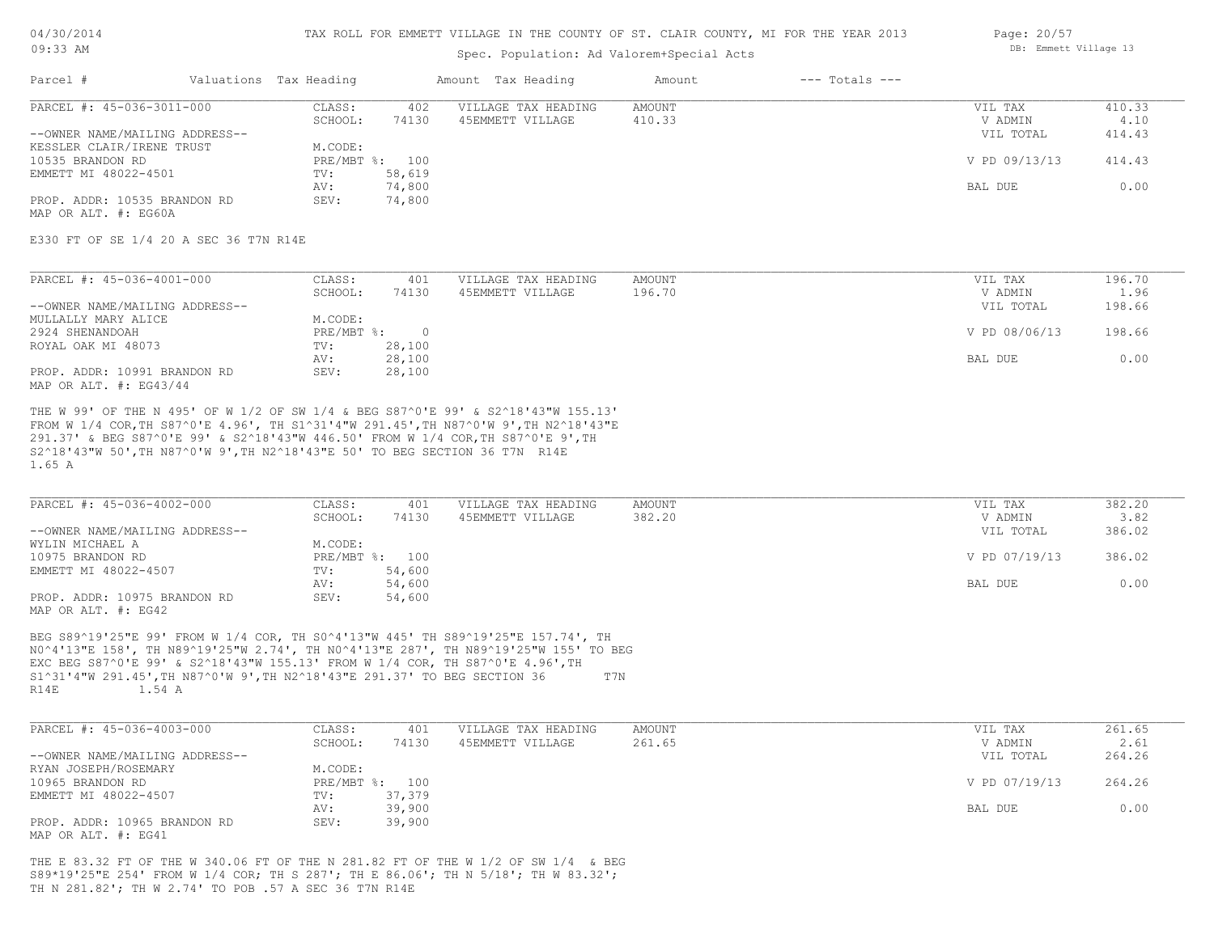TAX ROLL FOR EMMETT VILLAGE IN THE COUNTY OF ST. CLAIR COUNTY, MI FOR THE YEAR 2013

Spec. Population: Ad Valorem+Special Acts

| Parcel # | Valuations | Tax Heading | Amount | Tax Heading | Amount | --- Totals --- | |
|---|---|---|---|---|---|---|---|
| PARCEL #: 45-036-3011-000 | CLASS: | 402 | VILLAGE TAX HEADING | AMOUNT | | VIL TAX | 410.33 |
| | SCHOOL: | 74130 | 45EMMETT VILLAGE | 410.33 | | V ADMIN | 4.10 |
| --OWNER NAME/MAILING ADDRESS-- | | | | | | VIL TOTAL | 414.43 |
| KESSLER CLAIR/IRENE TRUST | M.CODE: | | | | | | |
| 10535 BRANDON RD | PRE/MBT %: | 100 | | | | V PD 09/13/13 | 414.43 |
| EMMETT MI 48022-4501 | TV: | 58,619 | | | | | |
| | AV: | 74,800 | | | | BAL DUE | 0.00 |
| PROP. ADDR: 10535 BRANDON RD | SEV: | 74,800 | | | | | |
| MAP OR ALT. #: EG60A | | | | | | | |

E330 FT OF SE 1/4 20 A SEC 36 T7N R14E

| Parcel # | Valuations | Tax Heading | Amount | Tax Heading | Amount | --- Totals --- | |
|---|---|---|---|---|---|---|---|
| PARCEL #: 45-036-4001-000 | CLASS: | 401 | VILLAGE TAX HEADING | AMOUNT | | VIL TAX | 196.70 |
| | SCHOOL: | 74130 | 45EMMETT VILLAGE | 196.70 | | V ADMIN | 1.96 |
| --OWNER NAME/MAILING ADDRESS-- | | | | | | VIL TOTAL | 198.66 |
| MULLALLY MARY ALICE | M.CODE: | | | | | | |
| 2924 SHENANDOAH | PRE/MBT %: | 0 | | | | V PD 08/06/13 | 198.66 |
| ROYAL OAK MI 48073 | TV: | 28,100 | | | | | |
| | AV: | 28,100 | | | | BAL DUE | 0.00 |
| PROP. ADDR: 10991 BRANDON RD | SEV: | 28,100 | | | | | |
| MAP OR ALT. #: EG43/44 | | | | | | | |

THE W 99' OF THE N 495' OF W 1/2 OF SW 1/4 & BEG S87^0'E 99' & S2^18'43"W 155.13' FROM W 1/4 COR,TH S87^0'E 4.96', TH S1^31'4"W 291.45',TH N87^0'W 9',TH N2^18'43"E 291.37' & BEG S87^0'E 99' & S2^18'43"W 446.50' FROM W 1/4 COR,TH S87^0'E 9',TH S2^18'43"W 50',TH N87^0'W 9',TH N2^18'43"E 50' TO BEG SECTION 36 T7N R14E 1.65 A

| Parcel # | Valuations | Tax Heading | Amount | Tax Heading | Amount | --- Totals --- | |
|---|---|---|---|---|---|---|---|
| PARCEL #: 45-036-4002-000 | CLASS: | 401 | VILLAGE TAX HEADING | AMOUNT | | VIL TAX | 382.20 |
| | SCHOOL: | 74130 | 45EMMETT VILLAGE | 382.20 | | V ADMIN | 3.82 |
| --OWNER NAME/MAILING ADDRESS-- | | | | | | VIL TOTAL | 386.02 |
| WYLIN MICHAEL A | M.CODE: | | | | | | |
| 10975 BRANDON RD | PRE/MBT %: | 100 | | | | V PD 07/19/13 | 386.02 |
| EMMETT MI 48022-4507 | TV: | 54,600 | | | | | |
| | AV: | 54,600 | | | | BAL DUE | 0.00 |
| PROP. ADDR: 10975 BRANDON RD | SEV: | 54,600 | | | | | |
| MAP OR ALT. #: EG42 | | | | | | | |

BEG S89^19'25"E 99' FROM W 1/4 COR, TH S0^4'13"W 445' TH S89^19'25"E 157.74', TH N0^4'13"E 158', TH N89^19'25"W 2.74', TH N0^4'13"E 287', TH N89^19'25"W 155' TO BEG EXC BEG S87^0'E 99' & S2^18'43"W 155.13' FROM W 1/4 COR, TH S87^0'E 4.96',TH S1^31'4"W 291.45',TH N87^0'W 9',TH N2^18'43"E 291.37' TO BEG SECTION 36 T7N R14E 1.54 A

| Parcel # | Valuations | Tax Heading | Amount | Tax Heading | Amount | --- Totals --- | |
|---|---|---|---|---|---|---|---|
| PARCEL #: 45-036-4003-000 | CLASS: | 401 | VILLAGE TAX HEADING | AMOUNT | | VIL TAX | 261.65 |
| | SCHOOL: | 74130 | 45EMMETT VILLAGE | 261.65 | | V ADMIN | 2.61 |
| --OWNER NAME/MAILING ADDRESS-- | | | | | | VIL TOTAL | 264.26 |
| RYAN JOSEPH/ROSEMARY | M.CODE: | | | | | | |
| 10965 BRANDON RD | PRE/MBT %: | 100 | | | | V PD 07/19/13 | 264.26 |
| EMMETT MI 48022-4507 | TV: | 37,379 | | | | | |
| | AV: | 39,900 | | | | BAL DUE | 0.00 |
| PROP. ADDR: 10965 BRANDON RD | SEV: | 39,900 | | | | | |
| MAP OR ALT. #: EG41 | | | | | | | |

THE E 83.32 FT OF THE W 340.06 FT OF THE N 281.82 FT OF THE W 1/2 OF SW 1/4 & BEG S89*19'25"E 254' FROM W 1/4 COR; TH S 287'; TH E 86.06'; TH N 5/18'; TH W 83.32'; TH N 281.82'; TH W 2.74' TO POB .57 A SEC 36 T7N R14E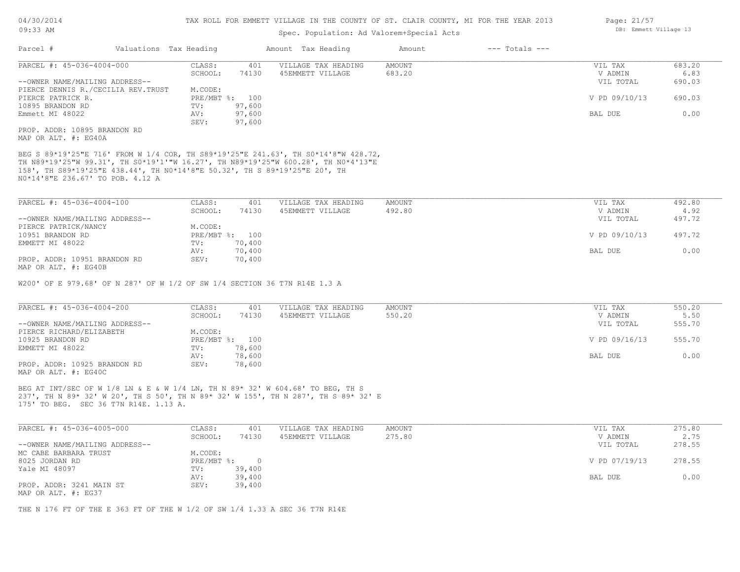# TAX ROLL FOR EMMETT VILLAGE IN THE COUNTY OF ST. CLAIR COUNTY, MI FOR THE YEAR 2013

Spec. Population: Ad Valorem+Special Acts

04/30/2014
09:33 AM

DB: Emmett Village 13

| Parcel # | Valuations | Tax Heading | Amount | Tax Heading | Amount | --- Totals --- | |
|---|---|---|---|---|---|---|---|

---

**PARCEL #: 45-036-4004-000**

CLASS: 401
SCHOOL: 74130

VILLAGE TAX HEADING: AMOUNT
45EMMETT VILLAGE: 683.20

--OWNER NAME/MAILING ADDRESS--
PIERCE DENNIS R./CECILIA REV.TRUST
PIERCE PATRICK R.
10895 BRANDON RD
Emmett MI 48022

M.CODE:
PRE/MBT %: 100
TV: 97,600
AV: 97,600
SEV: 97,600

PROP. ADDR: 10895 BRANDON RD
MAP OR ALT. #: EG40A

| | |
|---|---|
| VIL TAX | 683.20 |
| V ADMIN | 6.83 |
| VIL TOTAL | 690.03 |
| V PD 09/10/13 | 690.03 |
| BAL DUE | 0.00 |

BEG S 89*19'25"E 716' FROM W 1/4 COR, TH S89*19'25"E 241.63', TH S0*14'8"W 428.72', TH N89*19'25"W 99.31', TH S0*19'1'"W 16.27', TH N89*19'25"W 600.28', TH N0*4'13"E 158', TH S89*19'25"E 438.44', TH N0*14'8"E 50.32', TH S 89*19'25"E 20', TH N0*14'8"E 236.67' TO POB. 4.12 A

---

**PARCEL #: 45-036-4004-100**

CLASS: 401
SCHOOL: 74130

VILLAGE TAX HEADING: AMOUNT
45EMMETT VILLAGE: 492.80

--OWNER NAME/MAILING ADDRESS--
PIERCE PATRICK/NANCY
10951 BRANDON RD
EMMETT MI 48022

M.CODE:
PRE/MBT %: 100
TV: 70,400
AV: 70,400
SEV: 70,400

PROP. ADDR: 10951 BRANDON RD
MAP OR ALT. #: EG40B

| | |
|---|---|
| VIL TAX | 492.80 |
| V ADMIN | 4.92 |
| VIL TOTAL | 497.72 |
| V PD 09/10/13 | 497.72 |
| BAL DUE | 0.00 |

W200' OF E 979.68' OF N 287' OF W 1/2 OF SW 1/4 SECTION 36 T7N R14E 1.3 A

---

**PARCEL #: 45-036-4004-200**

CLASS: 401
SCHOOL: 74130

VILLAGE TAX HEADING: AMOUNT
45EMMETT VILLAGE: 550.20

--OWNER NAME/MAILING ADDRESS--
PIERCE RICHARD/ELIZABETH
10925 BRANDON RD
EMMETT MI 48022

M.CODE:
PRE/MBT %: 100
TV: 78,600
AV: 78,600
SEV: 78,600

PROP. ADDR: 10925 BRANDON RD
MAP OR ALT. #: EG40C

| | |
|---|---|
| VIL TAX | 550.20 |
| V ADMIN | 5.50 |
| VIL TOTAL | 555.70 |
| V PD 09/16/13 | 555.70 |
| BAL DUE | 0.00 |

BEG AT INT/SEC OF W 1/8 LN & E & W 1/4 LN, TH N 89* 32' W 604.68' TO BEG, TH S 237', TH N 89* 32' W 20', TH S 50', TH N 89* 32' W 155', TH N 287', TH S 89* 32' E 175' TO BEG. SEC 36 T7N R14E. 1.13 A.

---

**PARCEL #: 45-036-4005-000**

CLASS: 401
SCHOOL: 74130

VILLAGE TAX HEADING: AMOUNT
45EMMETT VILLAGE: 275.80

--OWNER NAME/MAILING ADDRESS--
MC CABE BARBARA TRUST
8025 JORDAN RD
Yale MI 48097

M.CODE:
PRE/MBT %: 0
TV: 39,400
AV: 39,400
SEV: 39,400

PROP. ADDR: 3241 MAIN ST
MAP OR ALT. #: EG37

| | |
|---|---|
| VIL TAX | 275.80 |
| V ADMIN | 2.75 |
| VIL TOTAL | 278.55 |
| V PD 07/19/13 | 278.55 |
| BAL DUE | 0.00 |

THE N 176 FT OF THE E 363 FT OF THE W 1/2 OF SW 1/4 1.33 A SEC 36 T7N R14E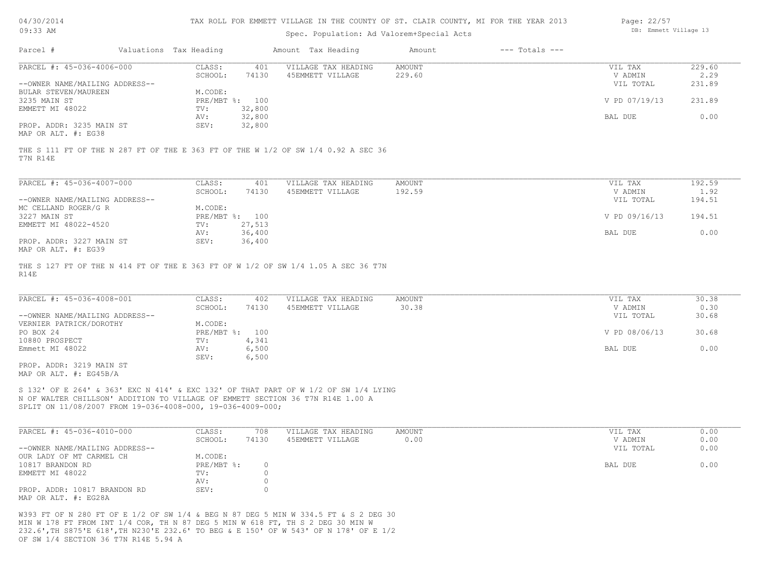TAX ROLL FOR EMMETT VILLAGE IN THE COUNTY OF ST. CLAIR COUNTY, MI FOR THE YEAR 2013

Spec. Population: Ad Valorem+Special Acts

04/30/2014
09:33 AM

DB: Emmett Village 13

| Parcel # | Valuations | Tax Heading | Amount | Tax Heading | Amount | --- Totals --- | |
|---|---|---|---|---|---|---|---|
| PARCEL #: 45-036-4006-000 | CLASS: | 401 | VILLAGE TAX HEADING | AMOUNT | | VIL TAX | 229.60 |
| | SCHOOL: | 74130 | 45EMMETT VILLAGE | 229.60 | | V ADMIN | 2.29 |
| --OWNER NAME/MAILING ADDRESS-- | | | | | | VIL TOTAL | 231.89 |
| BULAR STEVEN/MAUREEN | M.CODE: | | | | | | |
| 3235 MAIN ST | PRE/MBT %: | 100 | | | | V PD 07/19/13 | 231.89 |
| EMMETT MI 48022 | TV: | 32,800 | | | | | |
| | AV: | 32,800 | | | | BAL DUE | 0.00 |
| PROP. ADDR: 3235 MAIN ST | SEV: | 32,800 | | | | | |
| MAP OR ALT. #: EG38 | | | | | | | |

THE S 111 FT OF THE N 287 FT OF THE E 363 FT OF THE W 1/2 OF SW 1/4 0.92 A SEC 36 T7N R14E

| Parcel # | Valuations | Tax Heading | Amount | Tax Heading | Amount | --- Totals --- | |
|---|---|---|---|---|---|---|---|
| PARCEL #: 45-036-4007-000 | CLASS: | 401 | VILLAGE TAX HEADING | AMOUNT | | VIL TAX | 192.59 |
| | SCHOOL: | 74130 | 45EMMETT VILLAGE | 192.59 | | V ADMIN | 1.92 |
| --OWNER NAME/MAILING ADDRESS-- | | | | | | VIL TOTAL | 194.51 |
| MC CELLAND ROGER/G R | M.CODE: | | | | | | |
| 3227 MAIN ST | PRE/MBT %: | 100 | | | | V PD 09/16/13 | 194.51 |
| EMMETT MI 48022-4520 | TV: | 27,513 | | | | | |
| | AV: | 36,400 | | | | BAL DUE | 0.00 |
| PROP. ADDR: 3227 MAIN ST | SEV: | 36,400 | | | | | |
| MAP OR ALT. #: EG39 | | | | | | | |

THE S 127 FT OF THE N 414 FT OF THE E 363 FT OF W 1/2 OF SW 1/4 1.05 A SEC 36 T7N R14E

| Parcel # | Valuations | Tax Heading | Amount | Tax Heading | Amount | --- Totals --- | |
|---|---|---|---|---|---|---|---|
| PARCEL #: 45-036-4008-001 | CLASS: | 402 | VILLAGE TAX HEADING | AMOUNT | | VIL TAX | 30.38 |
| | SCHOOL: | 74130 | 45EMMETT VILLAGE | 30.38 | | V ADMIN | 0.30 |
| --OWNER NAME/MAILING ADDRESS-- | | | | | | VIL TOTAL | 30.68 |
| VERNIER PATRICK/DOROTHY | M.CODE: | | | | | | |
| PO BOX 24 | PRE/MBT %: | 100 | | | | V PD 08/06/13 | 30.68 |
| 10880 PROSPECT | TV: | 4,341 | | | | | |
| Emmett MI 48022 | AV: | 6,500 | | | | BAL DUE | 0.00 |
| | SEV: | 6,500 | | | | | |
| PROP. ADDR: 3219 MAIN ST | | | | | | | |
| MAP OR ALT. #: EG45B/A | | | | | | | |

S 132' OF E 264' & 363' EXC N 414' & EXC 132' OF THAT PART OF W 1/2 OF SW 1/4 LYING N OF WALTER CHILLSON' ADDITION TO VILLAGE OF EMMETT SECTION 36 T7N R14E 1.00 A SPLIT ON 11/08/2007 FROM 19-036-4008-000, 19-036-4009-000;

| Parcel # | Valuations | Tax Heading | Amount | Tax Heading | Amount | --- Totals --- | |
|---|---|---|---|---|---|---|---|
| PARCEL #: 45-036-4010-000 | CLASS: | 708 | VILLAGE TAX HEADING | AMOUNT | | VIL TAX | 0.00 |
| | SCHOOL: | 74130 | 45EMMETT VILLAGE | 0.00 | | V ADMIN | 0.00 |
| --OWNER NAME/MAILING ADDRESS-- | | | | | | VIL TOTAL | 0.00 |
| OUR LADY OF MT CARMEL CH | M.CODE: | | | | | | |
| 10817 BRANDON RD | PRE/MBT %: | 0 | | | | BAL DUE | 0.00 |
| EMMETT MI 48022 | TV: | 0 | | | | | |
| | AV: | 0 | | | | | |
| PROP. ADDR: 10817 BRANDON RD | SEV: | 0 | | | | | |
| MAP OR ALT. #: EG28A | | | | | | | |

W393 FT OF N 280 FT OF E 1/2 OF SW 1/4 & BEG N 87 DEG 5 MIN W 334.5 FT & S 2 DEG 30 MIN W 178 FT FROM INT 1/4 COR, TH N 87 DEG 5 MIN W 618 FT, TH S 2 DEG 30 MIN W 232.6',TH S875'E 618',TH N230'E 232.6' TO BEG & E 150' OF W 543' OF N 178' OF E 1/2 OF SW 1/4 SECTION 36 T7N R14E 5.94 A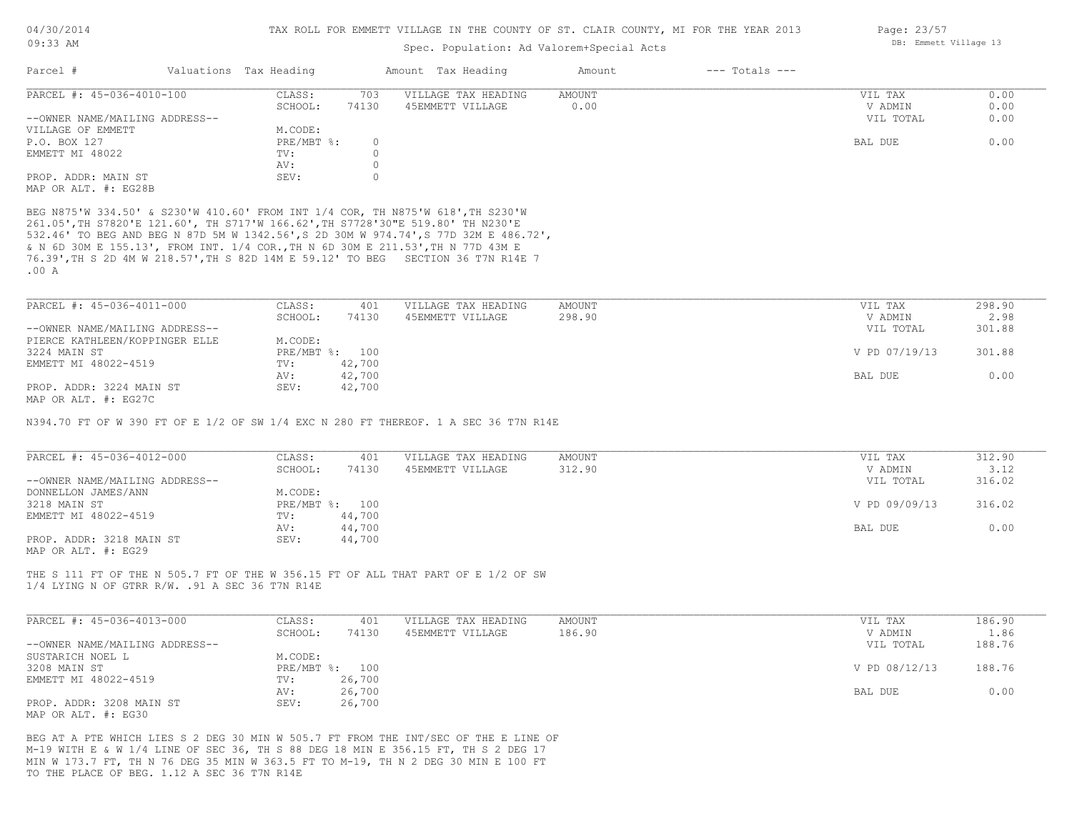TAX ROLL FOR EMMETT VILLAGE IN THE COUNTY OF ST. CLAIR COUNTY, MI FOR THE YEAR 2013

Spec. Population: Ad Valorem+Special Acts

| Parcel # | Valuations | Tax Heading | Amount | Tax Heading | Amount | --- Totals --- | |
|---|---|---|---|---|---|---|---|
| PARCEL #: 45-036-4010-100 | CLASS: | 703 | | VILLAGE TAX HEADING | AMOUNT | VIL TAX | 0.00 |
| | SCHOOL: | 74130 | | 45EMMETT VILLAGE | 0.00 | V ADMIN | 0.00 |
| --OWNER NAME/MAILING ADDRESS-- | | | | | | VIL TOTAL | 0.00 |
| VILLAGE OF EMMETT | M.CODE: | | | | | | |
| P.O. BOX 127 | PRE/MBT %: | 0 | | | | BAL DUE | 0.00 |
| EMMETT MI 48022 | TV: | 0 | | | | | |
| | AV: | 0 | | | | | |
| PROP. ADDR: MAIN ST | SEV: | 0 | | | | | |
| MAP OR ALT. #: EG28B | | | | | | | |

BEG N875'W 334.50' & S230'W 410.60' FROM INT 1/4 COR, TH N875'W 618',TH S230'W 261.05',TH S7820'E 121.60', TH S717'W 166.62',TH S7728'30"E 519.80' TH N230'E 532.46' TO BEG AND BEG N 87D 5M W 1342.56',S 2D 30M W 974.74',S 77D 32M E 486.72', & N 6D 30M E 155.13', FROM INT. 1/4 COR.,TH N 6D 30M E 211.53',TH N 77D 43M E 76.39',TH S 2D 4M W 218.57',TH S 82D 14M E 59.12' TO BEG SECTION 36 T7N R14E 7 .00 A

| Parcel # | Valuations | Tax Heading | Amount | Tax Heading | Amount | --- Totals --- | |
|---|---|---|---|---|---|---|---|
| PARCEL #: 45-036-4011-000 | CLASS: | 401 | | VILLAGE TAX HEADING | AMOUNT | VIL TAX | 298.90 |
| | SCHOOL: | 74130 | | 45EMMETT VILLAGE | 298.90 | V ADMIN | 2.98 |
| --OWNER NAME/MAILING ADDRESS-- | | | | | | VIL TOTAL | 301.88 |
| PIERCE KATHLEEN/KOPPINGER ELLE | M.CODE: | | | | | | |
| 3224 MAIN ST | PRE/MBT %: | 100 | | | | V PD 07/19/13 | 301.88 |
| EMMETT MI 48022-4519 | TV: | 42,700 | | | | | |
| | AV: | 42,700 | | | | BAL DUE | 0.00 |
| PROP. ADDR: 3224 MAIN ST | SEV: | 42,700 | | | | | |
| MAP OR ALT. #: EG27C | | | | | | | |

N394.70 FT OF W 390 FT OF E 1/2 OF SW 1/4 EXC N 280 FT THEREOF. 1 A SEC 36 T7N R14E

| Parcel # | Valuations | Tax Heading | Amount | Tax Heading | Amount | --- Totals --- | |
|---|---|---|---|---|---|---|---|
| PARCEL #: 45-036-4012-000 | CLASS: | 401 | | VILLAGE TAX HEADING | AMOUNT | VIL TAX | 312.90 |
| | SCHOOL: | 74130 | | 45EMMETT VILLAGE | 312.90 | V ADMIN | 3.12 |
| --OWNER NAME/MAILING ADDRESS-- | | | | | | VIL TOTAL | 316.02 |
| DONNELLON JAMES/ANN | M.CODE: | | | | | | |
| 3218 MAIN ST | PRE/MBT %: | 100 | | | | V PD 09/09/13 | 316.02 |
| EMMETT MI 48022-4519 | TV: | 44,700 | | | | | |
| | AV: | 44,700 | | | | BAL DUE | 0.00 |
| PROP. ADDR: 3218 MAIN ST | SEV: | 44,700 | | | | | |
| MAP OR ALT. #: EG29 | | | | | | | |

THE S 111 FT OF THE N 505.7 FT OF THE W 356.15 FT OF ALL THAT PART OF E 1/2 OF SW 1/4 LYING N OF GTRR R/W. .91 A SEC 36 T7N R14E

| Parcel # | Valuations | Tax Heading | Amount | Tax Heading | Amount | --- Totals --- | |
|---|---|---|---|---|---|---|---|
| PARCEL #: 45-036-4013-000 | CLASS: | 401 | | VILLAGE TAX HEADING | AMOUNT | VIL TAX | 186.90 |
| | SCHOOL: | 74130 | | 45EMMETT VILLAGE | 186.90 | V ADMIN | 1.86 |
| --OWNER NAME/MAILING ADDRESS-- | | | | | | VIL TOTAL | 188.76 |
| SUSTARICH NOEL L | M.CODE: | | | | | | |
| 3208 MAIN ST | PRE/MBT %: | 100 | | | | V PD 08/12/13 | 188.76 |
| EMMETT MI 48022-4519 | TV: | 26,700 | | | | | |
| | AV: | 26,700 | | | | BAL DUE | 0.00 |
| PROP. ADDR: 3208 MAIN ST | SEV: | 26,700 | | | | | |
| MAP OR ALT. #: EG30 | | | | | | | |

BEG AT A PTE WHICH LIES S 2 DEG 30 MIN W 505.7 FT FROM THE INT/SEC OF THE E LINE OF M-19 WITH E & W 1/4 LINE OF SEC 36, TH S 88 DEG 18 MIN E 356.15 FT, TH S 2 DEG 17 MIN W 173.7 FT, TH N 76 DEG 35 MIN W 363.5 FT TO M-19, TH N 2 DEG 30 MIN E 100 FT TO THE PLACE OF BEG. 1.12 A SEC 36 T7N R14E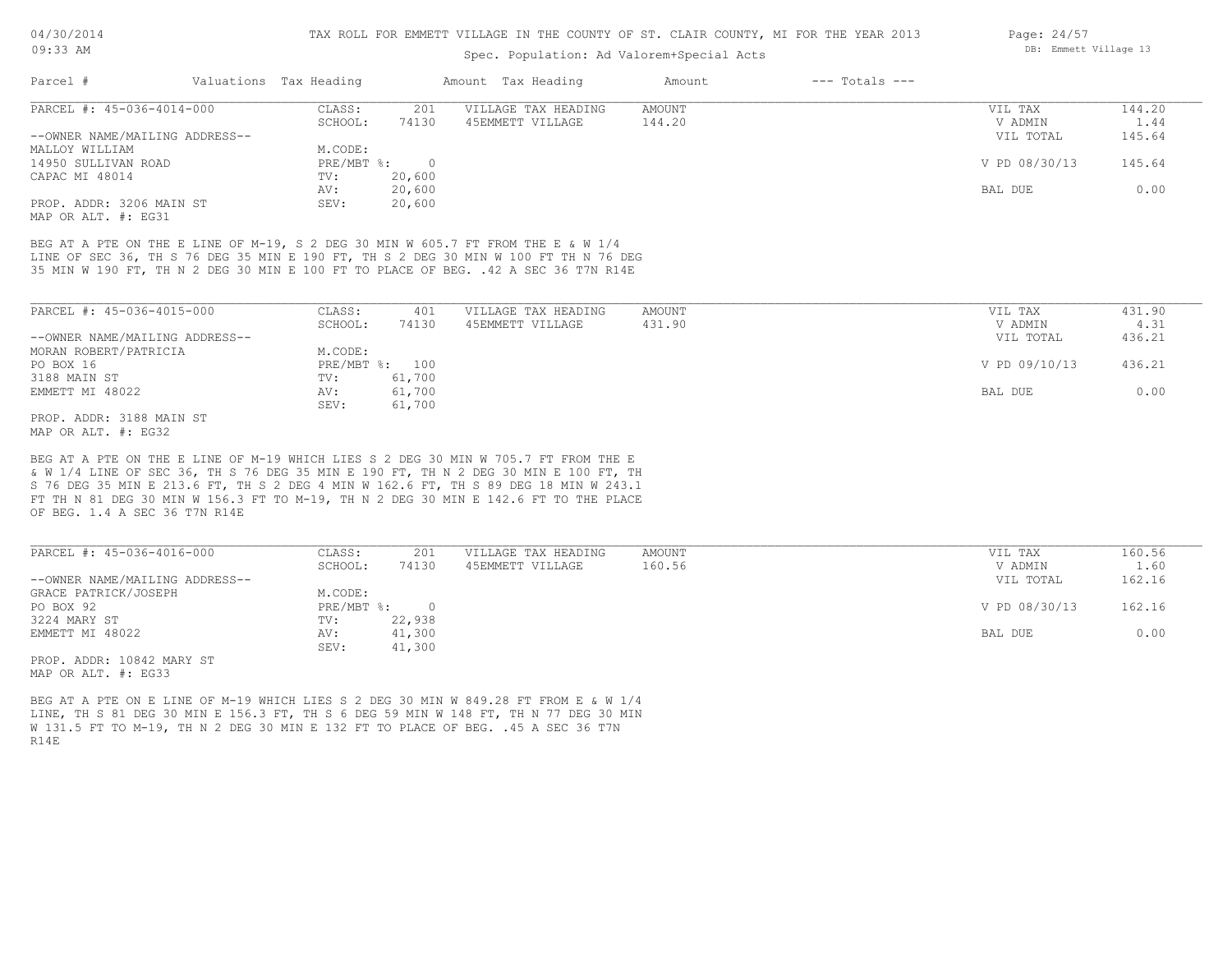# TAX ROLL FOR EMMETT VILLAGE IN THE COUNTY OF ST. CLAIR COUNTY, MI FOR THE YEAR 2013

04/30/2014
09:33 AM

Spec. Population: Ad Valorem+Special Acts

DB: Emmett Village 13

| Parcel # | Valuations | Tax Heading | Amount | Tax Heading | Amount | --- Totals --- | |
|---|---|---|---|---|---|---|---|

---

PARCEL #: 45-036-4014-000

| CLASS: | 201 | VILLAGE TAX HEADING | AMOUNT | VIL TAX | 144.20 |
|---|---|---|---|---|---|
| SCHOOL: | 74130 | 45EMMETT VILLAGE | 144.20 | V ADMIN | 1.44 |
| | | | | VIL TOTAL | 145.64 |
| M.CODE: | | | | | |
| PRE/MBT %: | 0 | | | V PD 08/30/13 | 145.64 |
| TV: | 20,600 | | | | |
| AV: | 20,600 | | | BAL DUE | 0.00 |
| SEV: | 20,600 | | | | |

--OWNER NAME/MAILING ADDRESS--
MALLOY WILLIAM
14950 SULLIVAN ROAD
CAPAC MI 48014

PROP. ADDR: 3206 MAIN ST
MAP OR ALT. #: EG31

BEG AT A PTE ON THE E LINE OF M-19, S 2 DEG 30 MIN W 605.7 FT FROM THE E & W 1/4 LINE OF SEC 36, TH S 76 DEG 35 MIN E 190 FT, TH S 2 DEG 30 MIN W 100 FT TH N 76 DEG 35 MIN W 190 FT, TH N 2 DEG 30 MIN E 100 FT TO PLACE OF BEG. .42 A SEC 36 T7N R14E

---

PARCEL #: 45-036-4015-000

| CLASS: | 401 | VILLAGE TAX HEADING | AMOUNT | VIL TAX | 431.90 |
|---|---|---|---|---|---|
| SCHOOL: | 74130 | 45EMMETT VILLAGE | 431.90 | V ADMIN | 4.31 |
| | | | | VIL TOTAL | 436.21 |
| M.CODE: | | | | | |
| PRE/MBT %: | 100 | | | V PD 09/10/13 | 436.21 |
| TV: | 61,700 | | | | |
| AV: | 61,700 | | | BAL DUE | 0.00 |
| SEV: | 61,700 | | | | |

--OWNER NAME/MAILING ADDRESS--
MORAN ROBERT/PATRICIA
PO BOX 16
3188 MAIN ST
EMMETT MI 48022

PROP. ADDR: 3188 MAIN ST
MAP OR ALT. #: EG32

BEG AT A PTE ON THE E LINE OF M-19 WHICH LIES S 2 DEG 30 MIN W 705.7 FT FROM THE E & W 1/4 LINE OF SEC 36, TH S 76 DEG 35 MIN E 190 FT, TH N 2 DEG 30 MIN E 100 FT, TH S 76 DEG 35 MIN E 213.6 FT, TH S 2 DEG 4 MIN W 162.6 FT, TH S 89 DEG 18 MIN W 243.1 FT TH N 81 DEG 30 MIN W 156.3 FT TO M-19, TH N 2 DEG 30 MIN E 142.6 FT TO THE PLACE OF BEG. 1.4 A SEC 36 T7N R14E

---

PARCEL #: 45-036-4016-000

| CLASS: | 201 | VILLAGE TAX HEADING | AMOUNT | VIL TAX | 160.56 |
|---|---|---|---|---|---|
| SCHOOL: | 74130 | 45EMMETT VILLAGE | 160.56 | V ADMIN | 1.60 |
| | | | | VIL TOTAL | 162.16 |
| M.CODE: | | | | | |
| PRE/MBT %: | 0 | | | V PD 08/30/13 | 162.16 |
| TV: | 22,938 | | | | |
| AV: | 41,300 | | | BAL DUE | 0.00 |
| SEV: | 41,300 | | | | |

--OWNER NAME/MAILING ADDRESS--
GRACE PATRICK/JOSEPH
PO BOX 92
3224 MARY ST
EMMETT MI 48022

PROP. ADDR: 10842 MARY ST
MAP OR ALT. #: EG33

BEG AT A PTE ON E LINE OF M-19 WHICH LIES S 2 DEG 30 MIN W 849.28 FT FROM E & W 1/4 LINE, TH S 81 DEG 30 MIN E 156.3 FT, TH S 6 DEG 59 MIN W 148 FT, TH N 77 DEG 30 MIN W 131.5 FT TO M-19, TH N 2 DEG 30 MIN E 132 FT TO PLACE OF BEG. .45 A SEC 36 T7N R14E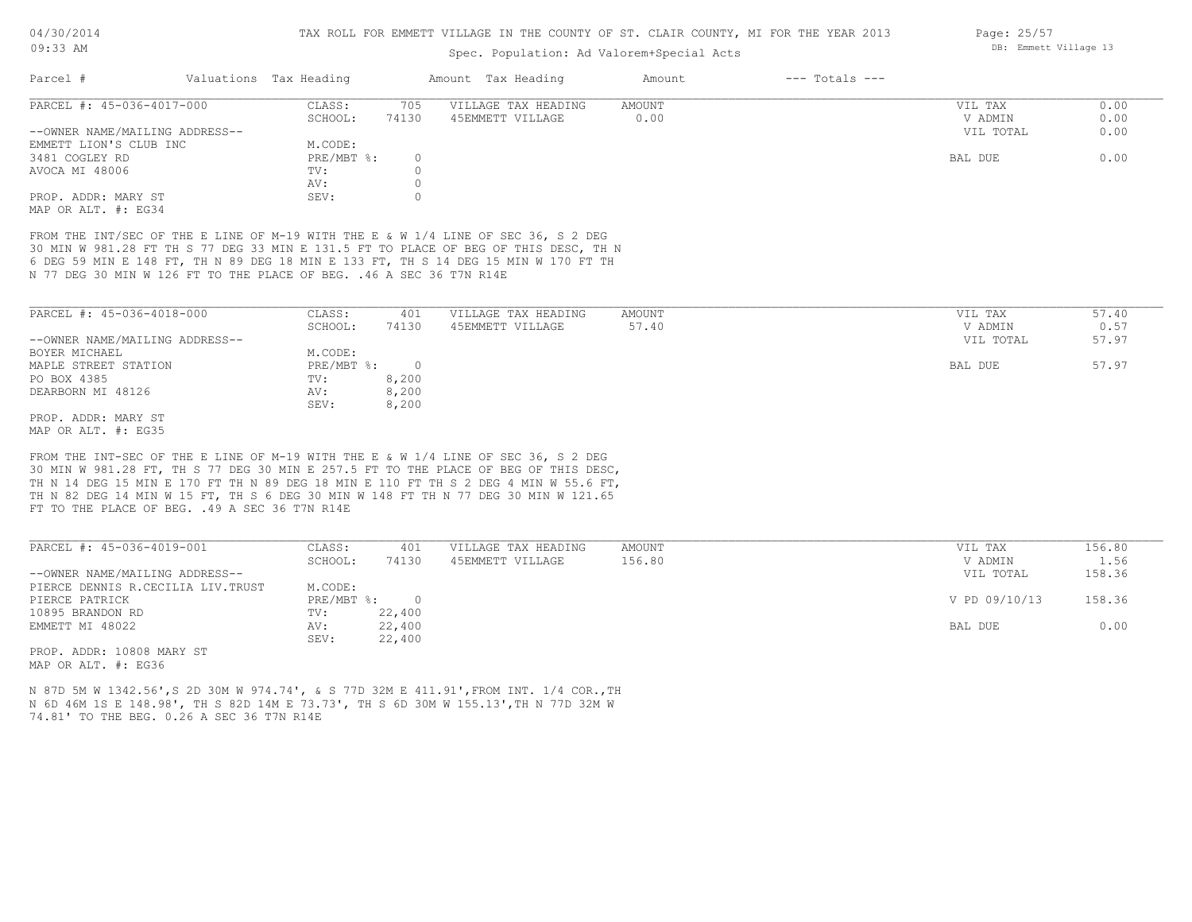TAX ROLL FOR EMMETT VILLAGE IN THE COUNTY OF ST. CLAIR COUNTY, MI FOR THE YEAR 2013

Spec. Population: Ad Valorem+Special Acts

| Parcel # | Valuations | Tax Heading | Amount | Tax Heading | Amount | --- Totals --- | |
|---|---|---|---|---|---|---|---|

**PARCEL #: 45-036-4017-000**

| | | | | | |
|---|---|---|---|---|---|
| CLASS: | 705 | VILLAGE TAX HEADING | AMOUNT | VIL TAX | 0.00 |
| SCHOOL: | 74130 | 45EMMETT VILLAGE | 0.00 | V ADMIN | 0.00 |
| | | | | VIL TOTAL | 0.00 |
| M.CODE: | | | | | |
| PRE/MBT %: | 0 | | | BAL DUE | 0.00 |
| TV: | 0 | | | | |
| AV: | 0 | | | | |
| SEV: | 0 | | | | |

--OWNER NAME/MAILING ADDRESS--
EMMETT LION'S CLUB INC
3481 COGLEY RD
AVOCA MI 48006

PROP. ADDR: MARY ST
MAP OR ALT. #: EG34

FROM THE INT/SEC OF THE E LINE OF M-19 WITH THE E & W 1/4 LINE OF SEC 36, S 2 DEG 30 MIN W 981.28 FT TH S 77 DEG 33 MIN E 131.5 FT TO PLACE OF BEG OF THIS DESC, TH N 6 DEG 59 MIN E 148 FT, TH N 89 DEG 18 MIN E 133 FT, TH S 14 DEG 15 MIN W 170 FT TH N 77 DEG 30 MIN W 126 FT TO THE PLACE OF BEG. .46 A SEC 36 T7N R14E

**PARCEL #: 45-036-4018-000**

| | | | | | |
|---|---|---|---|---|---|
| CLASS: | 401 | VILLAGE TAX HEADING | AMOUNT | VIL TAX | 57.40 |
| SCHOOL: | 74130 | 45EMMETT VILLAGE | 57.40 | V ADMIN | 0.57 |
| | | | | VIL TOTAL | 57.97 |
| M.CODE: | | | | | |
| PRE/MBT %: | 0 | | | BAL DUE | 57.97 |
| TV: | 8,200 | | | | |
| AV: | 8,200 | | | | |
| SEV: | 8,200 | | | | |

--OWNER NAME/MAILING ADDRESS--
BOYER MICHAEL
MAPLE STREET STATION
PO BOX 4385
DEARBORN MI 48126

PROP. ADDR: MARY ST
MAP OR ALT. #: EG35

FROM THE INT-SEC OF THE E LINE OF M-19 WITH THE E & W 1/4 LINE OF SEC 36, S 2 DEG 30 MIN W 981.28 FT, TH S 77 DEG 30 MIN E 257.5 FT TO THE PLACE OF BEG OF THIS DESC, TH N 14 DEG 15 MIN E 170 FT TH N 89 DEG 18 MIN E 110 FT TH S 2 DEG 4 MIN W 55.6 FT, TH N 82 DEG 14 MIN W 15 FT, TH S 6 DEG 30 MIN W 148 FT TH N 77 DEG 30 MIN W 121.65 FT TO THE PLACE OF BEG. .49 A SEC 36 T7N R14E

**PARCEL #: 45-036-4019-001**

| | | | | | |
|---|---|---|---|---|---|
| CLASS: | 401 | VILLAGE TAX HEADING | AMOUNT | VIL TAX | 156.80 |
| SCHOOL: | 74130 | 45EMMETT VILLAGE | 156.80 | V ADMIN | 1.56 |
| | | | | VIL TOTAL | 158.36 |
| M.CODE: | | | | | |
| PRE/MBT %: | 0 | | | V PD 09/10/13 | 158.36 |
| TV: | 22,400 | | | | |
| AV: | 22,400 | | | BAL DUE | 0.00 |
| SEV: | 22,400 | | | | |

--OWNER NAME/MAILING ADDRESS--
PIERCE DENNIS R.CECILIA LIV.TRUST
PIERCE PATRICK
10895 BRANDON RD
EMMETT MI 48022

PROP. ADDR: 10808 MARY ST
MAP OR ALT. #: EG36

N 87D 5M W 1342.56',S 2D 30M W 974.74', & S 77D 32M E 411.91',FROM INT. 1/4 COR.,TH N 6D 46M 1S E 148.98', TH S 82D 14M E 73.73', TH S 6D 30M W 155.13',TH N 77D 32M W 74.81' TO THE BEG. 0.26 A SEC 36 T7N R14E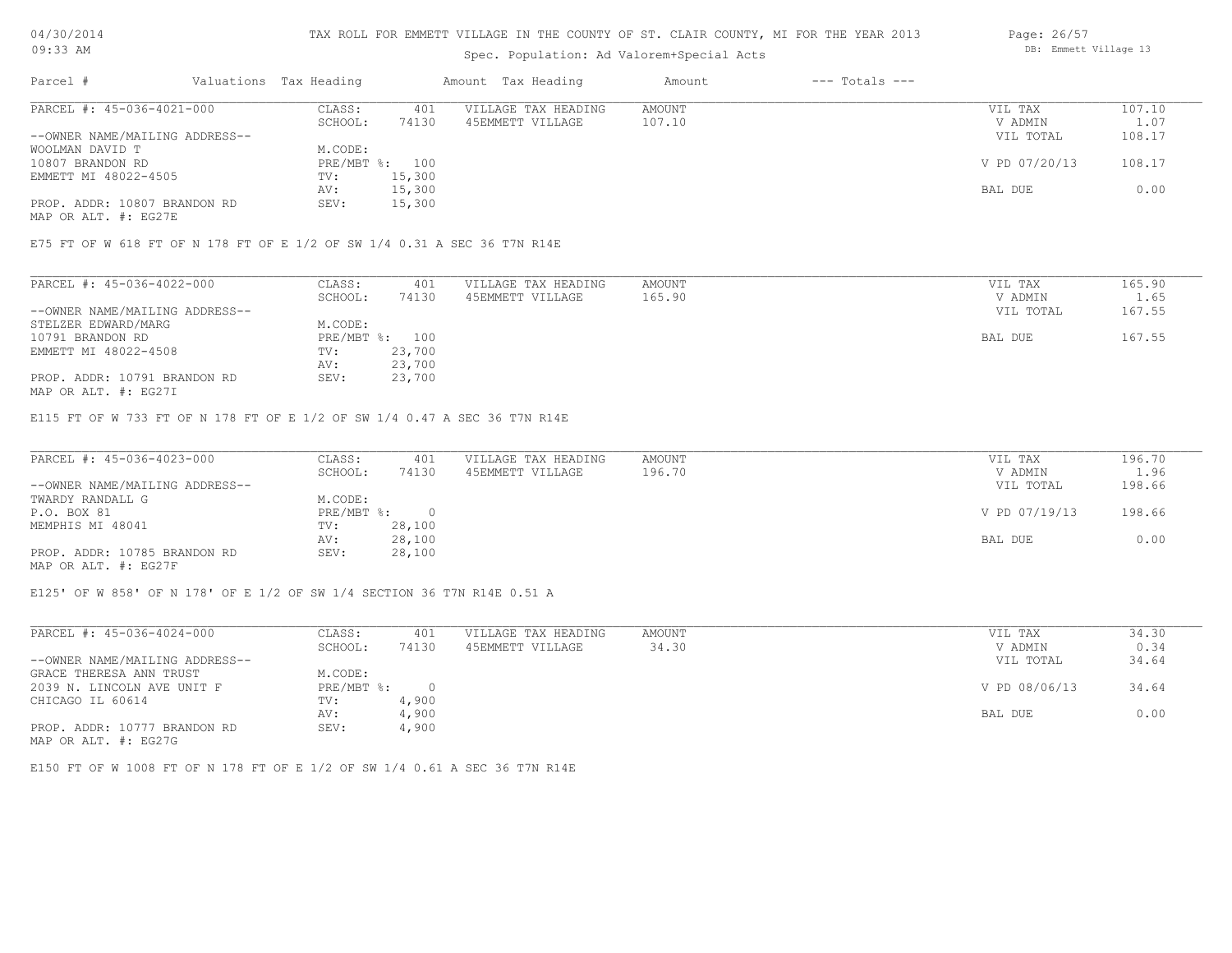# TAX ROLL FOR EMMETT VILLAGE IN THE COUNTY OF ST. CLAIR COUNTY, MI FOR THE YEAR 2013

Spec. Population: Ad Valorem+Special Acts

| Parcel # | Valuations | Tax Heading | Amount | Tax Heading | Amount | --- Totals --- | |
|---|---|---|---|---|---|---|---|

---

**PARCEL #: 45-036-4021-000**

| | | | | | |
|---|---|---|---|---|---|
| CLASS: | 401 | VILLAGE TAX HEADING | AMOUNT | VIL TAX | 107.10 |
| SCHOOL: | 74130 | 45EMMETT VILLAGE | 107.10 | V ADMIN | 1.07 |
| M.CODE: | | | | VIL TOTAL | 108.17 |
| PRE/MBT %: | 100 | | | V PD 07/20/13 | 108.17 |
| TV: | 15,300 | | | | |
| AV: | 15,300 | | | BAL DUE | 0.00 |
| SEV: | 15,300 | | | | |

--OWNER NAME/MAILING ADDRESS--
WOOLMAN DAVID T
10807 BRANDON RD
EMMETT MI 48022-4505

PROP. ADDR: 10807 BRANDON RD
MAP OR ALT. #: EG27E

E75 FT OF W 618 FT OF N 178 FT OF E 1/2 OF SW 1/4 0.31 A SEC 36 T7N R14E

---

**PARCEL #: 45-036-4022-000**

| | | | | | |
|---|---|---|---|---|---|
| CLASS: | 401 | VILLAGE TAX HEADING | AMOUNT | VIL TAX | 165.90 |
| SCHOOL: | 74130 | 45EMMETT VILLAGE | 165.90 | V ADMIN | 1.65 |
| M.CODE: | | | | VIL TOTAL | 167.55 |
| PRE/MBT %: | 100 | | | BAL DUE | 167.55 |
| TV: | 23,700 | | | | |
| AV: | 23,700 | | | | |
| SEV: | 23,700 | | | | |

--OWNER NAME/MAILING ADDRESS--
STELZER EDWARD/MARG
10791 BRANDON RD
EMMETT MI 48022-4508

PROP. ADDR: 10791 BRANDON RD
MAP OR ALT. #: EG27I

E115 FT OF W 733 FT OF N 178 FT OF E 1/2 OF SW 1/4 0.47 A SEC 36 T7N R14E

---

**PARCEL #: 45-036-4023-000**

| | | | | | |
|---|---|---|---|---|---|
| CLASS: | 401 | VILLAGE TAX HEADING | AMOUNT | VIL TAX | 196.70 |
| SCHOOL: | 74130 | 45EMMETT VILLAGE | 196.70 | V ADMIN | 1.96 |
| M.CODE: | | | | VIL TOTAL | 198.66 |
| PRE/MBT %: | 0 | | | V PD 07/19/13 | 198.66 |
| TV: | 28,100 | | | | |
| AV: | 28,100 | | | BAL DUE | 0.00 |
| SEV: | 28,100 | | | | |

--OWNER NAME/MAILING ADDRESS--
TWARDY RANDALL G
P.O. BOX 81
MEMPHIS MI 48041

PROP. ADDR: 10785 BRANDON RD
MAP OR ALT. #: EG27F

E125' OF W 858' OF N 178' OF E 1/2 OF SW 1/4 SECTION 36 T7N R14E 0.51 A

---

**PARCEL #: 45-036-4024-000**

| | | | | | |
|---|---|---|---|---|---|
| CLASS: | 401 | VILLAGE TAX HEADING | AMOUNT | VIL TAX | 34.30 |
| SCHOOL: | 74130 | 45EMMETT VILLAGE | 34.30 | V ADMIN | 0.34 |
| M.CODE: | | | | VIL TOTAL | 34.64 |
| PRE/MBT %: | 0 | | | V PD 08/06/13 | 34.64 |
| TV: | 4,900 | | | | |
| AV: | 4,900 | | | BAL DUE | 0.00 |
| SEV: | 4,900 | | | | |

--OWNER NAME/MAILING ADDRESS--
GRACE THERESA ANN TRUST
2039 N. LINCOLN AVE UNIT F
CHICAGO IL 60614

PROP. ADDR: 10777 BRANDON RD
MAP OR ALT. #: EG27G

E150 FT OF W 1008 FT OF N 178 FT OF E 1/2 OF SW 1/4 0.61 A SEC 36 T7N R14E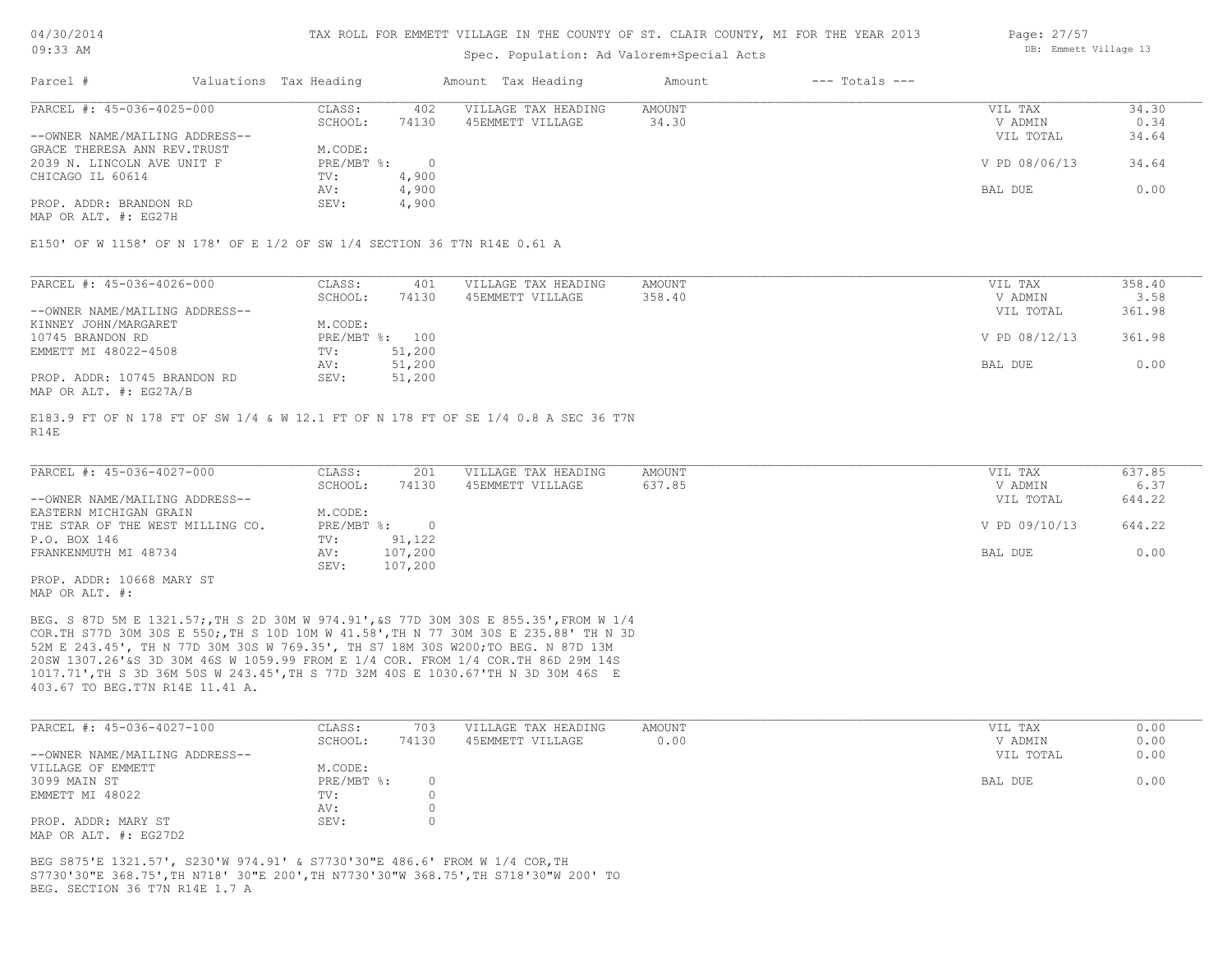TAX ROLL FOR EMMETT VILLAGE IN THE COUNTY OF ST. CLAIR COUNTY, MI FOR THE YEAR 2013

Spec. Population: Ad Valorem+Special Acts

| Parcel # | Valuations | Tax Heading | Amount | Tax Heading | Amount | --- Totals --- | |
|---|---|---|---|---|---|---|---|

**PARCEL #: 45-036-4025-000**

| | | | | | | |
|---|---|---|---|---|---|---|
| | CLASS: | 402 | VILLAGE TAX HEADING | AMOUNT | VIL TAX | 34.30 |
| | SCHOOL: | 74130 | 45EMMETT VILLAGE | 34.30 | V ADMIN | 0.34 |
| --OWNER NAME/MAILING ADDRESS-- | | | | | VIL TOTAL | 34.64 |
| GRACE THERESA ANN REV.TRUST | M.CODE: | | | | | |
| 2039 N. LINCOLN AVE UNIT F | PRE/MBT %: | 0 | | | V PD 08/06/13 | 34.64 |
| CHICAGO IL 60614 | TV: | 4,900 | | | | |
| | AV: | 4,900 | | | BAL DUE | 0.00 |
| PROP. ADDR: BRANDON RD | SEV: | 4,900 | | | | |
| MAP OR ALT. #: EG27H | | | | | | |

E150' OF W 1158' OF N 178' OF E 1/2 OF SW 1/4 SECTION 36 T7N R14E 0.61 A

**PARCEL #: 45-036-4026-000**

| | | | | | | |
|---|---|---|---|---|---|---|
| | CLASS: | 401 | VILLAGE TAX HEADING | AMOUNT | VIL TAX | 358.40 |
| | SCHOOL: | 74130 | 45EMMETT VILLAGE | 358.40 | V ADMIN | 3.58 |
| --OWNER NAME/MAILING ADDRESS-- | | | | | VIL TOTAL | 361.98 |
| KINNEY JOHN/MARGARET | M.CODE: | | | | | |
| 10745 BRANDON RD | PRE/MBT %: | 100 | | | V PD 08/12/13 | 361.98 |
| EMMETT MI 48022-4508 | TV: | 51,200 | | | | |
| | AV: | 51,200 | | | BAL DUE | 0.00 |
| PROP. ADDR: 10745 BRANDON RD | SEV: | 51,200 | | | | |
| MAP OR ALT. #: EG27A/B | | | | | | |

E183.9 FT OF N 178 FT OF SW 1/4 & W 12.1 FT OF N 178 FT OF SE 1/4 0.8 A SEC 36 T7N R14E

**PARCEL #: 45-036-4027-000**

| | | | | | | |
|---|---|---|---|---|---|---|
| | CLASS: | 201 | VILLAGE TAX HEADING | AMOUNT | VIL TAX | 637.85 |
| | SCHOOL: | 74130 | 45EMMETT VILLAGE | 637.85 | V ADMIN | 6.37 |
| --OWNER NAME/MAILING ADDRESS-- | | | | | VIL TOTAL | 644.22 |
| EASTERN MICHIGAN GRAIN | M.CODE: | | | | | |
| THE STAR OF THE WEST MILLING CO. | PRE/MBT %: | 0 | | | V PD 09/10/13 | 644.22 |
| P.O. BOX 146 | TV: | 91,122 | | | | |
| FRANKENMUTH MI 48734 | AV: | 107,200 | | | BAL DUE | 0.00 |
| | SEV: | 107,200 | | | | |
| PROP. ADDR: 10668 MARY ST | | | | | | |
| MAP OR ALT. #: | | | | | | |

BEG. S 87D 5M E 1321.57;,TH S 2D 30M W 974.91',&S 77D 30M 30S E 855.35',FROM W 1/4 COR.TH S77D 30M 30S E 550;,TH S 10D 10M W 41.58',TH N 77 30M 30S E 235.88' TH N 3D 52M E 243.45', TH N 77D 30M 30S W 769.35', TH S7 18M 30S W200;TO BEG. N 87D 13M 20SW 1307.26'&S 3D 30M 46S W 1059.99 FROM E 1/4 COR. FROM 1/4 COR.TH 86D 29M 14S 1017.71',TH S 3D 36M 50S W 243.45',TH S 77D 32M 40S E 1030.67'TH N 3D 30M 46S E 403.67 TO BEG.T7N R14E 11.41 A.

**PARCEL #: 45-036-4027-100**

| | | | | | | |
|---|---|---|---|---|---|---|
| | CLASS: | 703 | VILLAGE TAX HEADING | AMOUNT | VIL TAX | 0.00 |
| | SCHOOL: | 74130 | 45EMMETT VILLAGE | 0.00 | V ADMIN | 0.00 |
| --OWNER NAME/MAILING ADDRESS-- | | | | | VIL TOTAL | 0.00 |
| VILLAGE OF EMMETT | M.CODE: | | | | | |
| 3099 MAIN ST | PRE/MBT %: | 0 | | | BAL DUE | 0.00 |
| EMMETT MI 48022 | TV: | 0 | | | | |
| | AV: | 0 | | | | |
| PROP. ADDR: MARY ST | SEV: | 0 | | | | |
| MAP OR ALT. #: EG27D2 | | | | | | |

BEG S875'E 1321.57', S230'W 974.91' & S7730'30"E 486.6' FROM W 1/4 COR,TH S7730'30"E 368.75',TH N718' 30"E 200',TH N7730'30"W 368.75',TH S718'30"W 200' TO BEG. SECTION 36 T7N R14E 1.7 A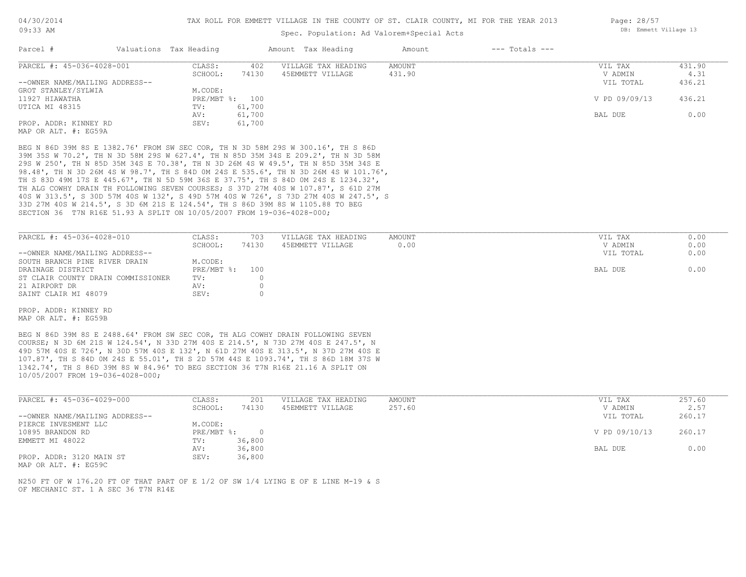TAX ROLL FOR EMMETT VILLAGE IN THE COUNTY OF ST. CLAIR COUNTY, MI FOR THE YEAR 2013

Spec. Population: Ad Valorem+Special Acts

| Parcel # | Valuations Tax Heading | | Amount Tax Heading | Amount | --- Totals --- | |
|---|---|---|---|---|---|---|
| PARCEL #: 45-036-4028-001 | CLASS: | 402 | VILLAGE TAX HEADING | AMOUNT | VIL TAX | 431.90 |
| | SCHOOL: | 74130 | 45EMMETT VILLAGE | 431.90 | V ADMIN | 4.31 |
| --OWNER NAME/MAILING ADDRESS-- | | | | | VIL TOTAL | 436.21 |
| GROT STANLEY/SYLWIA | M.CODE: | | | | | |
| 11927 HIAWATHA | PRE/MBT %: | 100 | | | V PD 09/09/13 | 436.21 |
| UTICA MI 48315 | TV: | 61,700 | | | | |
| | AV: | 61,700 | | | BAL DUE | 0.00 |
| PROP. ADDR: KINNEY RD | SEV: | 61,700 | | | | |
| MAP OR ALT. #: EG59A | | | | | | |

BEG N 86D 39M 8S E 1382.76' FROM SW SEC COR, TH N 3D 58M 29S W 300.16', TH S 86D 39M 35S W 70.2', TH N 3D 58M 29S W 627.4', TH N 85D 35M 34S E 209.2', TH N 3D 58M 29S W 250', TH N 85D 35M 34S E 70.38', TH N 3D 26M 4S W 49.5', TH N 85D 35M 34S E 98.48', TH N 3D 26M 4S W 98.7', TH S 84D 0M 24S E 535.6', TH N 3D 26M 4S W 101.76', TH S 83D 49M 17S E 445.67', TH N 5D 59M 36S E 37.75', TH S 84D 0M 24S E 1234.32', TH ALG COWHY DRAIN TH FOLLOWING SEVEN COURSES; S 37D 27M 40S W 107.87', S 61D 27M 40S W 313.5', S 30D 57M 40S W 132', S 49D 57M 40S W 726', S 73D 27M 40S W 247.5', S 33D 27M 40S W 214.5', S 3D 6M 21S E 124.54', TH S 86D 39M 8S W 1105.88 TO BEG SECTION 36 T7N R16E 51.93 A SPLIT ON 10/05/2007 FROM 19-036-4028-000;

| Parcel # | Valuations Tax Heading | | Amount Tax Heading | Amount | --- Totals --- | |
|---|---|---|---|---|---|---|
| PARCEL #: 45-036-4028-010 | CLASS: | 703 | VILLAGE TAX HEADING | AMOUNT | VIL TAX | 0.00 |
| | SCHOOL: | 74130 | 45EMMETT VILLAGE | 0.00 | V ADMIN | 0.00 |
| --OWNER NAME/MAILING ADDRESS-- | | | | | VIL TOTAL | 0.00 |
| SOUTH BRANCH PINE RIVER DRAIN | M.CODE: | | | | | |
| DRAINAGE DISTRICT | PRE/MBT %: | 100 | | | BAL DUE | 0.00 |
| ST CLAIR COUNTY DRAIN COMMISSIONER | TV: | 0 | | | | |
| 21 AIRPORT DR | AV: | 0 | | | | |
| SAINT CLAIR MI 48079 | SEV: | 0 | | | | |
| PROP. ADDR: KINNEY RD | | | | | | |
| MAP OR ALT. #: EG59B | | | | | | |

BEG N 86D 39M 8S E 2488.64' FROM SW SEC COR, TH ALG COWHY DRAIN FOLLOWING SEVEN COURSE; N 3D 6M 21S W 124.54', N 33D 27M 40S E 214.5', N 73D 27M 40S E 247.5', N 49D 57M 40S E 726', N 30D 57M 40S E 132', N 61D 27M 40S E 313.5', N 37D 27M 40S E 107.87', TH S 84D 0M 24S E 55.01', TH S 2D 57M 44S E 1093.74', TH S 86D 18M 37S W 1342.74', TH S 86D 39M 8S W 84.96' TO BEG SECTION 36 T7N R16E 21.16 A SPLIT ON 10/05/2007 FROM 19-036-4028-000;

| Parcel # | Valuations Tax Heading | | Amount Tax Heading | Amount | --- Totals --- | |
|---|---|---|---|---|---|---|
| PARCEL #: 45-036-4029-000 | CLASS: | 201 | VILLAGE TAX HEADING | AMOUNT | VIL TAX | 257.60 |
| | SCHOOL: | 74130 | 45EMMETT VILLAGE | 257.60 | V ADMIN | 2.57 |
| --OWNER NAME/MAILING ADDRESS-- | | | | | VIL TOTAL | 260.17 |
| PIERCE INVESMENT LLC | M.CODE: | | | | | |
| 10895 BRANDON RD | PRE/MBT %: | 0 | | | V PD 09/10/13 | 260.17 |
| EMMETT MI 48022 | TV: | 36,800 | | | | |
| | AV: | 36,800 | | | BAL DUE | 0.00 |
| PROP. ADDR: 3120 MAIN ST | SEV: | 36,800 | | | | |
| MAP OR ALT. #: EG59C | | | | | | |

N250 FT OF W 176.20 FT OF THAT PART OF E 1/2 OF SW 1/4 LYING E OF E LINE M-19 & S OF MECHANIC ST. 1 A SEC 36 T7N R14E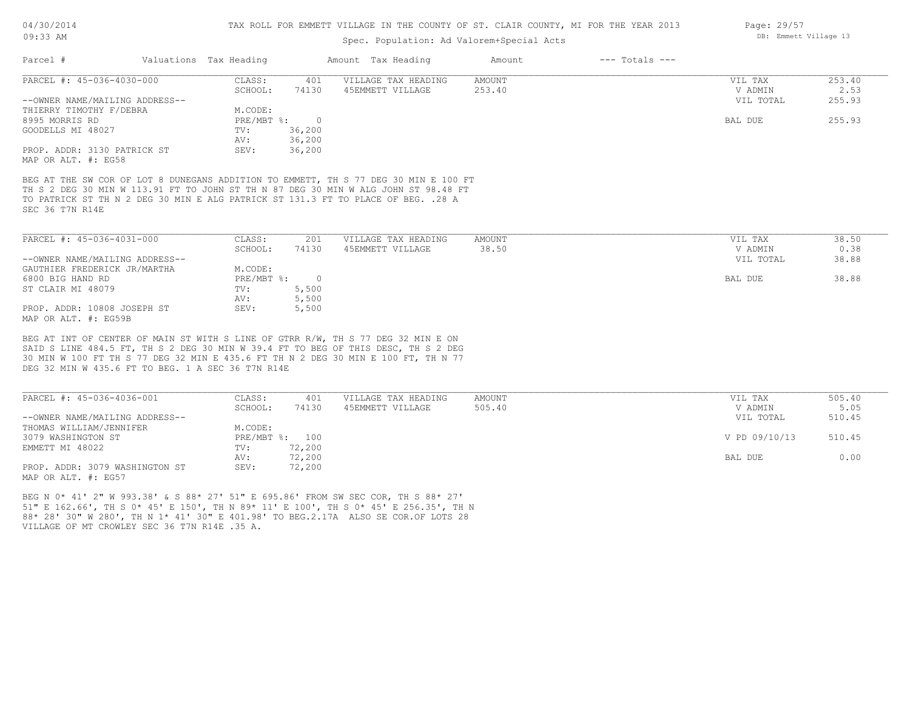TAX ROLL FOR EMMETT VILLAGE IN THE COUNTY OF ST. CLAIR COUNTY, MI FOR THE YEAR 2013

Spec. Population: Ad Valorem+Special Acts

| Parcel # | Valuations | Tax Heading | Amount | Tax Heading | Amount | --- Totals --- | |
|---|---|---|---|---|---|---|---|
| PARCEL #: 45-036-4030-000 | CLASS: | 401 | VILLAGE TAX HEADING | AMOUNT | | VIL TAX | 253.40 |
| | SCHOOL: | 74130 | 45EMMETT VILLAGE | 253.40 | | V ADMIN | 2.53 |
| --OWNER NAME/MAILING ADDRESS-- | | | | | | VIL TOTAL | 255.93 |
| THIERRY TIMOTHY F/DEBRA | M.CODE: | | | | | | |
| 8995 MORRIS RD | PRE/MBT %: | 0 | | | | BAL DUE | 255.93 |
| GOODELLS MI 48027 | TV: | 36,200 | | | | | |
| | AV: | 36,200 | | | | | |
| PROP. ADDR: 3130 PATRICK ST | SEV: | 36,200 | | | | | |
| MAP OR ALT. #: EG58 | | | | | | | |

BEG AT THE SW COR OF LOT 8 DUNEGANS ADDITION TO EMMETT, TH S 77 DEG 30 MIN E 100 FT TH S 2 DEG 30 MIN W 113.91 FT TO JOHN ST TH N 87 DEG 30 MIN W ALG JOHN ST 98.48 FT TO PATRICK ST TH N 2 DEG 30 MIN E ALG PATRICK ST 131.3 FT TO PLACE OF BEG. .28 A SEC 36 T7N R14E

| Parcel # | Valuations | Tax Heading | Amount | Tax Heading | Amount | --- Totals --- | |
|---|---|---|---|---|---|---|---|
| PARCEL #: 45-036-4031-000 | CLASS: | 201 | VILLAGE TAX HEADING | AMOUNT | | VIL TAX | 38.50 |
| | SCHOOL: | 74130 | 45EMMETT VILLAGE | 38.50 | | V ADMIN | 0.38 |
| --OWNER NAME/MAILING ADDRESS-- | | | | | | VIL TOTAL | 38.88 |
| GAUTHIER FREDERICK JR/MARTHA | M.CODE: | | | | | | |
| 6800 BIG HAND RD | PRE/MBT %: | 0 | | | | BAL DUE | 38.88 |
| ST CLAIR MI 48079 | TV: | 5,500 | | | | | |
| | AV: | 5,500 | | | | | |
| PROP. ADDR: 10808 JOSEPH ST | SEV: | 5,500 | | | | | |
| MAP OR ALT. #: EG59B | | | | | | | |

BEG AT INT OF CENTER OF MAIN ST WITH S LINE OF GTRR R/W, TH S 77 DEG 32 MIN E ON SAID S LINE 484.5 FT, TH S 2 DEG 30 MIN W 39.4 FT TO BEG OF THIS DESC, TH S 2 DEG 30 MIN W 100 FT TH S 77 DEG 32 MIN E 435.6 FT TH N 2 DEG 30 MIN E 100 FT, TH N 77 DEG 32 MIN W 435.6 FT TO BEG. 1 A SEC 36 T7N R14E

| Parcel # | Valuations | Tax Heading | Amount | Tax Heading | Amount | --- Totals --- | |
|---|---|---|---|---|---|---|---|
| PARCEL #: 45-036-4036-001 | CLASS: | 401 | VILLAGE TAX HEADING | AMOUNT | | VIL TAX | 505.40 |
| | SCHOOL: | 74130 | 45EMMETT VILLAGE | 505.40 | | V ADMIN | 5.05 |
| --OWNER NAME/MAILING ADDRESS-- | | | | | | VIL TOTAL | 510.45 |
| THOMAS WILLIAM/JENNIFER | M.CODE: | | | | | | |
| 3079 WASHINGTON ST | PRE/MBT %: | 100 | | | | V PD 09/10/13 | 510.45 |
| EMMETT MI 48022 | TV: | 72,200 | | | | | |
| | AV: | 72,200 | | | | BAL DUE | 0.00 |
| PROP. ADDR: 3079 WASHINGTON ST | SEV: | 72,200 | | | | | |
| MAP OR ALT. #: EG57 | | | | | | | |

BEG N 0* 41' 2" W 993.38' & S 88* 27' 51" E 695.86' FROM SW SEC COR, TH S 88* 27' 51" E 162.66', TH S 0* 45' E 150', TH N 89* 11' E 100', TH S 0* 45' E 256.35', TH N 88* 28' 30" W 280', TH N 1* 41' 30" E 401.98' TO BEG.2.17A ALSO SE COR.OF LOTS 28 VILLAGE OF MT CROWLEY SEC 36 T7N R14E .35 A.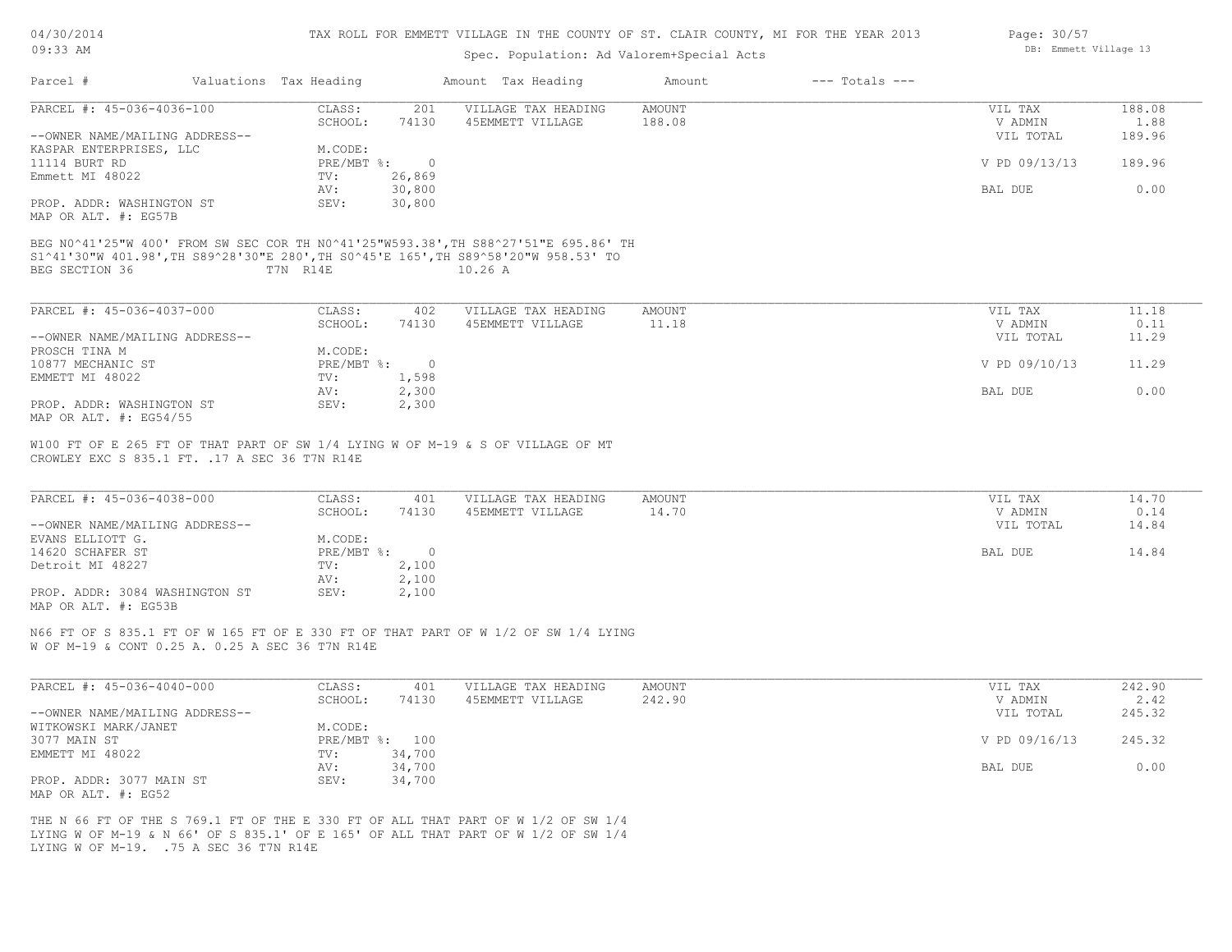TAX ROLL FOR EMMETT VILLAGE IN THE COUNTY OF ST. CLAIR COUNTY, MI FOR THE YEAR 2013

Spec. Population: Ad Valorem+Special Acts

| Parcel # | Valuations | Tax Heading | Amount | Tax Heading | Amount | --- Totals --- | |
|---|---|---|---|---|---|---|---|

---

**PARCEL #: 45-036-4036-100**

| | | | | | | |
|---|---|---|---|---|---|---|
| CLASS: | 201 | VILLAGE TAX HEADING | AMOUNT | | VIL TAX | 188.08 |
| SCHOOL: | 74130 | 45EMMETT VILLAGE | 188.08 | | V ADMIN | 1.88 |
| | | | | | VIL TOTAL | 189.96 |
| M.CODE: | | | | | | |
| PRE/MBT %: | 0 | | | | V PD 09/13/13 | 189.96 |
| TV: | 26,869 | | | | | |
| AV: | 30,800 | | | | BAL DUE | 0.00 |
| SEV: | 30,800 | | | | | |

--OWNER NAME/MAILING ADDRESS--
KASPAR ENTERPRISES, LLC
11114 BURT RD
Emmett MI 48022

PROP. ADDR: WASHINGTON ST
MAP OR ALT. #: EG57B

BEG N0^41'25"W 400' FROM SW SEC COR TH N0^41'25"W593.38',TH S88^27'51"E 695.86' TH S1^41'30"W 401.98',TH S89^28'30"E 280',TH S0^45'E 165',TH S89^58'20"W 958.53' TO BEG SECTION 36 T7N R14E 10.26 A

---

**PARCEL #: 45-036-4037-000**

| | | | | | | |
|---|---|---|---|---|---|---|
| CLASS: | 402 | VILLAGE TAX HEADING | AMOUNT | | VIL TAX | 11.18 |
| SCHOOL: | 74130 | 45EMMETT VILLAGE | 11.18 | | V ADMIN | 0.11 |
| | | | | | VIL TOTAL | 11.29 |
| M.CODE: | | | | | | |
| PRE/MBT %: | 0 | | | | V PD 09/10/13 | 11.29 |
| TV: | 1,598 | | | | | |
| AV: | 2,300 | | | | BAL DUE | 0.00 |
| SEV: | 2,300 | | | | | |

--OWNER NAME/MAILING ADDRESS--
PROSCH TINA M
10877 MECHANIC ST
EMMETT MI 48022

PROP. ADDR: WASHINGTON ST
MAP OR ALT. #: EG54/55

W100 FT OF E 265 FT OF THAT PART OF SW 1/4 LYING W OF M-19 & S OF VILLAGE OF MT CROWLEY EXC S 835.1 FT. .17 A SEC 36 T7N R14E

---

**PARCEL #: 45-036-4038-000**

| | | | | | | |
|---|---|---|---|---|---|---|
| CLASS: | 401 | VILLAGE TAX HEADING | AMOUNT | | VIL TAX | 14.70 |
| SCHOOL: | 74130 | 45EMMETT VILLAGE | 14.70 | | V ADMIN | 0.14 |
| | | | | | VIL TOTAL | 14.84 |
| M.CODE: | | | | | | |
| PRE/MBT %: | 0 | | | | BAL DUE | 14.84 |
| TV: | 2,100 | | | | | |
| AV: | 2,100 | | | | | |
| SEV: | 2,100 | | | | | |

--OWNER NAME/MAILING ADDRESS--
EVANS ELLIOTT G.
14620 SCHAFER ST
Detroit MI 48227

PROP. ADDR: 3084 WASHINGTON ST
MAP OR ALT. #: EG53B

N66 FT OF S 835.1 FT OF W 165 FT OF E 330 FT OF THAT PART OF W 1/2 OF SW 1/4 LYING W OF M-19 & CONT 0.25 A. 0.25 A SEC 36 T7N R14E

---

**PARCEL #: 45-036-4040-000**

| | | | | | | |
|---|---|---|---|---|---|---|
| CLASS: | 401 | VILLAGE TAX HEADING | AMOUNT | | VIL TAX | 242.90 |
| SCHOOL: | 74130 | 45EMMETT VILLAGE | 242.90 | | V ADMIN | 2.42 |
| | | | | | VIL TOTAL | 245.32 |
| M.CODE: | | | | | | |
| PRE/MBT %: | 100 | | | | V PD 09/16/13 | 245.32 |
| TV: | 34,700 | | | | | |
| AV: | 34,700 | | | | BAL DUE | 0.00 |
| SEV: | 34,700 | | | | | |

--OWNER NAME/MAILING ADDRESS--
WITKOWSKI MARK/JANET
3077 MAIN ST
EMMETT MI 48022

PROP. ADDR: 3077 MAIN ST
MAP OR ALT. #: EG52

THE N 66 FT OF THE S 769.1 FT OF THE E 330 FT OF ALL THAT PART OF W 1/2 OF SW 1/4 LYING W OF M-19 & N 66' OF S 835.1' OF E 165' OF ALL THAT PART OF W 1/2 OF SW 1/4 LYING W OF M-19. .75 A SEC 36 T7N R14E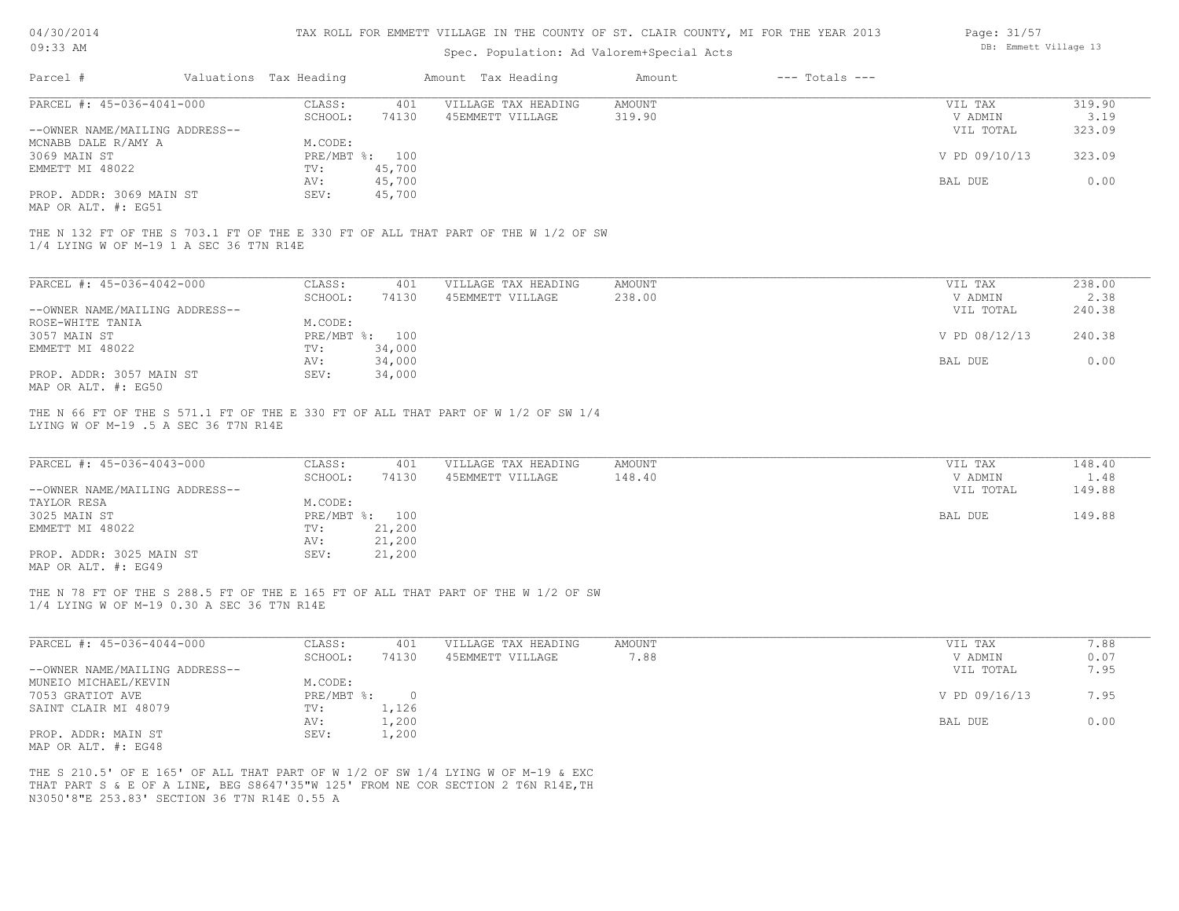TAX ROLL FOR EMMETT VILLAGE IN THE COUNTY OF ST. CLAIR COUNTY, MI FOR THE YEAR 2013

Spec. Population: Ad Valorem+Special Acts

| Parcel # | Valuations | Tax Heading | Amount | Tax Heading | Amount | --- Totals --- | |
|---|---|---|---|---|---|---|---|
| PARCEL #: 45-036-4041-000 | CLASS: | 401 | VILLAGE TAX HEADING | AMOUNT | | VIL TAX | 319.90 |
| | SCHOOL: | 74130 | 45EMMETT VILLAGE | 319.90 | | V ADMIN | 3.19 |
| --OWNER NAME/MAILING ADDRESS-- | | | | | | VIL TOTAL | 323.09 |
| MCNABB DALE R/AMY A | M.CODE: | | | | | | |
| 3069 MAIN ST | PRE/MBT %: | 100 | | | | V PD 09/10/13 | 323.09 |
| EMMETT MI 48022 | TV: | 45,700 | | | | | |
| | AV: | 45,700 | | | | BAL DUE | 0.00 |
| PROP. ADDR: 3069 MAIN ST | SEV: | 45,700 | | | | | |
| MAP OR ALT. #: EG51 | | | | | | | |

THE N 132 FT OF THE S 703.1 FT OF THE E 330 FT OF ALL THAT PART OF THE W 1/2 OF SW 1/4 LYING W OF M-19 1 A SEC 36 T7N R14E

| Parcel # | Valuations | Tax Heading | Amount | Tax Heading | Amount | --- Totals --- | |
|---|---|---|---|---|---|---|---|
| PARCEL #: 45-036-4042-000 | CLASS: | 401 | VILLAGE TAX HEADING | AMOUNT | | VIL TAX | 238.00 |
| | SCHOOL: | 74130 | 45EMMETT VILLAGE | 238.00 | | V ADMIN | 2.38 |
| --OWNER NAME/MAILING ADDRESS-- | | | | | | VIL TOTAL | 240.38 |
| ROSE-WHITE TANIA | M.CODE: | | | | | | |
| 3057 MAIN ST | PRE/MBT %: | 100 | | | | V PD 08/12/13 | 240.38 |
| EMMETT MI 48022 | TV: | 34,000 | | | | | |
| | AV: | 34,000 | | | | BAL DUE | 0.00 |
| PROP. ADDR: 3057 MAIN ST | SEV: | 34,000 | | | | | |
| MAP OR ALT. #: EG50 | | | | | | | |

THE N 66 FT OF THE S 571.1 FT OF THE E 330 FT OF ALL THAT PART OF W 1/2 OF SW 1/4 LYING W OF M-19 .5 A SEC 36 T7N R14E

| Parcel # | Valuations | Tax Heading | Amount | Tax Heading | Amount | --- Totals --- | |
|---|---|---|---|---|---|---|---|
| PARCEL #: 45-036-4043-000 | CLASS: | 401 | VILLAGE TAX HEADING | AMOUNT | | VIL TAX | 148.40 |
| | SCHOOL: | 74130 | 45EMMETT VILLAGE | 148.40 | | V ADMIN | 1.48 |
| --OWNER NAME/MAILING ADDRESS-- | | | | | | VIL TOTAL | 149.88 |
| TAYLOR RESA | M.CODE: | | | | | | |
| 3025 MAIN ST | PRE/MBT %: | 100 | | | | BAL DUE | 149.88 |
| EMMETT MI 48022 | TV: | 21,200 | | | | | |
| | AV: | 21,200 | | | | | |
| PROP. ADDR: 3025 MAIN ST | SEV: | 21,200 | | | | | |
| MAP OR ALT. #: EG49 | | | | | | | |

THE N 78 FT OF THE S 288.5 FT OF THE E 165 FT OF ALL THAT PART OF THE W 1/2 OF SW 1/4 LYING W OF M-19 0.30 A SEC 36 T7N R14E

| Parcel # | Valuations | Tax Heading | Amount | Tax Heading | Amount | --- Totals --- | |
|---|---|---|---|---|---|---|---|
| PARCEL #: 45-036-4044-000 | CLASS: | 401 | VILLAGE TAX HEADING | AMOUNT | | VIL TAX | 7.88 |
| | SCHOOL: | 74130 | 45EMMETT VILLAGE | 7.88 | | V ADMIN | 0.07 |
| --OWNER NAME/MAILING ADDRESS-- | | | | | | VIL TOTAL | 7.95 |
| MUNEIO MICHAEL/KEVIN | M.CODE: | | | | | | |
| 7053 GRATIOT AVE | PRE/MBT %: | 0 | | | | V PD 09/16/13 | 7.95 |
| SAINT CLAIR MI 48079 | TV: | 1,126 | | | | | |
| | AV: | 1,200 | | | | BAL DUE | 0.00 |
| PROP. ADDR: MAIN ST | SEV: | 1,200 | | | | | |
| MAP OR ALT. #: EG48 | | | | | | | |

THE S 210.5' OF E 165' OF ALL THAT PART OF W 1/2 OF SW 1/4 LYING W OF M-19 & EXC THAT PART S & E OF A LINE, BEG S8647'35"W 125' FROM NE COR SECTION 2 T6N R14E,TH N3050'8"E 253.83' SECTION 36 T7N R14E 0.55 A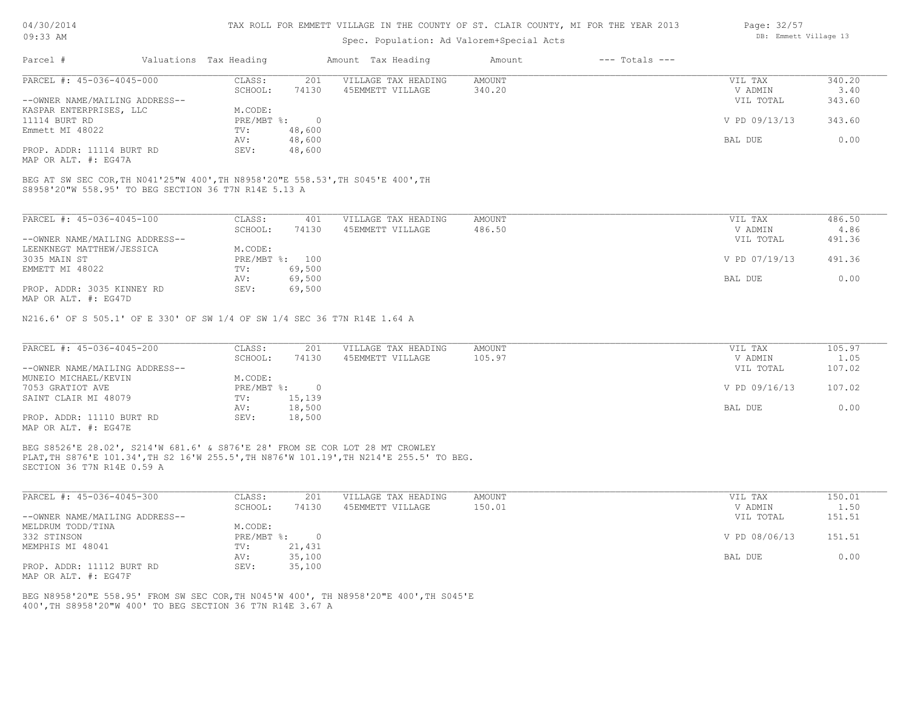# TAX ROLL FOR EMMETT VILLAGE IN THE COUNTY OF ST. CLAIR COUNTY, MI FOR THE YEAR 2013

Spec. Population: Ad Valorem+Special Acts

| Parcel # | Valuations Tax Heading | | Amount Tax Heading | Amount | --- Totals --- | |
|---|---|---|---|---|---|---|

## PARCEL #: 45-036-4045-000

| | | | | | | |
|---|---|---|---|---|---|---|
| PARCEL #: 45-036-4045-000 | CLASS: | 201 | VILLAGE TAX HEADING | AMOUNT | VIL TAX | 340.20 |
| | SCHOOL: | 74130 | 45EMMETT VILLAGE | 340.20 | V ADMIN | 3.40 |
| --OWNER NAME/MAILING ADDRESS-- | | | | | VIL TOTAL | 343.60 |
| KASPAR ENTERPRISES, LLC | M.CODE: | | | | | |
| 11114 BURT RD | PRE/MBT %: | 0 | | | V PD 09/13/13 | 343.60 |
| Emmett MI 48022 | TV: | 48,600 | | | | |
| | AV: | 48,600 | | | BAL DUE | 0.00 |
| PROP. ADDR: 11114 BURT RD | SEV: | 48,600 | | | | |
| MAP OR ALT. #: EG47A | | | | | | |

BEG AT SW SEC COR,TH N041'25"W 400',TH N8958'20"E 558.53',TH S045'E 400',TH S8958'20"W 558.95' TO BEG SECTION 36 T7N R14E 5.13 A

## PARCEL #: 45-036-4045-100

| | | | | | | |
|---|---|---|---|---|---|---|
| PARCEL #: 45-036-4045-100 | CLASS: | 401 | VILLAGE TAX HEADING | AMOUNT | VIL TAX | 486.50 |
| | SCHOOL: | 74130 | 45EMMETT VILLAGE | 486.50 | V ADMIN | 4.86 |
| --OWNER NAME/MAILING ADDRESS-- | | | | | VIL TOTAL | 491.36 |
| LEENKNEGT MATTHEW/JESSICA | M.CODE: | | | | | |
| 3035 MAIN ST | PRE/MBT %: | 100 | | | V PD 07/19/13 | 491.36 |
| EMMETT MI 48022 | TV: | 69,500 | | | | |
| | AV: | 69,500 | | | BAL DUE | 0.00 |
| PROP. ADDR: 3035 KINNEY RD | SEV: | 69,500 | | | | |
| MAP OR ALT. #: EG47D | | | | | | |

N216.6' OF S 505.1' OF E 330' OF SW 1/4 OF SW 1/4 SEC 36 T7N R14E 1.64 A

## PARCEL #: 45-036-4045-200

| | | | | | | |
|---|---|---|---|---|---|---|
| PARCEL #: 45-036-4045-200 | CLASS: | 201 | VILLAGE TAX HEADING | AMOUNT | VIL TAX | 105.97 |
| | SCHOOL: | 74130 | 45EMMETT VILLAGE | 105.97 | V ADMIN | 1.05 |
| --OWNER NAME/MAILING ADDRESS-- | | | | | VIL TOTAL | 107.02 |
| MUNEIO MICHAEL/KEVIN | M.CODE: | | | | | |
| 7053 GRATIOT AVE | PRE/MBT %: | 0 | | | V PD 09/16/13 | 107.02 |
| SAINT CLAIR MI 48079 | TV: | 15,139 | | | | |
| | AV: | 18,500 | | | BAL DUE | 0.00 |
| PROP. ADDR: 11110 BURT RD | SEV: | 18,500 | | | | |
| MAP OR ALT. #: EG47E | | | | | | |

BEG S8526'E 28.02', S214'W 681.6' & S876'E 28' FROM SE COR LOT 28 MT CROWLEY PLAT,TH S876'E 101.34',TH S2 16'W 255.5',TH N876'W 101.19',TH N214'E 255.5' TO BEG. SECTION 36 T7N R14E 0.59 A

## PARCEL #: 45-036-4045-300

| | | | | | | |
|---|---|---|---|---|---|---|
| PARCEL #: 45-036-4045-300 | CLASS: | 201 | VILLAGE TAX HEADING | AMOUNT | VIL TAX | 150.01 |
| | SCHOOL: | 74130 | 45EMMETT VILLAGE | 150.01 | V ADMIN | 1.50 |
| --OWNER NAME/MAILING ADDRESS-- | | | | | VIL TOTAL | 151.51 |
| MELDRUM TODD/TINA | M.CODE: | | | | | |
| 332 STINSON | PRE/MBT %: | 0 | | | V PD 08/06/13 | 151.51 |
| MEMPHIS MI 48041 | TV: | 21,431 | | | | |
| | AV: | 35,100 | | | BAL DUE | 0.00 |
| PROP. ADDR: 11112 BURT RD | SEV: | 35,100 | | | | |
| MAP OR ALT. #: EG47F | | | | | | |

BEG N8958'20"E 558.95' FROM SW SEC COR,TH N045'W 400', TH N8958'20"E 400',TH S045'E 400',TH S8958'20"W 400' TO BEG SECTION 36 T7N R14E 3.67 A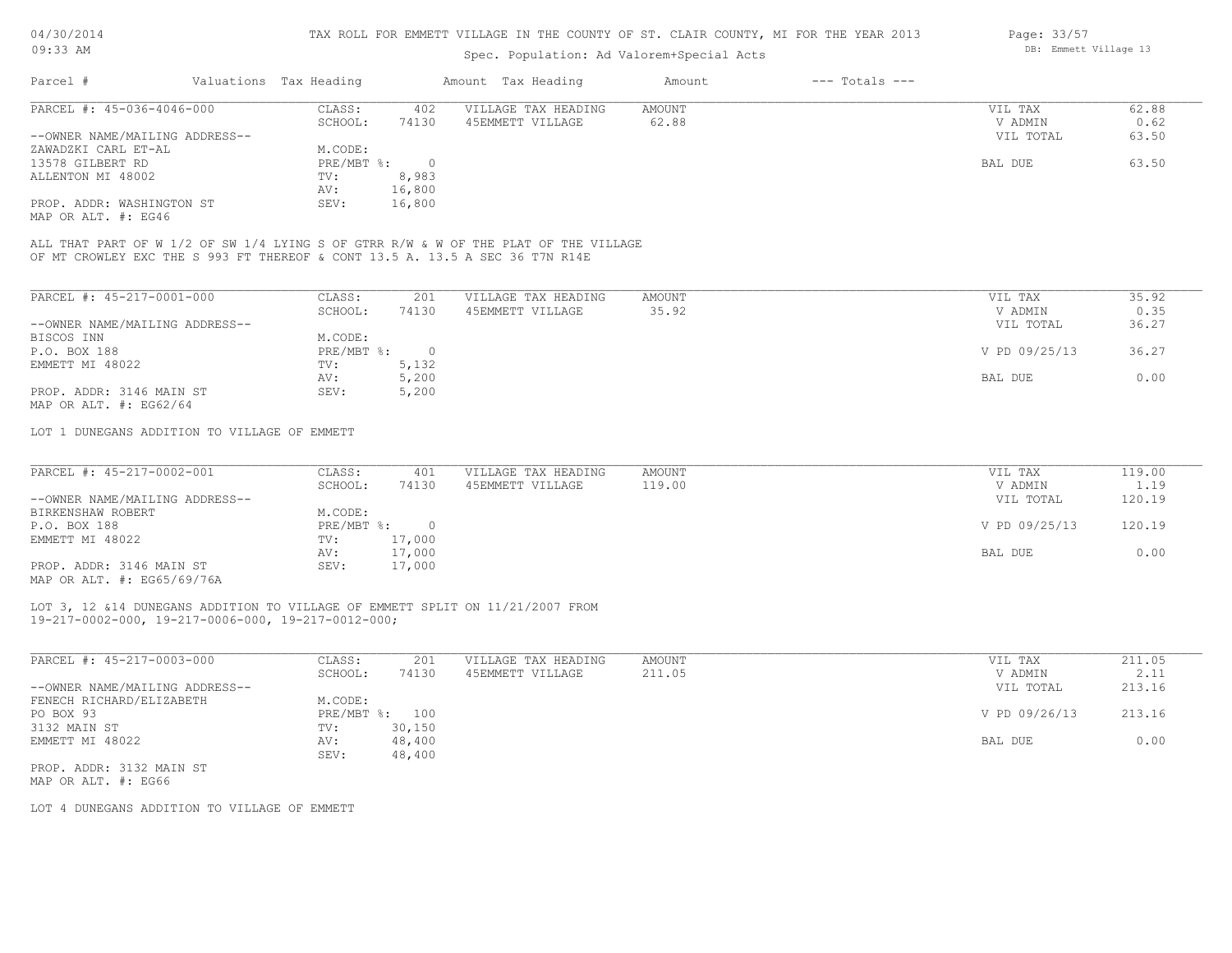# TAX ROLL FOR EMMETT VILLAGE IN THE COUNTY OF ST. CLAIR COUNTY, MI FOR THE YEAR 2013

Spec. Population: Ad Valorem+Special Acts

| Parcel # | Valuations | Tax Heading | Amount | Tax Heading | Amount | --- Totals --- |
|---|---|---|---|---|---|---|

---

**PARCEL #: 45-036-4046-000**

| | | | | | |
|---|---|---|---|---|---|
| CLASS: | 402 | VILLAGE TAX HEADING | AMOUNT | VIL TAX | 62.88 |
| SCHOOL: | 74130 | 45EMMETT VILLAGE | 62.88 | V ADMIN | 0.62 |
| | | | | VIL TOTAL | 63.50 |
| M.CODE: | | | | | |
| PRE/MBT %: | 0 | | | BAL DUE | 63.50 |
| TV: | 8,983 | | | | |
| AV: | 16,800 | | | | |
| SEV: | 16,800 | | | | |

--OWNER NAME/MAILING ADDRESS--
ZAWADZKI CARL ET-AL
13578 GILBERT RD
ALLENTON MI 48002

PROP. ADDR: WASHINGTON ST
MAP OR ALT. #: EG46

ALL THAT PART OF W 1/2 OF SW 1/4 LYING S OF GTRR R/W & W OF THE PLAT OF THE VILLAGE OF MT CROWLEY EXC THE S 993 FT THEREOF & CONT 13.5 A. 13.5 A SEC 36 T7N R14E

---

**PARCEL #: 45-217-0001-000**

| | | | | | |
|---|---|---|---|---|---|
| CLASS: | 201 | VILLAGE TAX HEADING | AMOUNT | VIL TAX | 35.92 |
| SCHOOL: | 74130 | 45EMMETT VILLAGE | 35.92 | V ADMIN | 0.35 |
| | | | | VIL TOTAL | 36.27 |
| M.CODE: | | | | | |
| PRE/MBT %: | 0 | | | V PD 09/25/13 | 36.27 |
| TV: | 5,132 | | | | |
| AV: | 5,200 | | | BAL DUE | 0.00 |
| SEV: | 5,200 | | | | |

--OWNER NAME/MAILING ADDRESS--
BISCOS INN
P.O. BOX 188
EMMETT MI 48022

PROP. ADDR: 3146 MAIN ST
MAP OR ALT. #: EG62/64

LOT 1 DUNEGANS ADDITION TO VILLAGE OF EMMETT

---

**PARCEL #: 45-217-0002-001**

| | | | | | |
|---|---|---|---|---|---|
| CLASS: | 401 | VILLAGE TAX HEADING | AMOUNT | VIL TAX | 119.00 |
| SCHOOL: | 74130 | 45EMMETT VILLAGE | 119.00 | V ADMIN | 1.19 |
| | | | | VIL TOTAL | 120.19 |
| M.CODE: | | | | | |
| PRE/MBT %: | 0 | | | V PD 09/25/13 | 120.19 |
| TV: | 17,000 | | | | |
| AV: | 17,000 | | | BAL DUE | 0.00 |
| SEV: | 17,000 | | | | |

--OWNER NAME/MAILING ADDRESS--
BIRKENSHAW ROBERT
P.O. BOX 188
EMMETT MI 48022

PROP. ADDR: 3146 MAIN ST
MAP OR ALT. #: EG65/69/76A

LOT 3, 12 &14 DUNEGANS ADDITION TO VILLAGE OF EMMETT SPLIT ON 11/21/2007 FROM 19-217-0002-000, 19-217-0006-000, 19-217-0012-000;

---

**PARCEL #: 45-217-0003-000**

| | | | | | |
|---|---|---|---|---|---|
| CLASS: | 201 | VILLAGE TAX HEADING | AMOUNT | VIL TAX | 211.05 |
| SCHOOL: | 74130 | 45EMMETT VILLAGE | 211.05 | V ADMIN | 2.11 |
| | | | | VIL TOTAL | 213.16 |
| M.CODE: | | | | | |
| PRE/MBT %: | 100 | | | V PD 09/26/13 | 213.16 |
| TV: | 30,150 | | | | |
| AV: | 48,400 | | | BAL DUE | 0.00 |
| SEV: | 48,400 | | | | |

--OWNER NAME/MAILING ADDRESS--
FENECH RICHARD/ELIZABETH
PO BOX 93
3132 MAIN ST
EMMETT MI 48022

PROP. ADDR: 3132 MAIN ST
MAP OR ALT. #: EG66

LOT 4 DUNEGANS ADDITION TO VILLAGE OF EMMETT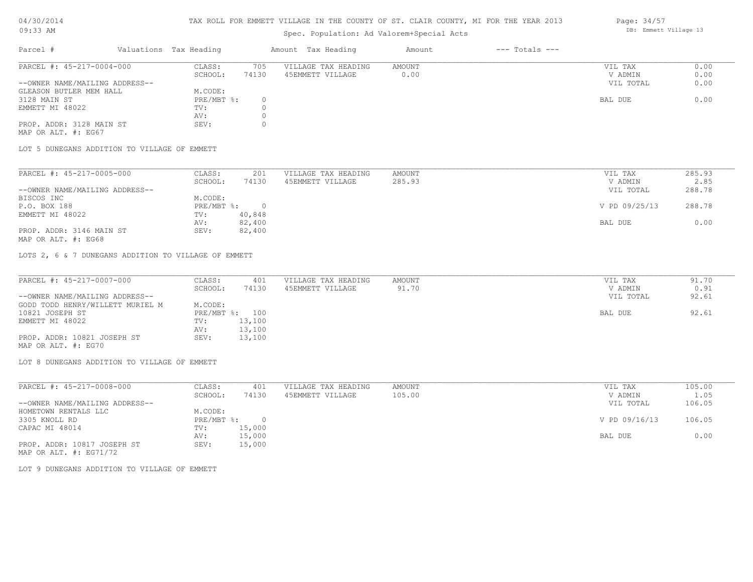TAX ROLL FOR EMMETT VILLAGE IN THE COUNTY OF ST. CLAIR COUNTY, MI FOR THE YEAR 2013

Spec. Population: Ad Valorem+Special Acts

DB: Emmett Village 13

| Parcel # | Valuations | Tax Heading | Amount | Tax Heading | Amount | --- Totals --- | |
|---|---|---|---|---|---|---|---|

---

| PARCEL #: 45-217-0004-000 | CLASS: | 705 | VILLAGE TAX HEADING | AMOUNT | VIL TAX | 0.00 |
|---|---|---|---|---|---|---|
| | SCHOOL: | 74130 | 45EMMETT VILLAGE | 0.00 | V ADMIN | 0.00 |
| --OWNER NAME/MAILING ADDRESS-- | | | | | VIL TOTAL | 0.00 |
| GLEASON BUTLER MEM HALL | M.CODE: | | | | | |
| 3128 MAIN ST | PRE/MBT %: | 0 | | | BAL DUE | 0.00 |
| EMMETT MI 48022 | TV: | 0 | | | | |
| | AV: | 0 | | | | |
| PROP. ADDR: 3128 MAIN ST | SEV: | 0 | | | | |
| MAP OR ALT. #: EG67 | | | | | | |

LOT 5 DUNEGANS ADDITION TO VILLAGE OF EMMETT

---

| PARCEL #: 45-217-0005-000 | CLASS: | 201 | VILLAGE TAX HEADING | AMOUNT | VIL TAX | 285.93 |
|---|---|---|---|---|---|---|
| | SCHOOL: | 74130 | 45EMMETT VILLAGE | 285.93 | V ADMIN | 2.85 |
| --OWNER NAME/MAILING ADDRESS-- | | | | | VIL TOTAL | 288.78 |
| BISCOS INC | M.CODE: | | | | | |
| P.O. BOX 188 | PRE/MBT %: | 0 | | | V PD 09/25/13 | 288.78 |
| EMMETT MI 48022 | TV: | 40,848 | | | | |
| | AV: | 82,400 | | | BAL DUE | 0.00 |
| PROP. ADDR: 3146 MAIN ST | SEV: | 82,400 | | | | |
| MAP OR ALT. #: EG68 | | | | | | |

LOTS 2, 6 & 7 DUNEGANS ADDITION TO VILLAGE OF EMMETT

---

| PARCEL #: 45-217-0007-000 | CLASS: | 401 | VILLAGE TAX HEADING | AMOUNT | VIL TAX | 91.70 |
|---|---|---|---|---|---|---|
| | SCHOOL: | 74130 | 45EMMETT VILLAGE | 91.70 | V ADMIN | 0.91 |
| --OWNER NAME/MAILING ADDRESS-- | | | | | VIL TOTAL | 92.61 |
| GODD TODD HENRY/WILLETT MURIEL M | M.CODE: | | | | | |
| 10821 JOSEPH ST | PRE/MBT %: | 100 | | | BAL DUE | 92.61 |
| EMMETT MI 48022 | TV: | 13,100 | | | | |
| | AV: | 13,100 | | | | |
| PROP. ADDR: 10821 JOSEPH ST | SEV: | 13,100 | | | | |
| MAP OR ALT. #: EG70 | | | | | | |

LOT 8 DUNEGANS ADDITION TO VILLAGE OF EMMETT

---

| PARCEL #: 45-217-0008-000 | CLASS: | 401 | VILLAGE TAX HEADING | AMOUNT | VIL TAX | 105.00 |
|---|---|---|---|---|---|---|
| | SCHOOL: | 74130 | 45EMMETT VILLAGE | 105.00 | V ADMIN | 1.05 |
| --OWNER NAME/MAILING ADDRESS-- | | | | | VIL TOTAL | 106.05 |
| HOMETOWN RENTALS LLC | M.CODE: | | | | | |
| 3305 KNOLL RD | PRE/MBT %: | 0 | | | V PD 09/16/13 | 106.05 |
| CAPAC MI 48014 | TV: | 15,000 | | | | |
| | AV: | 15,000 | | | BAL DUE | 0.00 |
| PROP. ADDR: 10817 JOSEPH ST | SEV: | 15,000 | | | | |
| MAP OR ALT. #: EG71/72 | | | | | | |

LOT 9 DUNEGANS ADDITION TO VILLAGE OF EMMETT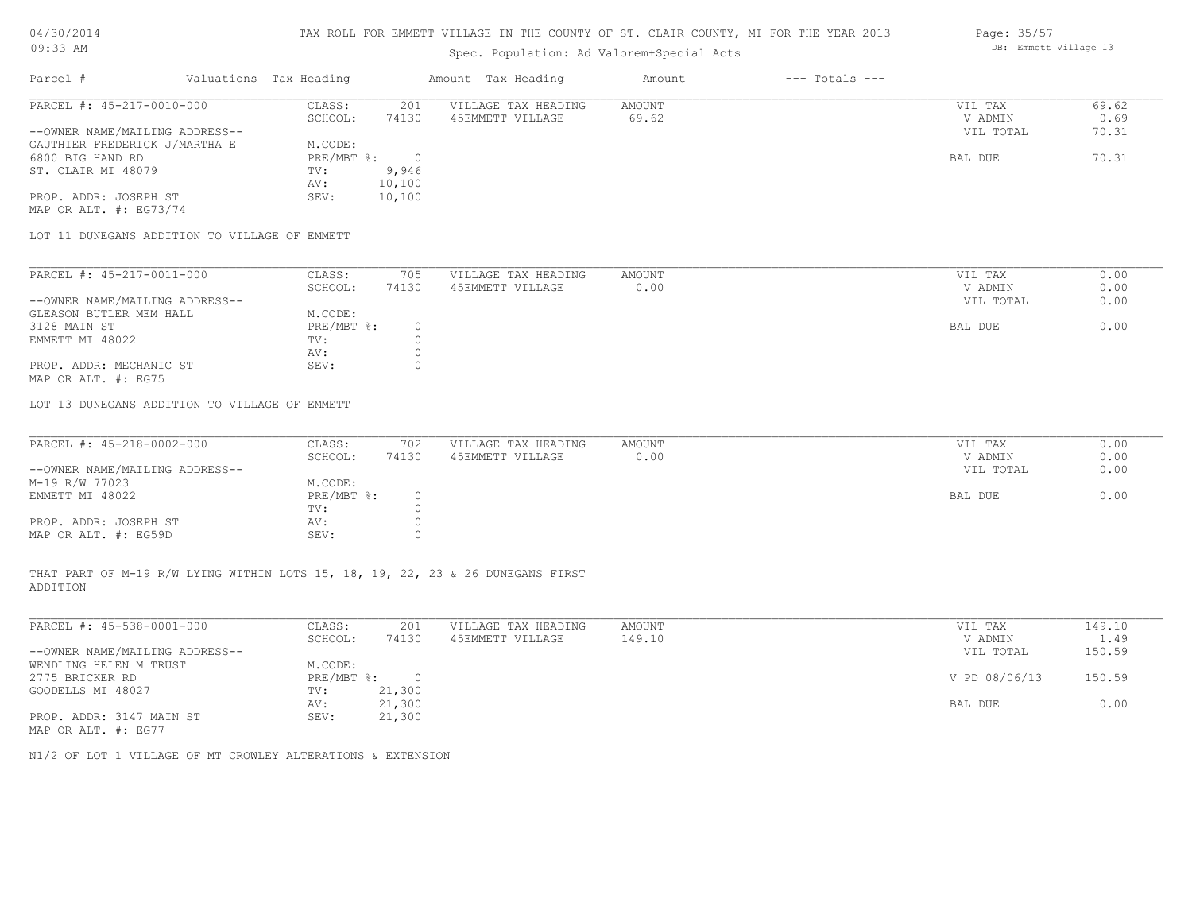# TAX ROLL FOR EMMETT VILLAGE IN THE COUNTY OF ST. CLAIR COUNTY, MI FOR THE YEAR 2013

Spec. Population: Ad Valorem+Special Acts

| Parcel # | Valuations | Tax Heading | Amount | Tax Heading | Amount | --- Totals --- |
|---|---|---|---|---|---|---|

---

PARCEL #: 45-217-0010-000

--OWNER NAME/MAILING ADDRESS--
GAUTHIER FREDERICK J/MARTHA E
6800 BIG HAND RD
ST. CLAIR MI 48079

PROP. ADDR: JOSEPH ST
MAP OR ALT. #: EG73/74

| | |
|---|---|
| CLASS: | 201 |
| SCHOOL: | 74130 |
| M.CODE: | |
| PRE/MBT %: | 0 |
| TV: | 9,946 |
| AV: | 10,100 |
| SEV: | 10,100 |

| VILLAGE TAX HEADING | AMOUNT |
|---|---|
| 45EMMETT VILLAGE | 69.62 |

| | |
|---|---|
| VIL TAX | 69.62 |
| V ADMIN | 0.69 |
| VIL TOTAL | 70.31 |
| BAL DUE | 70.31 |

LOT 11 DUNEGANS ADDITION TO VILLAGE OF EMMETT

---

PARCEL #: 45-217-0011-000

--OWNER NAME/MAILING ADDRESS--
GLEASON BUTLER MEM HALL
3128 MAIN ST
EMMETT MI 48022

PROP. ADDR: MECHANIC ST
MAP OR ALT. #: EG75

| | |
|---|---|
| CLASS: | 705 |
| SCHOOL: | 74130 |
| M.CODE: | |
| PRE/MBT %: | 0 |
| TV: | 0 |
| AV: | 0 |
| SEV: | 0 |

| VILLAGE TAX HEADING | AMOUNT |
|---|---|
| 45EMMETT VILLAGE | 0.00 |

| | |
|---|---|
| VIL TAX | 0.00 |
| V ADMIN | 0.00 |
| VIL TOTAL | 0.00 |
| BAL DUE | 0.00 |

LOT 13 DUNEGANS ADDITION TO VILLAGE OF EMMETT

---

PARCEL #: 45-218-0002-000

--OWNER NAME/MAILING ADDRESS--
M-19 R/W 77023
EMMETT MI 48022

PROP. ADDR: JOSEPH ST
MAP OR ALT. #: EG59D

| | |
|---|---|
| CLASS: | 702 |
| SCHOOL: | 74130 |
| M.CODE: | |
| PRE/MBT %: | 0 |
| TV: | 0 |
| AV: | 0 |
| SEV: | 0 |

| VILLAGE TAX HEADING | AMOUNT |
|---|---|
| 45EMMETT VILLAGE | 0.00 |

| | |
|---|---|
| VIL TAX | 0.00 |
| V ADMIN | 0.00 |
| VIL TOTAL | 0.00 |
| BAL DUE | 0.00 |

THAT PART OF M-19 R/W LYING WITHIN LOTS 15, 18, 19, 22, 23 & 26 DUNEGANS FIRST ADDITION

---

PARCEL #: 45-538-0001-000

--OWNER NAME/MAILING ADDRESS--
WENDLING HELEN M TRUST
2775 BRICKER RD
GOODELLS MI 48027

PROP. ADDR: 3147 MAIN ST
MAP OR ALT. #: EG77

| | |
|---|---|
| CLASS: | 201 |
| SCHOOL: | 74130 |
| M.CODE: | |
| PRE/MBT %: | 0 |
| TV: | 21,300 |
| AV: | 21,300 |
| SEV: | 21,300 |

| VILLAGE TAX HEADING | AMOUNT |
|---|---|
| 45EMMETT VILLAGE | 149.10 |

| | |
|---|---|
| VIL TAX | 149.10 |
| V ADMIN | 1.49 |
| VIL TOTAL | 150.59 |
| V PD 08/06/13 | 150.59 |
| BAL DUE | 0.00 |

N1/2 OF LOT 1 VILLAGE OF MT CROWLEY ALTERATIONS & EXTENSION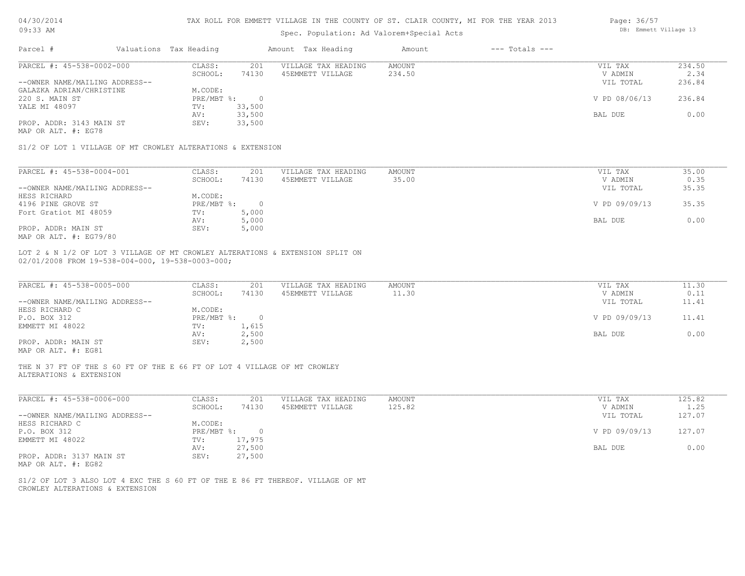# TAX ROLL FOR EMMETT VILLAGE IN THE COUNTY OF ST. CLAIR COUNTY, MI FOR THE YEAR 2013

Spec. Population: Ad Valorem+Special Acts

04/30/2014 09:33 AM — DB: Emmett Village 13

| Parcel # | Valuations Tax Heading | | Amount Tax Heading | Amount | --- Totals --- | |
|---|---|---|---|---|---|---|
| PARCEL #: 45-538-0002-000 | CLASS: | 201 | VILLAGE TAX HEADING | AMOUNT | VIL TAX | 234.50 |
| | SCHOOL: | 74130 | 45EMMETT VILLAGE | 234.50 | V ADMIN | 2.34 |
| --OWNER NAME/MAILING ADDRESS-- | | | | | VIL TOTAL | 236.84 |
| GALAZKA ADRIAN/CHRISTINE | M.CODE: | | | | | |
| 220 S. MAIN ST | PRE/MBT %: | 0 | | | V PD 08/06/13 | 236.84 |
| YALE MI 48097 | TV: | 33,500 | | | | |
| | AV: | 33,500 | | | BAL DUE | 0.00 |
| PROP. ADDR: 3143 MAIN ST | SEV: | 33,500 | | | | |
| MAP OR ALT. #: EG78 | | | | | | |

S1/2 OF LOT 1 VILLAGE OF MT CROWLEY ALTERATIONS & EXTENSION

| Parcel # | Valuations Tax Heading | | Amount Tax Heading | Amount | --- Totals --- | |
|---|---|---|---|---|---|---|
| PARCEL #: 45-538-0004-001 | CLASS: | 201 | VILLAGE TAX HEADING | AMOUNT | VIL TAX | 35.00 |
| | SCHOOL: | 74130 | 45EMMETT VILLAGE | 35.00 | V ADMIN | 0.35 |
| --OWNER NAME/MAILING ADDRESS-- | | | | | VIL TOTAL | 35.35 |
| HESS RICHARD | M.CODE: | | | | | |
| 4196 PINE GROVE ST | PRE/MBT %: | 0 | | | V PD 09/09/13 | 35.35 |
| Fort Gratiot MI 48059 | TV: | 5,000 | | | | |
| | AV: | 5,000 | | | BAL DUE | 0.00 |
| PROP. ADDR: MAIN ST | SEV: | 5,000 | | | | |
| MAP OR ALT. #: EG79/80 | | | | | | |

LOT 2 & N 1/2 OF LOT 3 VILLAGE OF MT CROWLEY ALTERATIONS & EXTENSION SPLIT ON 02/01/2008 FROM 19-538-004-000, 19-538-0003-000;

| Parcel # | Valuations Tax Heading | | Amount Tax Heading | Amount | --- Totals --- | |
|---|---|---|---|---|---|---|
| PARCEL #: 45-538-0005-000 | CLASS: | 201 | VILLAGE TAX HEADING | AMOUNT | VIL TAX | 11.30 |
| | SCHOOL: | 74130 | 45EMMETT VILLAGE | 11.30 | V ADMIN | 0.11 |
| --OWNER NAME/MAILING ADDRESS-- | | | | | VIL TOTAL | 11.41 |
| HESS RICHARD C | M.CODE: | | | | | |
| P.O. BOX 312 | PRE/MBT %: | 0 | | | V PD 09/09/13 | 11.41 |
| EMMETT MI 48022 | TV: | 1,615 | | | | |
| | AV: | 2,500 | | | BAL DUE | 0.00 |
| PROP. ADDR: MAIN ST | SEV: | 2,500 | | | | |
| MAP OR ALT. #: EG81 | | | | | | |

THE N 37 FT OF THE S 60 FT OF THE E 66 FT OF LOT 4 VILLAGE OF MT CROWLEY ALTERATIONS & EXTENSION

| Parcel # | Valuations Tax Heading | | Amount Tax Heading | Amount | --- Totals --- | |
|---|---|---|---|---|---|---|
| PARCEL #: 45-538-0006-000 | CLASS: | 201 | VILLAGE TAX HEADING | AMOUNT | VIL TAX | 125.82 |
| | SCHOOL: | 74130 | 45EMMETT VILLAGE | 125.82 | V ADMIN | 1.25 |
| --OWNER NAME/MAILING ADDRESS-- | | | | | VIL TOTAL | 127.07 |
| HESS RICHARD C | M.CODE: | | | | | |
| P.O. BOX 312 | PRE/MBT %: | 0 | | | V PD 09/09/13 | 127.07 |
| EMMETT MI 48022 | TV: | 17,975 | | | | |
| | AV: | 27,500 | | | BAL DUE | 0.00 |
| PROP. ADDR: 3137 MAIN ST | SEV: | 27,500 | | | | |
| MAP OR ALT. #: EG82 | | | | | | |

S1/2 OF LOT 3 ALSO LOT 4 EXC THE S 60 FT OF THE E 86 FT THEREOF. VILLAGE OF MT CROWLEY ALTERATIONS & EXTENSION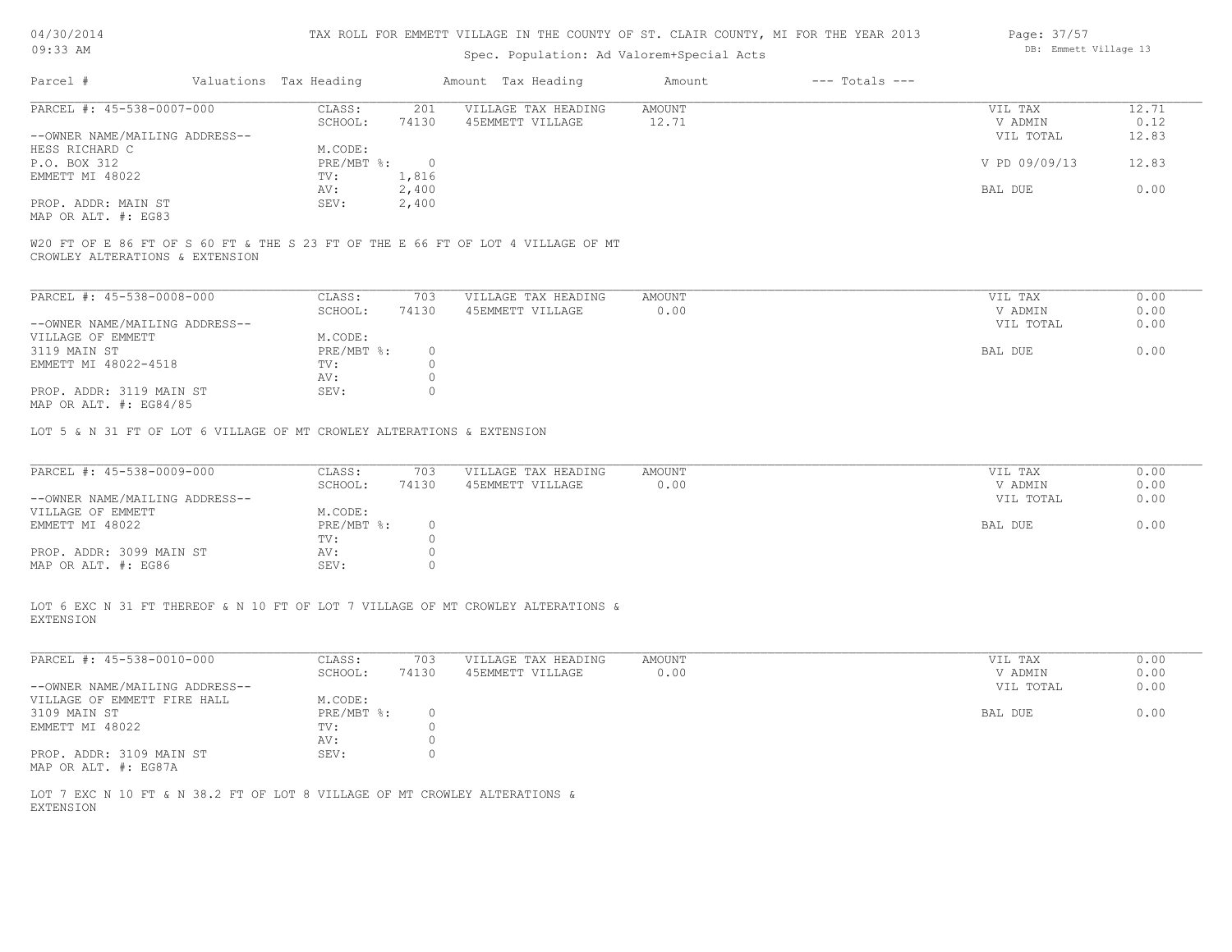TAX ROLL FOR EMMETT VILLAGE IN THE COUNTY OF ST. CLAIR COUNTY, MI FOR THE YEAR 2013

Spec. Population: Ad Valorem+Special Acts

04/30/2014 09:33 AM

DB: Emmett Village 13

| Parcel # | Valuations | Tax Heading | Amount | Tax Heading | Amount | --- Totals --- |
|---|---|---|---|---|---|---|

**PARCEL #: 45-538-0007-000**

| | | | | | |
|---|---|---|---|---|---|
| --OWNER NAME/MAILING ADDRESS-- | CLASS: 201 | VILLAGE TAX HEADING | AMOUNT | VIL TAX | 12.71 |
| HESS RICHARD C | SCHOOL: 74130 | 45EMMETT VILLAGE | 12.71 | V ADMIN | 0.12 |
| P.O. BOX 312 | M.CODE: | | | VIL TOTAL | 12.83 |
| EMMETT MI 48022 | PRE/MBT %: 0 | | | V PD 09/09/13 | 12.83 |
| PROP. ADDR: MAIN ST | TV: 1,816 | | | BAL DUE | 0.00 |
| MAP OR ALT. #: EG83 | AV: 2,400 | | | | |
| | SEV: 2,400 | | | | |

W20 FT OF E 86 FT OF S 60 FT & THE S 23 FT OF THE E 66 FT OF LOT 4 VILLAGE OF MT CROWLEY ALTERATIONS & EXTENSION

**PARCEL #: 45-538-0008-000**

| | | | | | |
|---|---|---|---|---|---|
| --OWNER NAME/MAILING ADDRESS-- | CLASS: 703 | VILLAGE TAX HEADING | AMOUNT | VIL TAX | 0.00 |
| VILLAGE OF EMMETT | SCHOOL: 74130 | 45EMMETT VILLAGE | 0.00 | V ADMIN | 0.00 |
| 3119 MAIN ST | M.CODE: | | | VIL TOTAL | 0.00 |
| EMMETT MI 48022-4518 | PRE/MBT %: 0 | | | BAL DUE | 0.00 |
| PROP. ADDR: 3119 MAIN ST | TV: 0 | | | | |
| MAP OR ALT. #: EG84/85 | AV: 0 | | | | |
| | SEV: 0 | | | | |

LOT 5 & N 31 FT OF LOT 6 VILLAGE OF MT CROWLEY ALTERATIONS & EXTENSION

**PARCEL #: 45-538-0009-000**

| | | | | | |
|---|---|---|---|---|---|
| --OWNER NAME/MAILING ADDRESS-- | CLASS: 703 | VILLAGE TAX HEADING | AMOUNT | VIL TAX | 0.00 |
| VILLAGE OF EMMETT | SCHOOL: 74130 | 45EMMETT VILLAGE | 0.00 | V ADMIN | 0.00 |
| EMMETT MI 48022 | M.CODE: | | | VIL TOTAL | 0.00 |
| PROP. ADDR: 3099 MAIN ST | PRE/MBT %: 0 | | | BAL DUE | 0.00 |
| MAP OR ALT. #: EG86 | TV: 0 | | | | |
| | AV: 0 | | | | |
| | SEV: 0 | | | | |

LOT 6 EXC N 31 FT THEREOF & N 10 FT OF LOT 7 VILLAGE OF MT CROWLEY ALTERATIONS & EXTENSION

**PARCEL #: 45-538-0010-000**

| | | | | | |
|---|---|---|---|---|---|
| --OWNER NAME/MAILING ADDRESS-- | CLASS: 703 | VILLAGE TAX HEADING | AMOUNT | VIL TAX | 0.00 |
| VILLAGE OF EMMETT FIRE HALL | SCHOOL: 74130 | 45EMMETT VILLAGE | 0.00 | V ADMIN | 0.00 |
| 3109 MAIN ST | M.CODE: | | | VIL TOTAL | 0.00 |
| EMMETT MI 48022 | PRE/MBT %: 0 | | | BAL DUE | 0.00 |
| PROP. ADDR: 3109 MAIN ST | TV: 0 | | | | |
| MAP OR ALT. #: EG87A | AV: 0 | | | | |
| | SEV: 0 | | | | |

LOT 7 EXC N 10 FT & N 38.2 FT OF LOT 8 VILLAGE OF MT CROWLEY ALTERATIONS & EXTENSION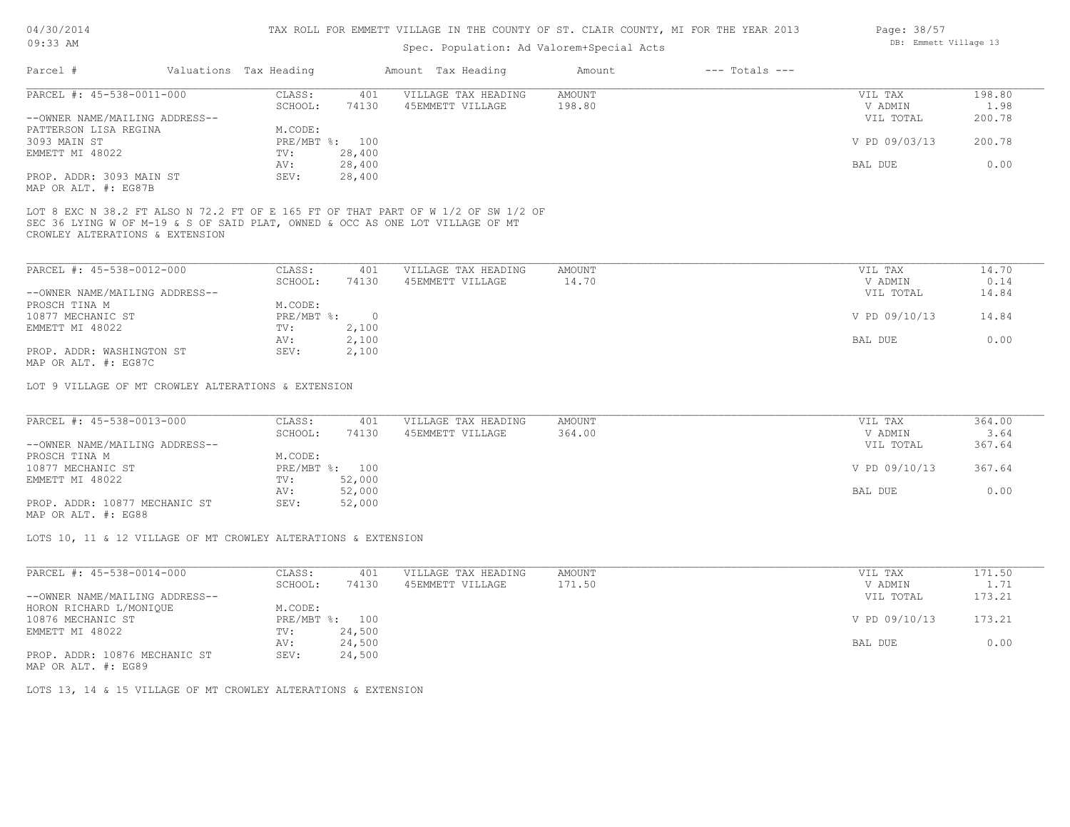TAX ROLL FOR EMMETT VILLAGE IN THE COUNTY OF ST. CLAIR COUNTY, MI FOR THE YEAR 2013

Spec. Population: Ad Valorem+Special Acts

| Parcel # | Valuations | Tax Heading | Amount | Tax Heading | Amount | --- Totals --- | |
|---|---|---|---|---|---|---|---|

PARCEL #: 45-538-0011-000

| | | | | | |
|---|---|---|---|---|---|
| CLASS: | 401 | VILLAGE TAX HEADING | AMOUNT | VIL TAX | 198.80 |
| SCHOOL: | 74130 | 45EMMETT VILLAGE | 198.80 | V ADMIN | 1.98 |
| M.CODE: | | | | VIL TOTAL | 200.78 |
| PRE/MBT %: | 100 | | | V PD 09/03/13 | 200.78 |
| TV: | 28,400 | | | | |
| AV: | 28,400 | | | BAL DUE | 0.00 |
| SEV: | 28,400 | | | | |

--OWNER NAME/MAILING ADDRESS--
PATTERSON LISA REGINA
3093 MAIN ST
EMMETT MI 48022

PROP. ADDR: 3093 MAIN ST
MAP OR ALT. #: EG87B

LOT 8 EXC N 38.2 FT ALSO N 72.2 FT OF E 165 FT OF THAT PART OF W 1/2 OF SW 1/2 OF SEC 36 LYING W OF M-19 & S OF SAID PLAT, OWNED & OCC AS ONE LOT VILLAGE OF MT CROWLEY ALTERATIONS & EXTENSION

PARCEL #: 45-538-0012-000

| | | | | | |
|---|---|---|---|---|---|
| CLASS: | 401 | VILLAGE TAX HEADING | AMOUNT | VIL TAX | 14.70 |
| SCHOOL: | 74130 | 45EMMETT VILLAGE | 14.70 | V ADMIN | 0.14 |
| M.CODE: | | | | VIL TOTAL | 14.84 |
| PRE/MBT %: | 0 | | | V PD 09/10/13 | 14.84 |
| TV: | 2,100 | | | | |
| AV: | 2,100 | | | BAL DUE | 0.00 |
| SEV: | 2,100 | | | | |

--OWNER NAME/MAILING ADDRESS--
PROSCH TINA M
10877 MECHANIC ST
EMMETT MI 48022

PROP. ADDR: WASHINGTON ST
MAP OR ALT. #: EG87C

LOT 9 VILLAGE OF MT CROWLEY ALTERATIONS & EXTENSION

PARCEL #: 45-538-0013-000

| | | | | | |
|---|---|---|---|---|---|
| CLASS: | 401 | VILLAGE TAX HEADING | AMOUNT | VIL TAX | 364.00 |
| SCHOOL: | 74130 | 45EMMETT VILLAGE | 364.00 | V ADMIN | 3.64 |
| M.CODE: | | | | VIL TOTAL | 367.64 |
| PRE/MBT %: | 100 | | | V PD 09/10/13 | 367.64 |
| TV: | 52,000 | | | | |
| AV: | 52,000 | | | BAL DUE | 0.00 |
| SEV: | 52,000 | | | | |

--OWNER NAME/MAILING ADDRESS--
PROSCH TINA M
10877 MECHANIC ST
EMMETT MI 48022

PROP. ADDR: 10877 MECHANIC ST
MAP OR ALT. #: EG88

LOTS 10, 11 & 12 VILLAGE OF MT CROWLEY ALTERATIONS & EXTENSION

PARCEL #: 45-538-0014-000

| | | | | | |
|---|---|---|---|---|---|
| CLASS: | 401 | VILLAGE TAX HEADING | AMOUNT | VIL TAX | 171.50 |
| SCHOOL: | 74130 | 45EMMETT VILLAGE | 171.50 | V ADMIN | 1.71 |
| M.CODE: | | | | VIL TOTAL | 173.21 |
| PRE/MBT %: | 100 | | | V PD 09/10/13 | 173.21 |
| TV: | 24,500 | | | | |
| AV: | 24,500 | | | BAL DUE | 0.00 |
| SEV: | 24,500 | | | | |

--OWNER NAME/MAILING ADDRESS--
HORON RICHARD L/MONIQUE
10876 MECHANIC ST
EMMETT MI 48022

PROP. ADDR: 10876 MECHANIC ST
MAP OR ALT. #: EG89

LOTS 13, 14 & 15 VILLAGE OF MT CROWLEY ALTERATIONS & EXTENSION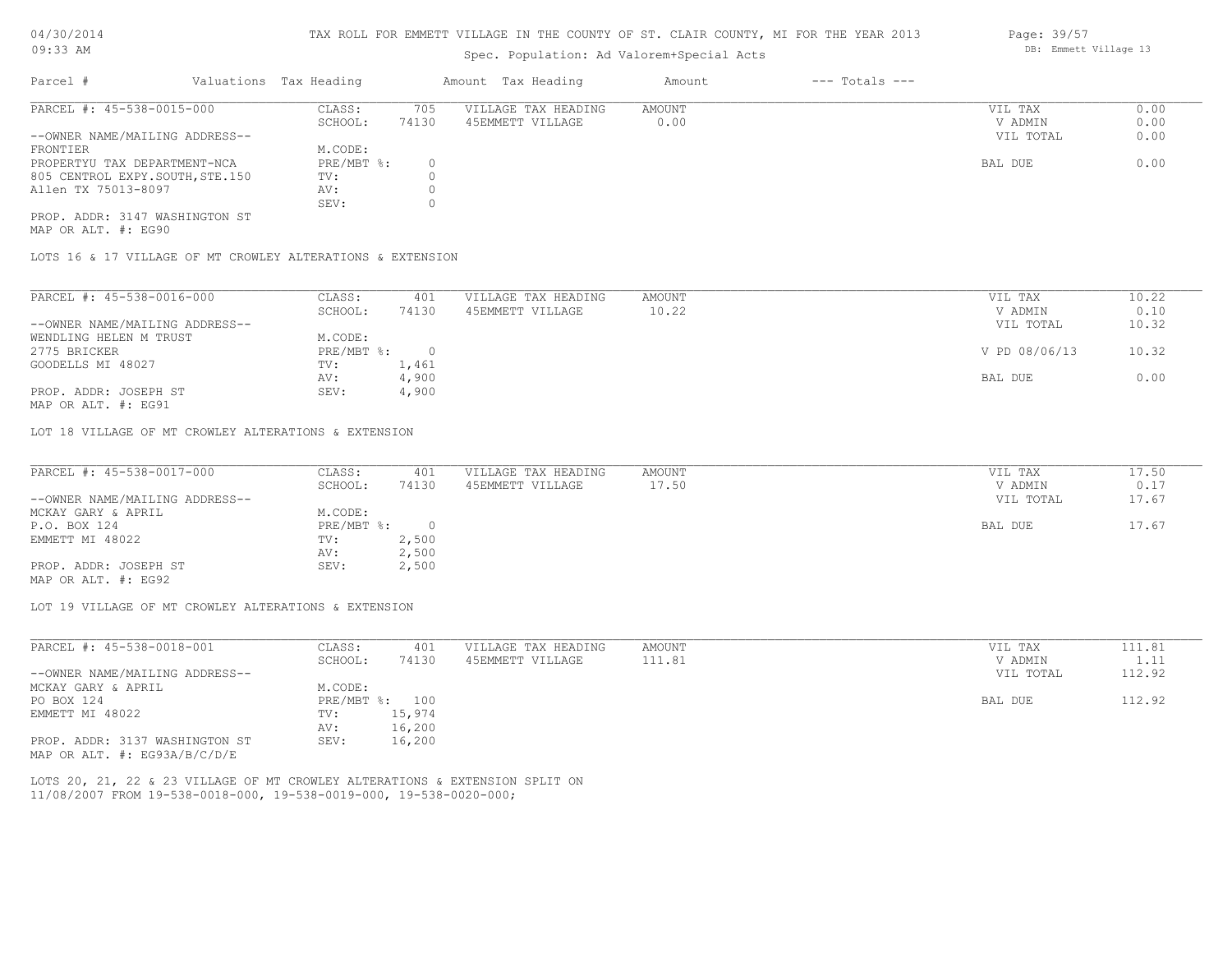TAX ROLL FOR EMMETT VILLAGE IN THE COUNTY OF ST. CLAIR COUNTY, MI FOR THE YEAR 2013

Spec. Population: Ad Valorem+Special Acts

| Parcel # | Valuations | Tax Heading | Amount | Tax Heading | Amount | --- Totals --- |
|---|---|---|---|---|---|---|

PARCEL #: 45-538-0015-000

| | | | | | |
|---|---|---|---|---|---|
| CLASS: | 705 | VILLAGE TAX HEADING | AMOUNT | VIL TAX | 0.00 |
| SCHOOL: | 74130 | 45EMMETT VILLAGE | 0.00 | V ADMIN | 0.00 |
| | | | | VIL TOTAL | 0.00 |
| M.CODE: | | | | | |
| PRE/MBT %: | 0 | | | BAL DUE | 0.00 |
| TV: | 0 | | | | |
| AV: | 0 | | | | |
| SEV: | 0 | | | | |

--OWNER NAME/MAILING ADDRESS--
FRONTIER
PROPERTYU TAX DEPARTMENT-NCA
805 CENTROL EXPY.SOUTH,STE.150
Allen TX 75013-8097

PROP. ADDR: 3147 WASHINGTON ST
MAP OR ALT. #: EG90

LOTS 16 & 17 VILLAGE OF MT CROWLEY ALTERATIONS & EXTENSION

PARCEL #: 45-538-0016-000

| | | | | | |
|---|---|---|---|---|---|
| CLASS: | 401 | VILLAGE TAX HEADING | AMOUNT | VIL TAX | 10.22 |
| SCHOOL: | 74130 | 45EMMETT VILLAGE | 10.22 | V ADMIN | 0.10 |
| | | | | VIL TOTAL | 10.32 |
| M.CODE: | | | | | |
| PRE/MBT %: | 0 | | | V PD 08/06/13 | 10.32 |
| TV: | 1,461 | | | | |
| AV: | 4,900 | | | BAL DUE | 0.00 |
| SEV: | 4,900 | | | | |

--OWNER NAME/MAILING ADDRESS--
WENDLING HELEN M TRUST
2775 BRICKER
GOODELLS MI 48027

PROP. ADDR: JOSEPH ST
MAP OR ALT. #: EG91

LOT 18 VILLAGE OF MT CROWLEY ALTERATIONS & EXTENSION

PARCEL #: 45-538-0017-000

| | | | | | |
|---|---|---|---|---|---|
| CLASS: | 401 | VILLAGE TAX HEADING | AMOUNT | VIL TAX | 17.50 |
| SCHOOL: | 74130 | 45EMMETT VILLAGE | 17.50 | V ADMIN | 0.17 |
| | | | | VIL TOTAL | 17.67 |
| M.CODE: | | | | | |
| PRE/MBT %: | 0 | | | BAL DUE | 17.67 |
| TV: | 2,500 | | | | |
| AV: | 2,500 | | | | |
| SEV: | 2,500 | | | | |

--OWNER NAME/MAILING ADDRESS--
MCKAY GARY & APRIL
P.O. BOX 124
EMMETT MI 48022

PROP. ADDR: JOSEPH ST
MAP OR ALT. #: EG92

LOT 19 VILLAGE OF MT CROWLEY ALTERATIONS & EXTENSION

PARCEL #: 45-538-0018-001

| | | | | | |
|---|---|---|---|---|---|
| CLASS: | 401 | VILLAGE TAX HEADING | AMOUNT | VIL TAX | 111.81 |
| SCHOOL: | 74130 | 45EMMETT VILLAGE | 111.81 | V ADMIN | 1.11 |
| | | | | VIL TOTAL | 112.92 |
| M.CODE: | | | | | |
| PRE/MBT %: | 100 | | | BAL DUE | 112.92 |
| TV: | 15,974 | | | | |
| AV: | 16,200 | | | | |
| SEV: | 16,200 | | | | |

--OWNER NAME/MAILING ADDRESS--
MCKAY GARY & APRIL
PO BOX 124
EMMETT MI 48022

PROP. ADDR: 3137 WASHINGTON ST
MAP OR ALT. #: EG93A/B/C/D/E

LOTS 20, 21, 22 & 23 VILLAGE OF MT CROWLEY ALTERATIONS & EXTENSION SPLIT ON 11/08/2007 FROM 19-538-0018-000, 19-538-0019-000, 19-538-0020-000;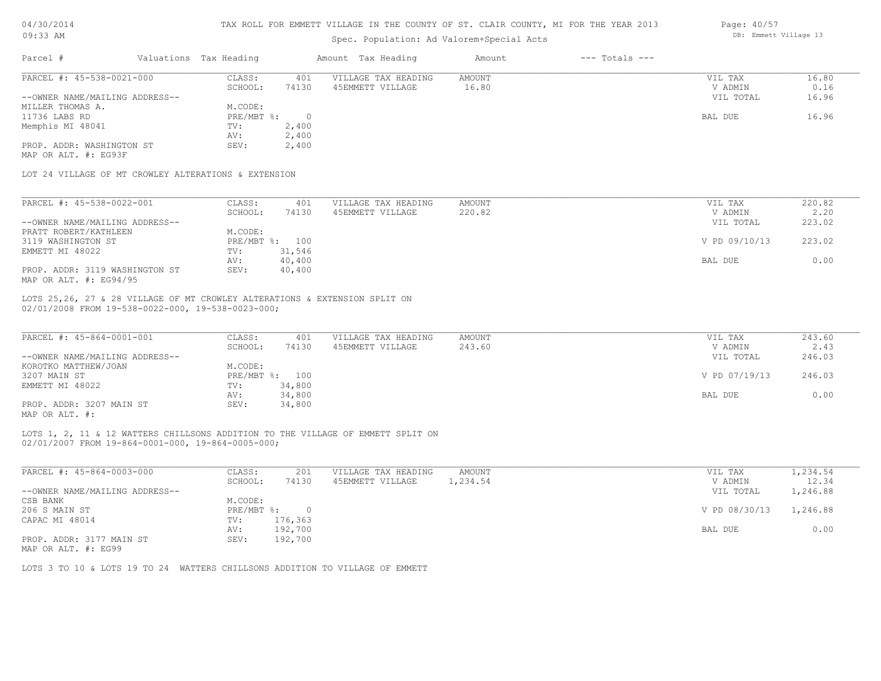Spec. Population: Ad Valorem+Special Acts

| Parcel # | Valuations | Tax Heading | Amount | Tax Heading | Amount | --- Totals --- | |
|---|---|---|---|---|---|---|---|

**PARCEL #: 45-538-0021-000**

| | | | | | |
|---|---|---|---|---|---|
| CLASS: | 401 | VILLAGE TAX HEADING | AMOUNT | VIL TAX | 16.80 |
| SCHOOL: | 74130 | 45EMMETT VILLAGE | 16.80 | V ADMIN | 0.16 |
| M.CODE: | | | | VIL TOTAL | 16.96 |
| PRE/MBT %: | 0 | | | BAL DUE | 16.96 |
| TV: | 2,400 | | | | |
| AV: | 2,400 | | | | |
| SEV: | 2,400 | | | | |

--OWNER NAME/MAILING ADDRESS--
MILLER THOMAS A.
11736 LABS RD
Memphis MI 48041

PROP. ADDR: WASHINGTON ST
MAP OR ALT. #: EG93F

LOT 24 VILLAGE OF MT CROWLEY ALTERATIONS & EXTENSION

**PARCEL #: 45-538-0022-001**

| | | | | | |
|---|---|---|---|---|---|
| CLASS: | 401 | VILLAGE TAX HEADING | AMOUNT | VIL TAX | 220.82 |
| SCHOOL: | 74130 | 45EMMETT VILLAGE | 220.82 | V ADMIN | 2.20 |
| M.CODE: | | | | VIL TOTAL | 223.02 |
| PRE/MBT %: | 100 | | | V PD 09/10/13 | 223.02 |
| TV: | 31,546 | | | | |
| AV: | 40,400 | | | BAL DUE | 0.00 |
| SEV: | 40,400 | | | | |

--OWNER NAME/MAILING ADDRESS--
PRATT ROBERT/KATHLEEN
3119 WASHINGTON ST
EMMETT MI 48022

PROP. ADDR: 3119 WASHINGTON ST
MAP OR ALT. #: EG94/95

LOTS 25,26, 27 & 28 VILLAGE OF MT CROWLEY ALTERATIONS & EXTENSION SPLIT ON 02/01/2008 FROM 19-538-0022-000, 19-538-0023-000;

**PARCEL #: 45-864-0001-001**

| | | | | | |
|---|---|---|---|---|---|
| CLASS: | 401 | VILLAGE TAX HEADING | AMOUNT | VIL TAX | 243.60 |
| SCHOOL: | 74130 | 45EMMETT VILLAGE | 243.60 | V ADMIN | 2.43 |
| M.CODE: | | | | VIL TOTAL | 246.03 |
| PRE/MBT %: | 100 | | | V PD 07/19/13 | 246.03 |
| TV: | 34,800 | | | | |
| AV: | 34,800 | | | BAL DUE | 0.00 |
| SEV: | 34,800 | | | | |

--OWNER NAME/MAILING ADDRESS--
KOROTKO MATTHEW/JOAN
3207 MAIN ST
EMMETT MI 48022

PROP. ADDR: 3207 MAIN ST
MAP OR ALT. #:

LOTS 1, 2, 11 & 12 WATTERS CHILLSONS ADDITION TO THE VILLAGE OF EMMETT SPLIT ON 02/01/2007 FROM 19-864-0001-000, 19-864-0005-000;

**PARCEL #: 45-864-0003-000**

| | | | | | |
|---|---|---|---|---|---|
| CLASS: | 201 | VILLAGE TAX HEADING | AMOUNT | VIL TAX | 1,234.54 |
| SCHOOL: | 74130 | 45EMMETT VILLAGE | 1,234.54 | V ADMIN | 12.34 |
| M.CODE: | | | | VIL TOTAL | 1,246.88 |
| PRE/MBT %: | 0 | | | V PD 08/30/13 | 1,246.88 |
| TV: | 176,363 | | | | |
| AV: | 192,700 | | | BAL DUE | 0.00 |
| SEV: | 192,700 | | | | |

--OWNER NAME/MAILING ADDRESS--
CSB BANK
206 S MAIN ST
CAPAC MI 48014

PROP. ADDR: 3177 MAIN ST
MAP OR ALT. #: EG99

LOTS 3 TO 10 & LOTS 19 TO 24 WATTERS CHILLSONS ADDITION TO VILLAGE OF EMMETT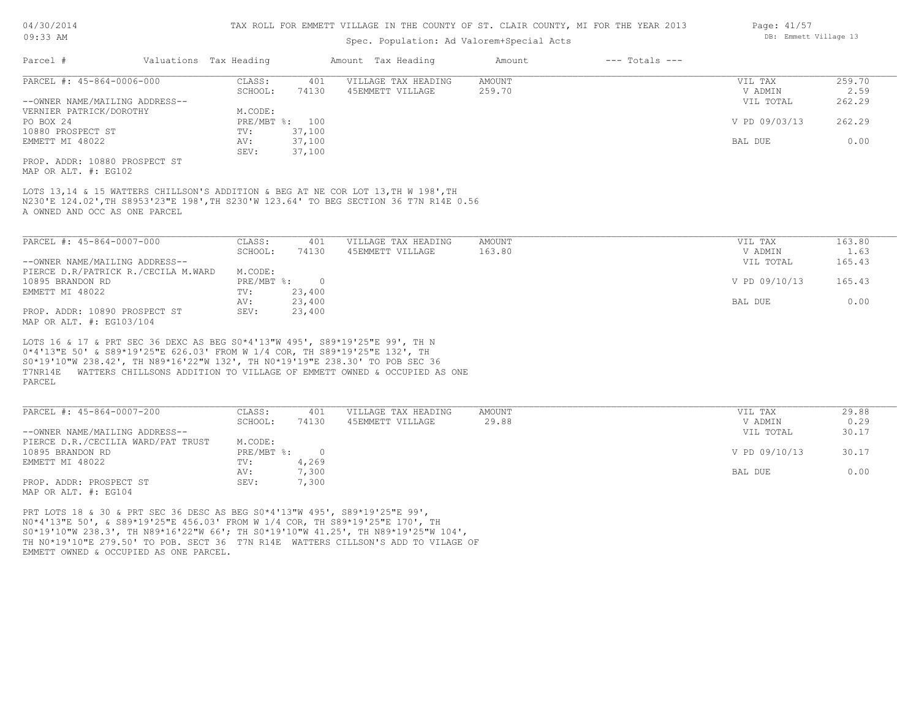TAX ROLL FOR EMMETT VILLAGE IN THE COUNTY OF ST. CLAIR COUNTY, MI FOR THE YEAR 2013

Spec. Population: Ad Valorem+Special Acts

| Parcel # | Valuations Tax Heading | | Amount Tax Heading | Amount | --- Totals --- | |
|---|---|---|---|---|---|---|

**PARCEL #: 45-864-0006-000**

| | | | | | |
|---|---|---|---|---|---|
| CLASS: | 401 | VILLAGE TAX HEADING | AMOUNT | VIL TAX | 259.70 |
| SCHOOL: | 74130 | 45EMMETT VILLAGE | 259.70 | V ADMIN | 2.59 |
| | | | | VIL TOTAL | 262.29 |
| M.CODE: | | | | | |
| PRE/MBT %: | 100 | | | V PD 09/03/13 | 262.29 |
| TV: | 37,100 | | | | |
| AV: | 37,100 | | | BAL DUE | 0.00 |
| SEV: | 37,100 | | | | |

--OWNER NAME/MAILING ADDRESS--
VERNIER PATRICK/DOROTHY
PO BOX 24
10880 PROSPECT ST
EMMETT MI 48022

PROP. ADDR: 10880 PROSPECT ST
MAP OR ALT. #: EG102

LOTS 13,14 & 15 WATTERS CHILLSON'S ADDITION & BEG AT NE COR LOT 13,TH W 198',TH N230'E 124.02',TH S8953'23"E 198',TH S230'W 123.64' TO BEG SECTION 36 T7N R14E 0.56 A OWNED AND OCC AS ONE PARCEL

**PARCEL #: 45-864-0007-000**

| | | | | | |
|---|---|---|---|---|---|
| CLASS: | 401 | VILLAGE TAX HEADING | AMOUNT | VIL TAX | 163.80 |
| SCHOOL: | 74130 | 45EMMETT VILLAGE | 163.80 | V ADMIN | 1.63 |
| | | | | VIL TOTAL | 165.43 |
| M.CODE: | | | | | |
| PRE/MBT %: | 0 | | | V PD 09/10/13 | 165.43 |
| TV: | 23,400 | | | | |
| AV: | 23,400 | | | BAL DUE | 0.00 |
| SEV: | 23,400 | | | | |

--OWNER NAME/MAILING ADDRESS--
PIERCE D.R/PATRICK R./CECILA M.WARD
10895 BRANDON RD
EMMETT MI 48022

PROP. ADDR: 10890 PROSPECT ST
MAP OR ALT. #: EG103/104

LOTS 16 & 17 & PRT SEC 36 DEXC AS BEG S0*4'13"W 495', S89*19'25"E 99', TH N 0*4'13"E 50' & S89*19'25"E 626.03' FROM W 1/4 COR, TH S89*19'25"E 132', TH S0*19'10"W 238.42', TH N89*16'22"W 132', TH N0*19'19"E 238.30' TO POB SEC 36 T7NR14E WATTERS CHILLSONS ADDITION TO VILLAGE OF EMMETT OWNED & OCCUPIED AS ONE PARCEL

**PARCEL #: 45-864-0007-200**

| | | | | | |
|---|---|---|---|---|---|
| CLASS: | 401 | VILLAGE TAX HEADING | AMOUNT | VIL TAX | 29.88 |
| SCHOOL: | 74130 | 45EMMETT VILLAGE | 29.88 | V ADMIN | 0.29 |
| | | | | VIL TOTAL | 30.17 |
| M.CODE: | | | | | |
| PRE/MBT %: | 0 | | | V PD 09/10/13 | 30.17 |
| TV: | 4,269 | | | | |
| AV: | 7,300 | | | BAL DUE | 0.00 |
| SEV: | 7,300 | | | | |

--OWNER NAME/MAILING ADDRESS--
PIERCE D.R./CECILIA WARD/PAT TRUST
10895 BRANDON RD
EMMETT MI 48022

PROP. ADDR: PROSPECT ST
MAP OR ALT. #: EG104

PRT LOTS 18 & 30 & PRT SEC 36 DESC AS BEG S0*4'13"W 495', S89*19'25"E 99', N0*4'13"E 50', & S89*19'25"E 456.03' FROM W 1/4 COR, TH S89*19'25"E 170', TH S0*19'10"W 238.3', TH N89*16'22"W 66'; TH S0*19'10"W 41.25', TH N89*19'25"W 104', TH N0*19'10"E 279.50' TO POB. SECT 36 T7N R14E WATTERS CILLSON'S ADD TO VILAGE OF EMMETT OWNED & OCCUPIED AS ONE PARCEL.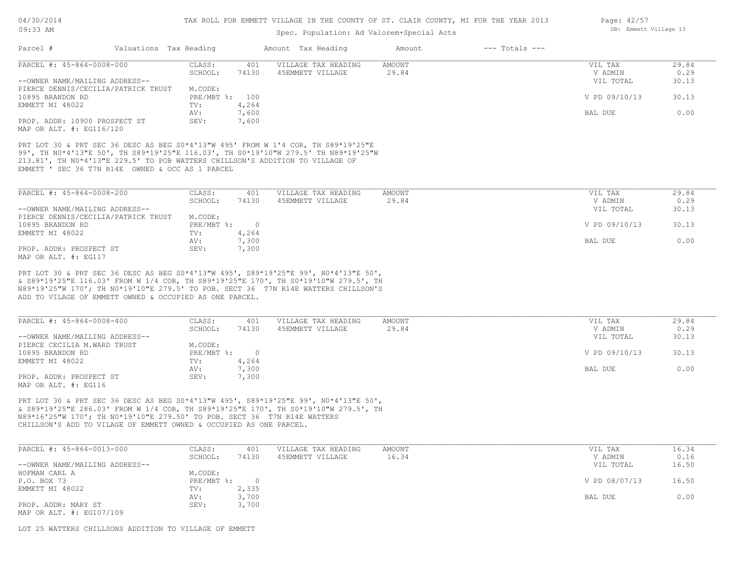TAX ROLL FOR EMMETT VILLAGE IN THE COUNTY OF ST. CLAIR COUNTY, MI FOR THE YEAR 2013

Spec. Population: Ad Valorem+Special Acts

| Parcel # | Valuations | Tax Heading | Amount | Tax Heading | Amount | --- Totals --- |
|---|---|---|---|---|---|---|

---

**PARCEL #: 45-864-0008-000**

| | | | | |
|---|---|---|---|---|
| CLASS: 401 | VILLAGE TAX HEADING | AMOUNT | VIL TAX | 29.84 |
| SCHOOL: 74130 | 45EMMETT VILLAGE | 29.84 | V ADMIN | 0.29 |
| | | | VIL TOTAL | 30.13 |
| M.CODE: | | | | |
| PRE/MBT %: 100 | | | V PD 09/10/13 | 30.13 |
| TV: 4,264 | | | | |
| AV: 7,600 | | | BAL DUE | 0.00 |
| SEV: 7,600 | | | | |

--OWNER NAME/MAILING ADDRESS--
PIERCE DENNIS/CECILIA/PATRICK TRUST
10895 BRANDON RD
EMMETT MI 48022

PROP. ADDR: 10900 PROSPECT ST
MAP OR ALT. #: EG116/120

PRT LOT 30 & PRT SEC 36 DESC AS BEG S0*4'13"W 495' FROM W 1'4 COR, TH S89*19'25"E 99', TH N0*4'13"E 50', TH S89*19'25"E 116.03', TH S0*19'10"W 279.5' TH N89*19'25"W 213.81', TH N0*4'13"E 229.5' TO POB WATTERS CHILLSON'S ADDITION TO VILLAGE OF EMMETT ' SEC 36 T7N R14E OWNED & OCC AS 1 PARCEL

---

**PARCEL #: 45-864-0008-200**

| | | | | |
|---|---|---|---|---|
| CLASS: 401 | VILLAGE TAX HEADING | AMOUNT | VIL TAX | 29.84 |
| SCHOOL: 74130 | 45EMMETT VILLAGE | 29.84 | V ADMIN | 0.29 |
| | | | VIL TOTAL | 30.13 |
| M.CODE: | | | | |
| PRE/MBT %: 0 | | | V PD 09/10/13 | 30.13 |
| TV: 4,264 | | | | |
| AV: 7,300 | | | BAL DUE | 0.00 |
| SEV: 7,300 | | | | |

--OWNER NAME/MAILING ADDRESS--
PIERCE DENNIS/CECILIA/PATRICK TRUST
10895 BRANDON RD
EMMETT MI 48022

PROP. ADDR: PROSPECT ST
MAP OR ALT. #: EG117

PRT LOT 30 & PRT SEC 36 DESC AS BEG S0*4'13"W 495', S89*19'25"E 99', N0*4'13"E 50', & S89*19'25"E 116.03' FROM W 1/4 COR, TH S89*19'25"E 170', TH S0*19'10"W 279.5', TH N89*19'25"W 170'; TH N0*19'10"E 279.5' TO POB. SECT 36 T7N R14E WATTERS CHILLSON'S ADD TO VILAGE OF EMMETT OWNED & OCCUPIED AS ONE PARCEL.

---

**PARCEL #: 45-864-0008-400**

| | | | | |
|---|---|---|---|---|
| CLASS: 401 | VILLAGE TAX HEADING | AMOUNT | VIL TAX | 29.84 |
| SCHOOL: 74130 | 45EMMETT VILLAGE | 29.84 | V ADMIN | 0.29 |
| | | | VIL TOTAL | 30.13 |
| M.CODE: | | | | |
| PRE/MBT %: 0 | | | V PD 09/10/13 | 30.13 |
| TV: 4,264 | | | | |
| AV: 7,300 | | | BAL DUE | 0.00 |
| SEV: 7,300 | | | | |

--OWNER NAME/MAILING ADDRESS--
PIERCE CECILIA M.WARD TRUST
10895 BRANDON RD
EMMETT MI 48022

PROP. ADDR: PROSPECT ST
MAP OR ALT. #: EG116

PRT LOT 30 & PRT SEC 36 DESC AS BEG S0*4'13"W 495', S89*19'25"E 99', N0*4'13"E 50', & S89*19'25"E 286.03' FROM W 1/4 COR, TH S89*19'25"E 170', TH S0*19'10"W 279.5', TH N89*16'25"W 170'; TH N0*19'10"E 279.50' TO POB. SECT 36 T7N R14E WATTERS CHILLSON'S ADD TO VILAGE OF EMMETT OWNED & OCCUPIED AS ONE PARCEL.

---

**PARCEL #: 45-864-0013-000**

| | | | | |
|---|---|---|---|---|
| CLASS: 401 | VILLAGE TAX HEADING | AMOUNT | VIL TAX | 16.34 |
| SCHOOL: 74130 | 45EMMETT VILLAGE | 16.34 | V ADMIN | 0.16 |
| | | | VIL TOTAL | 16.50 |
| M.CODE: | | | | |
| PRE/MBT %: 0 | | | V PD 08/07/13 | 16.50 |
| TV: 2,335 | | | | |
| AV: 3,700 | | | BAL DUE | 0.00 |
| SEV: 3,700 | | | | |

--OWNER NAME/MAILING ADDRESS--
HOFMAN CARL A
P.O. BOX 73
EMMETT MI 48022

PROP. ADDR: MARY ST
MAP OR ALT. #: EG107/109

LOT 25 WATTERS CHILLSONS ADDITION TO VILLAGE OF EMMETT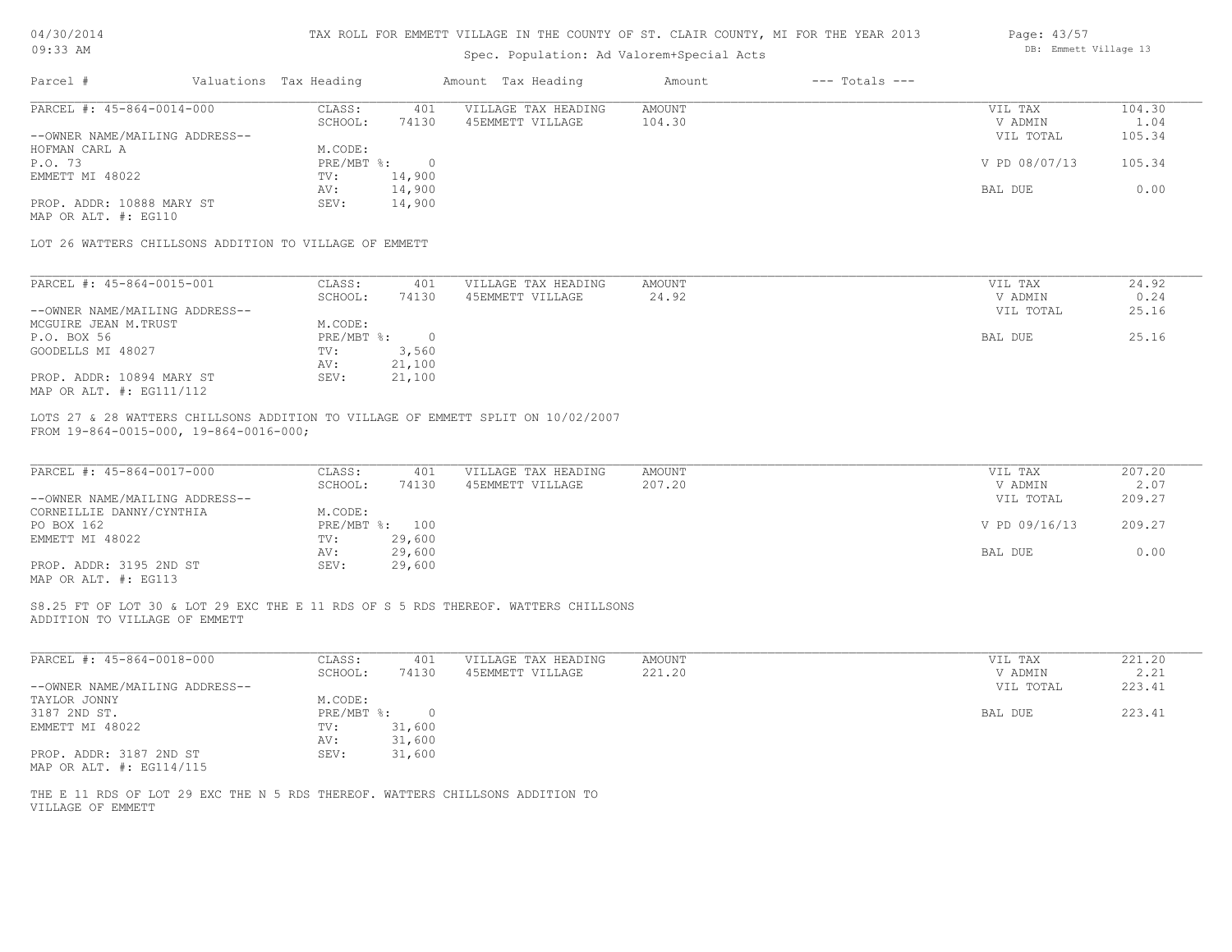TAX ROLL FOR EMMETT VILLAGE IN THE COUNTY OF ST. CLAIR COUNTY, MI FOR THE YEAR 2013

Spec. Population: Ad Valorem+Special Acts

| Parcel # | Valuations | Tax Heading | Amount | Tax Heading | Amount | --- Totals --- | |
|---|---|---|---|---|---|---|---|
| PARCEL #: 45-864-0014-000 | CLASS: | 401 | VILLAGE TAX HEADING | AMOUNT | | VIL TAX | 104.30 |
| | SCHOOL: | 74130 | 45EMMETT VILLAGE | 104.30 | | V ADMIN | 1.04 |
| --OWNER NAME/MAILING ADDRESS-- | | | | | | VIL TOTAL | 105.34 |
| HOFMAN CARL A | M.CODE: | | | | | | |
| P.O. 73 | PRE/MBT %: | 0 | | | | V PD 08/07/13 | 105.34 |
| EMMETT MI 48022 | TV: | 14,900 | | | | | |
| | AV: | 14,900 | | | | BAL DUE | 0.00 |
| PROP. ADDR: 10888 MARY ST | SEV: | 14,900 | | | | | |
| MAP OR ALT. #: EG110 | | | | | | | |

LOT 26 WATTERS CHILLSONS ADDITION TO VILLAGE OF EMMETT

| Parcel # | Valuations | Tax Heading | Amount | Tax Heading | Amount | --- Totals --- | |
|---|---|---|---|---|---|---|---|
| PARCEL #: 45-864-0015-001 | CLASS: | 401 | VILLAGE TAX HEADING | AMOUNT | | VIL TAX | 24.92 |
| | SCHOOL: | 74130 | 45EMMETT VILLAGE | 24.92 | | V ADMIN | 0.24 |
| --OWNER NAME/MAILING ADDRESS-- | | | | | | VIL TOTAL | 25.16 |
| MCGUIRE JEAN M.TRUST | M.CODE: | | | | | | |
| P.O. BOX 56 | PRE/MBT %: | 0 | | | | BAL DUE | 25.16 |
| GOODELLS MI 48027 | TV: | 3,560 | | | | | |
| | AV: | 21,100 | | | | | |
| PROP. ADDR: 10894 MARY ST | SEV: | 21,100 | | | | | |
| MAP OR ALT. #: EG111/112 | | | | | | | |

LOTS 27 & 28 WATTERS CHILLSONS ADDITION TO VILLAGE OF EMMETT SPLIT ON 10/02/2007
FROM 19-864-0015-000, 19-864-0016-000;

| Parcel # | Valuations | Tax Heading | Amount | Tax Heading | Amount | --- Totals --- | |
|---|---|---|---|---|---|---|---|
| PARCEL #: 45-864-0017-000 | CLASS: | 401 | VILLAGE TAX HEADING | AMOUNT | | VIL TAX | 207.20 |
| | SCHOOL: | 74130 | 45EMMETT VILLAGE | 207.20 | | V ADMIN | 2.07 |
| --OWNER NAME/MAILING ADDRESS-- | | | | | | VIL TOTAL | 209.27 |
| CORNEILLIE DANNY/CYNTHIA | M.CODE: | | | | | | |
| PO BOX 162 | PRE/MBT %: | 100 | | | | V PD 09/16/13 | 209.27 |
| EMMETT MI 48022 | TV: | 29,600 | | | | | |
| | AV: | 29,600 | | | | BAL DUE | 0.00 |
| PROP. ADDR: 3195 2ND ST | SEV: | 29,600 | | | | | |
| MAP OR ALT. #: EG113 | | | | | | | |

S8.25 FT OF LOT 30 & LOT 29 EXC THE E 11 RDS OF S 5 RDS THEREOF. WATTERS CHILLSONS
ADDITION TO VILLAGE OF EMMETT

| Parcel # | Valuations | Tax Heading | Amount | Tax Heading | Amount | --- Totals --- | |
|---|---|---|---|---|---|---|---|
| PARCEL #: 45-864-0018-000 | CLASS: | 401 | VILLAGE TAX HEADING | AMOUNT | | VIL TAX | 221.20 |
| | SCHOOL: | 74130 | 45EMMETT VILLAGE | 221.20 | | V ADMIN | 2.21 |
| --OWNER NAME/MAILING ADDRESS-- | | | | | | VIL TOTAL | 223.41 |
| TAYLOR JONNY | M.CODE: | | | | | | |
| 3187 2ND ST. | PRE/MBT %: | 0 | | | | BAL DUE | 223.41 |
| EMMETT MI 48022 | TV: | 31,600 | | | | | |
| | AV: | 31,600 | | | | | |
| PROP. ADDR: 3187 2ND ST | SEV: | 31,600 | | | | | |
| MAP OR ALT. #: EG114/115 | | | | | | | |

THE E 11 RDS OF LOT 29 EXC THE N 5 RDS THEREOF. WATTERS CHILLSONS ADDITION TO
VILLAGE OF EMMETT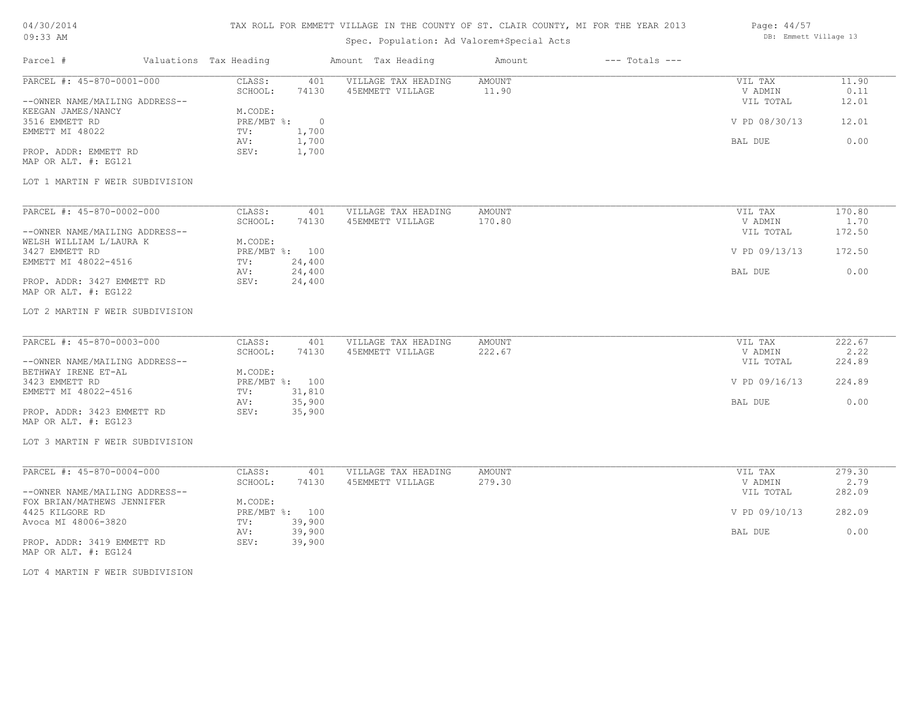TAX ROLL FOR EMMETT VILLAGE IN THE COUNTY OF ST. CLAIR COUNTY, MI FOR THE YEAR 2013

Spec. Population: Ad Valorem+Special Acts

| Parcel # | Valuations | Tax Heading | Amount | Tax Heading | Amount | --- Totals --- | |
|---|---|---|---|---|---|---|---|
| PARCEL #: 45-870-0001-000 | CLASS: | 401 | VILLAGE TAX HEADING | AMOUNT | | VIL TAX | 11.90 |
| | SCHOOL: | 74130 | 45EMMETT VILLAGE | 11.90 | | V ADMIN | 0.11 |
| --OWNER NAME/MAILING ADDRESS-- | | | | | | VIL TOTAL | 12.01 |
| KEEGAN JAMES/NANCY | M.CODE: | | | | | | |
| 3516 EMMETT RD | PRE/MBT %: | 0 | | | | V PD 08/30/13 | 12.01 |
| EMMETT MI 48022 | TV: | 1,700 | | | | | |
| | AV: | 1,700 | | | | BAL DUE | 0.00 |
| PROP. ADDR: EMMETT RD | SEV: | 1,700 | | | | | |
| MAP OR ALT. #: EG121 | | | | | | | |
| LOT 1 MARTIN F WEIR SUBDIVISION | | | | | | | |
| PARCEL #: 45-870-0002-000 | CLASS: | 401 | VILLAGE TAX HEADING | AMOUNT | | VIL TAX | 170.80 |
| | SCHOOL: | 74130 | 45EMMETT VILLAGE | 170.80 | | V ADMIN | 1.70 |
| --OWNER NAME/MAILING ADDRESS-- | | | | | | VIL TOTAL | 172.50 |
| WELSH WILLIAM L/LAURA K | M.CODE: | | | | | | |
| 3427 EMMETT RD | PRE/MBT %: | 100 | | | | V PD 09/13/13 | 172.50 |
| EMMETT MI 48022-4516 | TV: | 24,400 | | | | | |
| | AV: | 24,400 | | | | BAL DUE | 0.00 |
| PROP. ADDR: 3427 EMMETT RD | SEV: | 24,400 | | | | | |
| MAP OR ALT. #: EG122 | | | | | | | |
| LOT 2 MARTIN F WEIR SUBDIVISION | | | | | | | |
| PARCEL #: 45-870-0003-000 | CLASS: | 401 | VILLAGE TAX HEADING | AMOUNT | | VIL TAX | 222.67 |
| | SCHOOL: | 74130 | 45EMMETT VILLAGE | 222.67 | | V ADMIN | 2.22 |
| --OWNER NAME/MAILING ADDRESS-- | | | | | | VIL TOTAL | 224.89 |
| BETHWAY IRENE ET-AL | M.CODE: | | | | | | |
| 3423 EMMETT RD | PRE/MBT %: | 100 | | | | V PD 09/16/13 | 224.89 |
| EMMETT MI 48022-4516 | TV: | 31,810 | | | | | |
| | AV: | 35,900 | | | | BAL DUE | 0.00 |
| PROP. ADDR: 3423 EMMETT RD | SEV: | 35,900 | | | | | |
| MAP OR ALT. #: EG123 | | | | | | | |
| LOT 3 MARTIN F WEIR SUBDIVISION | | | | | | | |
| PARCEL #: 45-870-0004-000 | CLASS: | 401 | VILLAGE TAX HEADING | AMOUNT | | VIL TAX | 279.30 |
| | SCHOOL: | 74130 | 45EMMETT VILLAGE | 279.30 | | V ADMIN | 2.79 |
| --OWNER NAME/MAILING ADDRESS-- | | | | | | VIL TOTAL | 282.09 |
| FOX BRIAN/MATHEWS JENNIFER | M.CODE: | | | | | | |
| 4425 KILGORE RD | PRE/MBT %: | 100 | | | | V PD 09/10/13 | 282.09 |
| Avoca MI 48006-3820 | TV: | 39,900 | | | | | |
| | AV: | 39,900 | | | | BAL DUE | 0.00 |
| PROP. ADDR: 3419 EMMETT RD | SEV: | 39,900 | | | | | |
| MAP OR ALT. #: EG124 | | | | | | | |
| LOT 4 MARTIN F WEIR SUBDIVISION | | | | | | | |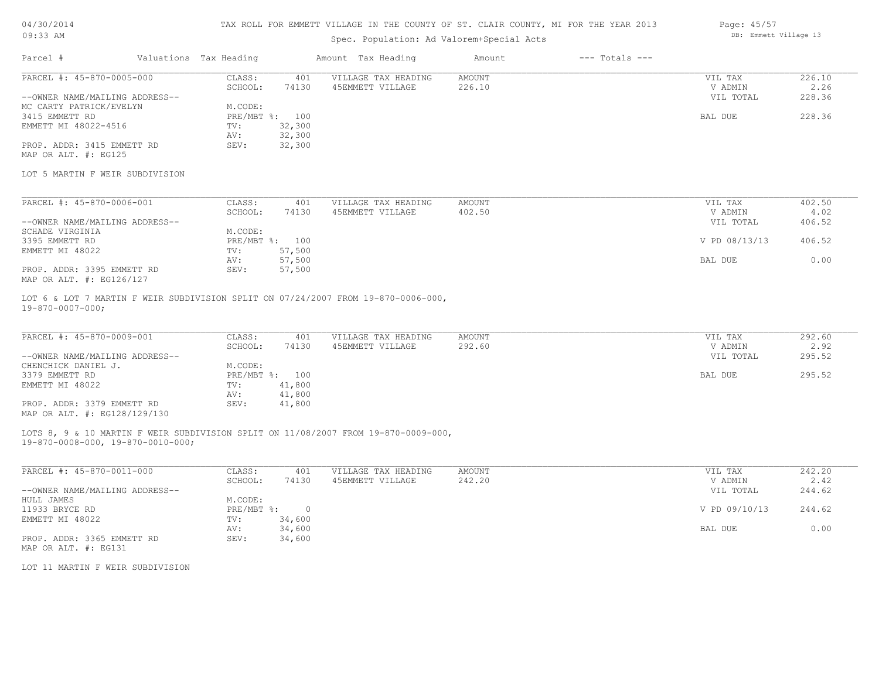TAX ROLL FOR EMMETT VILLAGE IN THE COUNTY OF ST. CLAIR COUNTY, MI FOR THE YEAR 2013

Spec. Population: Ad Valorem+Special Acts

04/30/2014 09:33 AM

DB: Emmett Village 13

| Parcel # | Valuations | Tax Heading | Amount | Tax Heading | Amount | --- Totals --- | |
|---|---|---|---|---|---|---|---|
| PARCEL #: 45-870-0005-000 | CLASS: | 401 | VILLAGE TAX HEADING | AMOUNT | | VIL TAX | 226.10 |
| | SCHOOL: | 74130 | 45EMMETT VILLAGE | 226.10 | | V ADMIN | 2.26 |
| --OWNER NAME/MAILING ADDRESS-- | | | | | | VIL TOTAL | 228.36 |
| MC CARTY PATRICK/EVELYN | M.CODE: | | | | | | |
| 3415 EMMETT RD | PRE/MBT %: | 100 | | | | BAL DUE | 228.36 |
| EMMETT MI 48022-4516 | TV: | 32,300 | | | | | |
| | AV: | 32,300 | | | | | |
| PROP. ADDR: 3415 EMMETT RD | SEV: | 32,300 | | | | | |
| MAP OR ALT. #: EG125 | | | | | | | |

LOT 5 MARTIN F WEIR SUBDIVISION

| Parcel # | Valuations | Tax Heading | Amount | Tax Heading | Amount | --- Totals --- | |
|---|---|---|---|---|---|---|---|
| PARCEL #: 45-870-0006-001 | CLASS: | 401 | VILLAGE TAX HEADING | AMOUNT | | VIL TAX | 402.50 |
| | SCHOOL: | 74130 | 45EMMETT VILLAGE | 402.50 | | V ADMIN | 4.02 |
| --OWNER NAME/MAILING ADDRESS-- | | | | | | VIL TOTAL | 406.52 |
| SCHADE VIRGINIA | M.CODE: | | | | | | |
| 3395 EMMETT RD | PRE/MBT %: | 100 | | | | V PD 08/13/13 | 406.52 |
| EMMETT MI 48022 | TV: | 57,500 | | | | | |
| | AV: | 57,500 | | | | BAL DUE | 0.00 |
| PROP. ADDR: 3395 EMMETT RD | SEV: | 57,500 | | | | | |
| MAP OR ALT. #: EG126/127 | | | | | | | |

LOT 6 & LOT 7 MARTIN F WEIR SUBDIVISION SPLIT ON 07/24/2007 FROM 19-870-0006-000, 19-870-0007-000;

| Parcel # | Valuations | Tax Heading | Amount | Tax Heading | Amount | --- Totals --- | |
|---|---|---|---|---|---|---|---|
| PARCEL #: 45-870-0009-001 | CLASS: | 401 | VILLAGE TAX HEADING | AMOUNT | | VIL TAX | 292.60 |
| | SCHOOL: | 74130 | 45EMMETT VILLAGE | 292.60 | | V ADMIN | 2.92 |
| --OWNER NAME/MAILING ADDRESS-- | | | | | | VIL TOTAL | 295.52 |
| CHENCHICK DANIEL J. | M.CODE: | | | | | | |
| 3379 EMMETT RD | PRE/MBT %: | 100 | | | | BAL DUE | 295.52 |
| EMMETT MI 48022 | TV: | 41,800 | | | | | |
| | AV: | 41,800 | | | | | |
| PROP. ADDR: 3379 EMMETT RD | SEV: | 41,800 | | | | | |
| MAP OR ALT. #: EG128/129/130 | | | | | | | |

LOTS 8, 9 & 10 MARTIN F WEIR SUBDIVISION SPLIT ON 11/08/2007 FROM 19-870-0009-000, 19-870-0008-000, 19-870-0010-000;

| Parcel # | Valuations | Tax Heading | Amount | Tax Heading | Amount | --- Totals --- | |
|---|---|---|---|---|---|---|---|
| PARCEL #: 45-870-0011-000 | CLASS: | 401 | VILLAGE TAX HEADING | AMOUNT | | VIL TAX | 242.20 |
| | SCHOOL: | 74130 | 45EMMETT VILLAGE | 242.20 | | V ADMIN | 2.42 |
| --OWNER NAME/MAILING ADDRESS-- | | | | | | VIL TOTAL | 244.62 |
| HULL JAMES | M.CODE: | | | | | | |
| 11933 BRYCE RD | PRE/MBT %: | 0 | | | | V PD 09/10/13 | 244.62 |
| EMMETT MI 48022 | TV: | 34,600 | | | | | |
| | AV: | 34,600 | | | | BAL DUE | 0.00 |
| PROP. ADDR: 3365 EMMETT RD | SEV: | 34,600 | | | | | |
| MAP OR ALT. #: EG131 | | | | | | | |

LOT 11 MARTIN F WEIR SUBDIVISION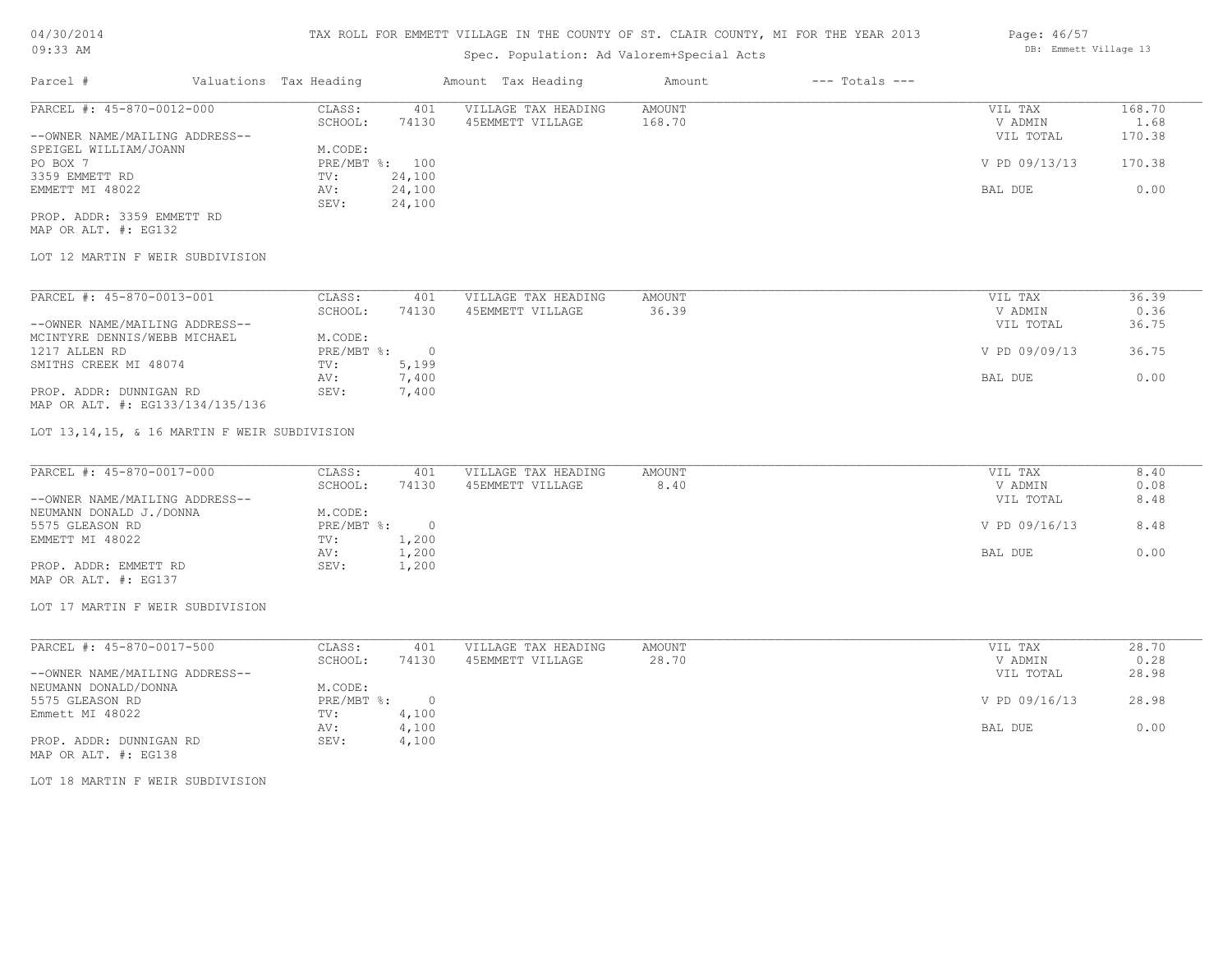TAX ROLL FOR EMMETT VILLAGE IN THE COUNTY OF ST. CLAIR COUNTY, MI FOR THE YEAR 2013

Spec. Population: Ad Valorem+Special Acts

DB: Emmett Village 13

04/30/2014
09:33 AM

| Parcel # | Valuations | Tax Heading | Amount | Tax Heading | Amount | --- Totals --- | |
|---|---|---|---|---|---|---|---|

PARCEL #: 45-870-0012-000

| | | | | | |
|---|---|---|---|---|---|
| CLASS: | 401 | VILLAGE TAX HEADING | AMOUNT | VIL TAX | 168.70 |
| SCHOOL: | 74130 | 45EMMETT VILLAGE | 168.70 | V ADMIN | 1.68 |
| M.CODE: | | | | VIL TOTAL | 170.38 |
| PRE/MBT %: | 100 | | | V PD 09/13/13 | 170.38 |
| TV: | 24,100 | | | | |
| AV: | 24,100 | | | BAL DUE | 0.00 |
| SEV: | 24,100 | | | | |

--OWNER NAME/MAILING ADDRESS--
SPEIGEL WILLIAM/JOANN
PO BOX 7
3359 EMMETT RD
EMMETT MI 48022

PROP. ADDR: 3359 EMMETT RD
MAP OR ALT. #: EG132

LOT 12 MARTIN F WEIR SUBDIVISION

PARCEL #: 45-870-0013-001

| | | | | | |
|---|---|---|---|---|---|
| CLASS: | 401 | VILLAGE TAX HEADING | AMOUNT | VIL TAX | 36.39 |
| SCHOOL: | 74130 | 45EMMETT VILLAGE | 36.39 | V ADMIN | 0.36 |
| M.CODE: | | | | VIL TOTAL | 36.75 |
| PRE/MBT %: | 0 | | | V PD 09/09/13 | 36.75 |
| TV: | 5,199 | | | | |
| AV: | 7,400 | | | BAL DUE | 0.00 |
| SEV: | 7,400 | | | | |

--OWNER NAME/MAILING ADDRESS--
MCINTYRE DENNIS/WEBB MICHAEL
1217 ALLEN RD
SMITHS CREEK MI 48074

PROP. ADDR: DUNNIGAN RD
MAP OR ALT. #: EG133/134/135/136

LOT 13,14,15, & 16 MARTIN F WEIR SUBDIVISION

PARCEL #: 45-870-0017-000

| | | | | | |
|---|---|---|---|---|---|
| CLASS: | 401 | VILLAGE TAX HEADING | AMOUNT | VIL TAX | 8.40 |
| SCHOOL: | 74130 | 45EMMETT VILLAGE | 8.40 | V ADMIN | 0.08 |
| M.CODE: | | | | VIL TOTAL | 8.48 |
| PRE/MBT %: | 0 | | | V PD 09/16/13 | 8.48 |
| TV: | 1,200 | | | | |
| AV: | 1,200 | | | BAL DUE | 0.00 |
| SEV: | 1,200 | | | | |

--OWNER NAME/MAILING ADDRESS--
NEUMANN DONALD J./DONNA
5575 GLEASON RD
EMMETT MI 48022

PROP. ADDR: EMMETT RD
MAP OR ALT. #: EG137

LOT 17 MARTIN F WEIR SUBDIVISION

PARCEL #: 45-870-0017-500

| | | | | | |
|---|---|---|---|---|---|
| CLASS: | 401 | VILLAGE TAX HEADING | AMOUNT | VIL TAX | 28.70 |
| SCHOOL: | 74130 | 45EMMETT VILLAGE | 28.70 | V ADMIN | 0.28 |
| M.CODE: | | | | VIL TOTAL | 28.98 |
| PRE/MBT %: | 0 | | | V PD 09/16/13 | 28.98 |
| TV: | 4,100 | | | | |
| AV: | 4,100 | | | BAL DUE | 0.00 |
| SEV: | 4,100 | | | | |

--OWNER NAME/MAILING ADDRESS--
NEUMANN DONALD/DONNA
5575 GLEASON RD
Emmett MI 48022

PROP. ADDR: DUNNIGAN RD
MAP OR ALT. #: EG138

LOT 18 MARTIN F WEIR SUBDIVISION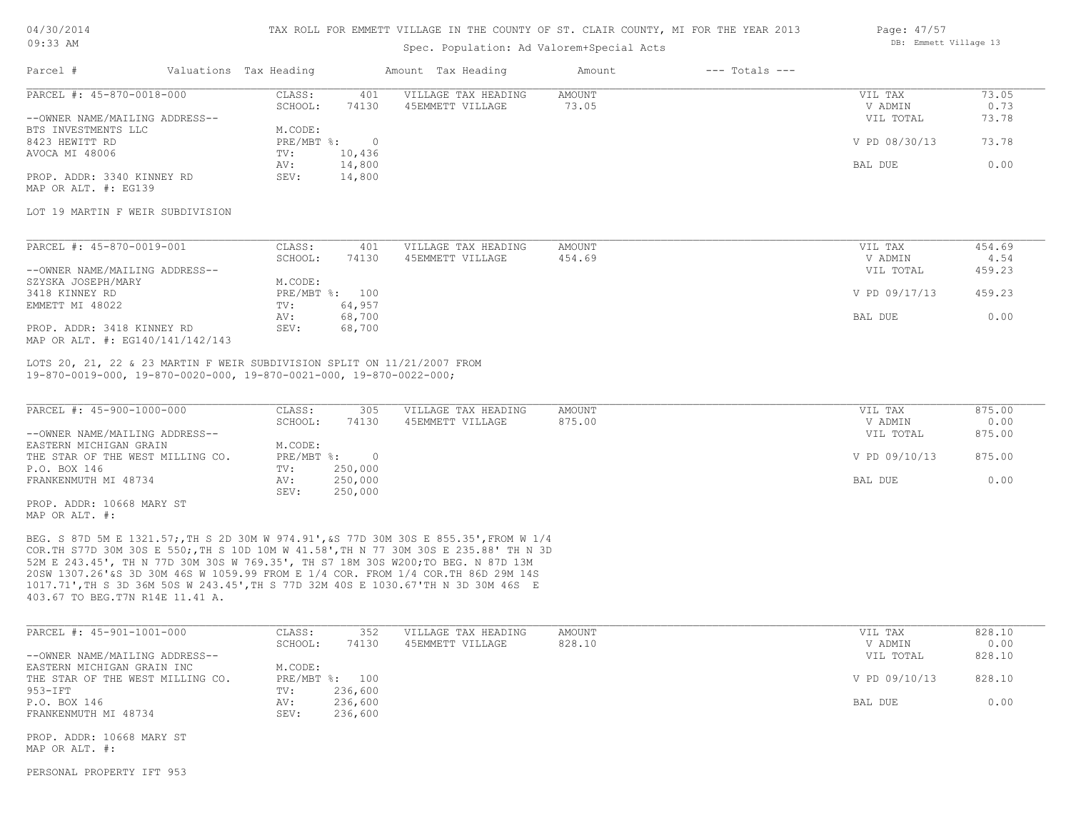TAX ROLL FOR EMMETT VILLAGE IN THE COUNTY OF ST. CLAIR COUNTY, MI FOR THE YEAR 2013

Spec. Population: Ad Valorem+Special Acts

DB: Emmett Village 13

04/30/2014 09:33 AM

| Parcel # | Valuations | Tax Heading | Amount | Tax Heading | Amount | --- Totals --- | |
|---|---|---|---|---|---|---|---|
| PARCEL #: 45-870-0018-000 | CLASS: | 401 | VILLAGE TAX HEADING | AMOUNT | | VIL TAX | 73.05 |
| | SCHOOL: | 74130 | 45EMMETT VILLAGE | 73.05 | | V ADMIN | 0.73 |
| --OWNER NAME/MAILING ADDRESS-- | | | | | | VIL TOTAL | 73.78 |
| BTS INVESTMENTS LLC | M.CODE: | | | | | | |
| 8423 HEWITT RD | PRE/MBT %: | 0 | | | | V PD 08/30/13 | 73.78 |
| AVOCA MI 48006 | TV: | 10,436 | | | | | |
| | AV: | 14,800 | | | | BAL DUE | 0.00 |
| PROP. ADDR: 3340 KINNEY RD | SEV: | 14,800 | | | | | |
| MAP OR ALT. #: EG139 | | | | | | | |

LOT 19 MARTIN F WEIR SUBDIVISION

| Parcel # | Valuations | Tax Heading | Amount | Tax Heading | Amount | --- Totals --- | |
|---|---|---|---|---|---|---|---|
| PARCEL #: 45-870-0019-001 | CLASS: | 401 | VILLAGE TAX HEADING | AMOUNT | | VIL TAX | 454.69 |
| | SCHOOL: | 74130 | 45EMMETT VILLAGE | 454.69 | | V ADMIN | 4.54 |
| --OWNER NAME/MAILING ADDRESS-- | | | | | | VIL TOTAL | 459.23 |
| SZYSKA JOSEPH/MARY | M.CODE: | | | | | | |
| 3418 KINNEY RD | PRE/MBT %: | 100 | | | | V PD 09/17/13 | 459.23 |
| EMMETT MI 48022 | TV: | 64,957 | | | | | |
| | AV: | 68,700 | | | | BAL DUE | 0.00 |
| PROP. ADDR: 3418 KINNEY RD | SEV: | 68,700 | | | | | |
| MAP OR ALT. #: EG140/141/142/143 | | | | | | | |

LOTS 20, 21, 22 & 23 MARTIN F WEIR SUBDIVISION SPLIT ON 11/21/2007 FROM 19-870-0019-000, 19-870-0020-000, 19-870-0021-000, 19-870-0022-000;

| Parcel # | Valuations | Tax Heading | Amount | Tax Heading | Amount | --- Totals --- | |
|---|---|---|---|---|---|---|---|
| PARCEL #: 45-900-1000-000 | CLASS: | 305 | VILLAGE TAX HEADING | AMOUNT | | VIL TAX | 875.00 |
| | SCHOOL: | 74130 | 45EMMETT VILLAGE | 875.00 | | V ADMIN | 0.00 |
| --OWNER NAME/MAILING ADDRESS-- | | | | | | VIL TOTAL | 875.00 |
| EASTERN MICHIGAN GRAIN | M.CODE: | | | | | | |
| THE STAR OF THE WEST MILLING CO. | PRE/MBT %: | 0 | | | | V PD 09/10/13 | 875.00 |
| P.O. BOX 146 | TV: | 250,000 | | | | | |
| FRANKENMUTH MI 48734 | AV: | 250,000 | | | | BAL DUE | 0.00 |
| | SEV: | 250,000 | | | | | |
| PROP. ADDR: 10668 MARY ST | | | | | | | |
| MAP OR ALT. #: | | | | | | | |

BEG. S 87D 5M E 1321.57;,TH S 2D 30M W 974.91',&S 77D 30M 30S E 855.35',FROM W 1/4 COR.TH S77D 30M 30S E 550;,TH S 10D 10M W 41.58',TH N 77 30M 30S E 235.88' TH N 3D 52M E 243.45', TH N 77D 30M 30S W 769.35', TH S7 18M 30S W200;TO BEG. N 87D 13M 20SW 1307.26'&S 3D 30M 46S W 1059.99 FROM E 1/4 COR. FROM 1/4 COR.TH 86D 29M 14S 1017.71',TH S 3D 36M 50S W 243.45',TH S 77D 32M 40S E 1030.67'TH N 3D 30M 46S E 403.67 TO BEG.T7N R14E 11.41 A.

| Parcel # | Valuations | Tax Heading | Amount | Tax Heading | Amount | --- Totals --- | |
|---|---|---|---|---|---|---|---|
| PARCEL #: 45-901-1001-000 | CLASS: | 352 | VILLAGE TAX HEADING | AMOUNT | | VIL TAX | 828.10 |
| | SCHOOL: | 74130 | 45EMMETT VILLAGE | 828.10 | | V ADMIN | 0.00 |
| --OWNER NAME/MAILING ADDRESS-- | | | | | | VIL TOTAL | 828.10 |
| EASTERN MICHIGAN GRAIN INC | M.CODE: | | | | | | |
| THE STAR OF THE WEST MILLING CO. | PRE/MBT %: | 100 | | | | V PD 09/10/13 | 828.10 |
| 953-IFT | TV: | 236,600 | | | | | |
| P.O. BOX 146 | AV: | 236,600 | | | | BAL DUE | 0.00 |
| FRANKENMUTH MI 48734 | SEV: | 236,600 | | | | | |
| PROP. ADDR: 10668 MARY ST | | | | | | | |
| MAP OR ALT. #: | | | | | | | |

PERSONAL PROPERTY IFT 953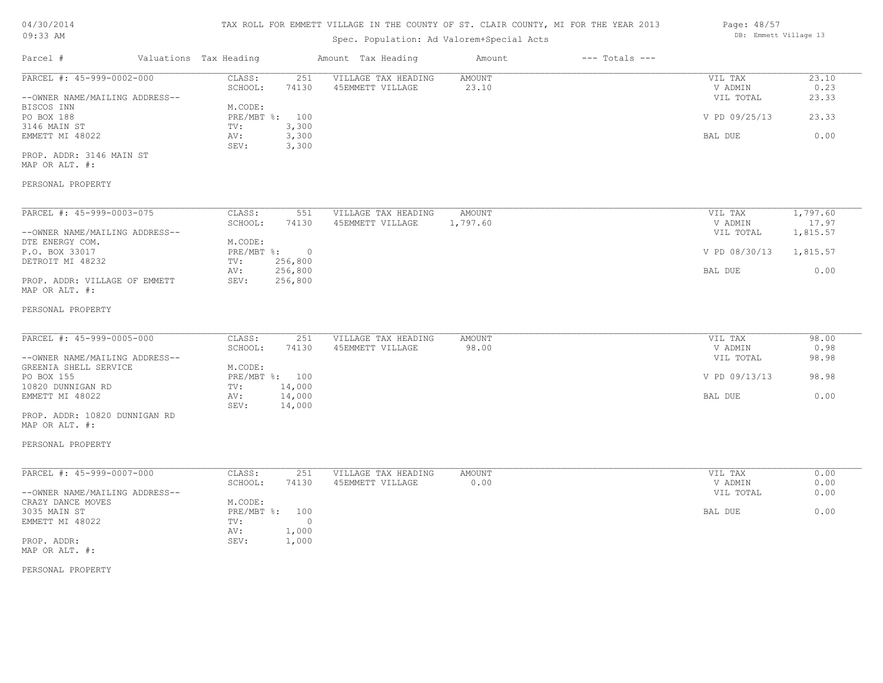# TAX ROLL FOR EMMETT VILLAGE IN THE COUNTY OF ST. CLAIR COUNTY, MI FOR THE YEAR 2013

Spec. Population: Ad Valorem+Special Acts

04/30/2014
09:33 AM

DB: Emmett Village 13

| Parcel # | Valuations | Tax Heading | Amount | Tax Heading | Amount | --- Totals --- | |
|---|---|---|---|---|---|---|---|
| PARCEL #: 45-999-0002-000 | CLASS: | 251 | VILLAGE TAX HEADING | AMOUNT | | VIL TAX | 23.10 |
| | SCHOOL: | 74130 | 45EMMETT VILLAGE | 23.10 | | V ADMIN | 0.23 |
| --OWNER NAME/MAILING ADDRESS-- | | | | | | VIL TOTAL | 23.33 |
| BISCOS INN | M.CODE: | | | | | | |
| PO BOX 188 | PRE/MBT %: | 100 | | | | V PD 09/25/13 | 23.33 |
| 3146 MAIN ST | TV: | 3,300 | | | | | |
| EMMETT MI 48022 | AV: | 3,300 | | | | BAL DUE | 0.00 |
| | SEV: | 3,300 | | | | | |
| PROP. ADDR: 3146 MAIN ST | | | | | | | |
| MAP OR ALT. #: | | | | | | | |
| PERSONAL PROPERTY | | | | | | | |

| Parcel # | Valuations | Tax Heading | Amount | Tax Heading | Amount | --- Totals --- | |
|---|---|---|---|---|---|---|---|
| PARCEL #: 45-999-0003-075 | CLASS: | 551 | VILLAGE TAX HEADING | AMOUNT | | VIL TAX | 1,797.60 |
| | SCHOOL: | 74130 | 45EMMETT VILLAGE | 1,797.60 | | V ADMIN | 17.97 |
| --OWNER NAME/MAILING ADDRESS-- | | | | | | VIL TOTAL | 1,815.57 |
| DTE ENERGY COM. | M.CODE: | | | | | | |
| P.O. BOX 33017 | PRE/MBT %: | 0 | | | | V PD 08/30/13 | 1,815.57 |
| DETROIT MI 48232 | TV: | 256,800 | | | | | |
| | AV: | 256,800 | | | | BAL DUE | 0.00 |
| PROP. ADDR: VILLAGE OF EMMETT | SEV: | 256,800 | | | | | |
| MAP OR ALT. #: | | | | | | | |
| PERSONAL PROPERTY | | | | | | | |

| Parcel # | Valuations | Tax Heading | Amount | Tax Heading | Amount | --- Totals --- | |
|---|---|---|---|---|---|---|---|
| PARCEL #: 45-999-0005-000 | CLASS: | 251 | VILLAGE TAX HEADING | AMOUNT | | VIL TAX | 98.00 |
| | SCHOOL: | 74130 | 45EMMETT VILLAGE | 98.00 | | V ADMIN | 0.98 |
| --OWNER NAME/MAILING ADDRESS-- | | | | | | VIL TOTAL | 98.98 |
| GREENIA SHELL SERVICE | M.CODE: | | | | | | |
| PO BOX 155 | PRE/MBT %: | 100 | | | | V PD 09/13/13 | 98.98 |
| 10820 DUNNIGAN RD | TV: | 14,000 | | | | | |
| EMMETT MI 48022 | AV: | 14,000 | | | | BAL DUE | 0.00 |
| | SEV: | 14,000 | | | | | |
| PROP. ADDR: 10820 DUNNIGAN RD | | | | | | | |
| MAP OR ALT. #: | | | | | | | |
| PERSONAL PROPERTY | | | | | | | |

| Parcel # | Valuations | Tax Heading | Amount | Tax Heading | Amount | --- Totals --- | |
|---|---|---|---|---|---|---|---|
| PARCEL #: 45-999-0007-000 | CLASS: | 251 | VILLAGE TAX HEADING | AMOUNT | | VIL TAX | 0.00 |
| | SCHOOL: | 74130 | 45EMMETT VILLAGE | 0.00 | | V ADMIN | 0.00 |
| --OWNER NAME/MAILING ADDRESS-- | | | | | | VIL TOTAL | 0.00 |
| CRAZY DANCE MOVES | M.CODE: | | | | | | |
| 3035 MAIN ST | PRE/MBT %: | 100 | | | | BAL DUE | 0.00 |
| EMMETT MI 48022 | TV: | 0 | | | | | |
| | AV: | 1,000 | | | | | |
| PROP. ADDR: | SEV: | 1,000 | | | | | |
| MAP OR ALT. #: | | | | | | | |
| PERSONAL PROPERTY | | | | | | | |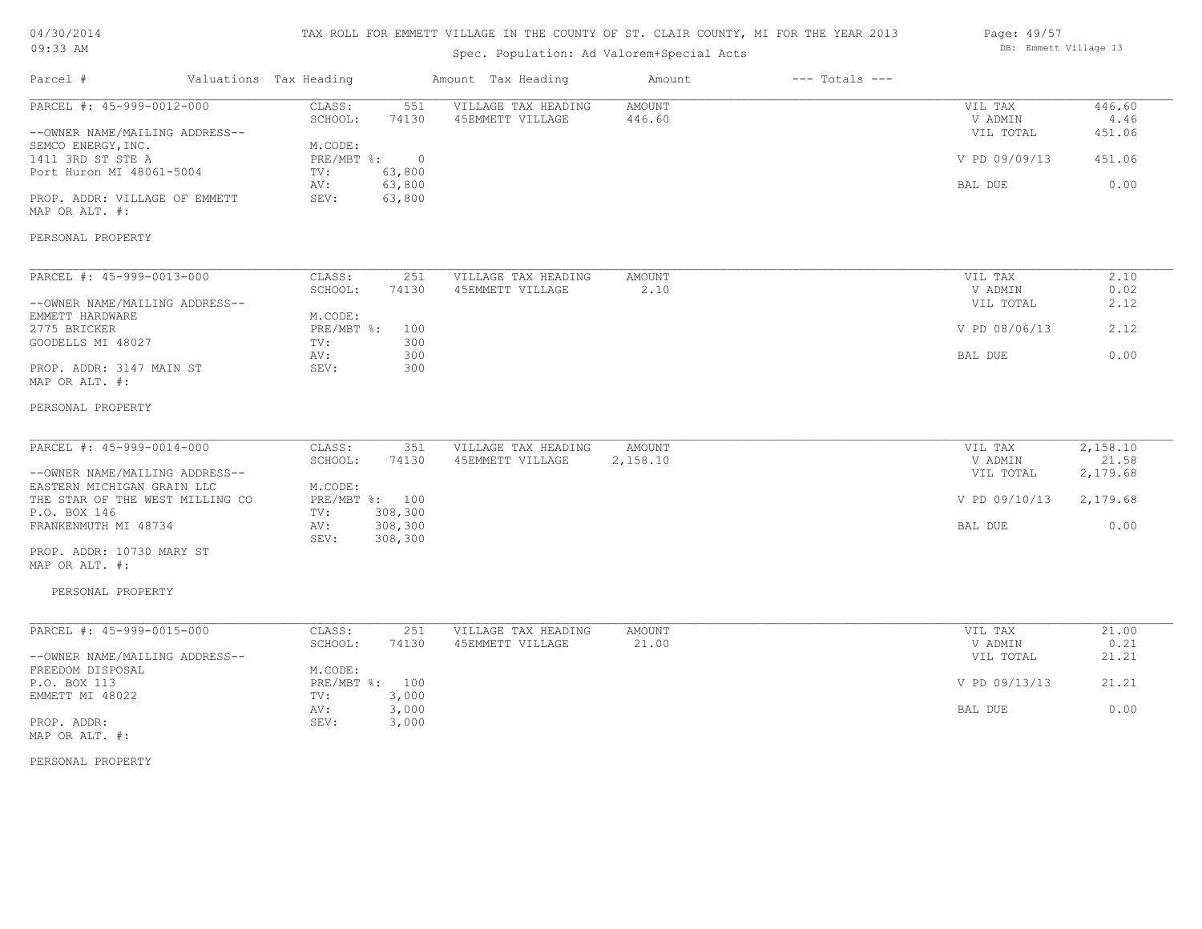# TAX ROLL FOR EMMETT VILLAGE IN THE COUNTY OF ST. CLAIR COUNTY, MI FOR THE YEAR 2013

04/30/2014
09:33 AM

Spec. Population: Ad Valorem+Special Acts

DB: Emmett Village 13

| Parcel # | Valuations | Tax Heading | Amount | Tax Heading | Amount | --- Totals --- | |
|---|---|---|---|---|---|---|---|

---

**PARCEL #: 45-999-0012-000**

--OWNER NAME/MAILING ADDRESS--
SEMCO ENERGY, INC.
1411 3RD ST STE A
Port Huron MI 48061-5004

PROP. ADDR: VILLAGE OF EMMETT
MAP OR ALT. #:

| | | | | | |
|---|---|---|---|---|---|
| CLASS: | 551 | VILLAGE TAX HEADING | AMOUNT | VIL TAX | 446.60 |
| SCHOOL: | 74130 | 45EMMETT VILLAGE | 446.60 | V ADMIN | 4.46 |
| | | | | VIL TOTAL | 451.06 |
| M.CODE: | | | | | |
| PRE/MBT %: | 0 | | | V PD 09/09/13 | 451.06 |
| TV: | 63,800 | | | | |
| AV: | 63,800 | | | BAL DUE | 0.00 |
| SEV: | 63,800 | | | | |

PERSONAL PROPERTY

---

**PARCEL #: 45-999-0013-000**

--OWNER NAME/MAILING ADDRESS--
EMMETT HARDWARE
2775 BRICKER
GOODELLS MI 48027

PROP. ADDR: 3147 MAIN ST
MAP OR ALT. #:

| | | | | | |
|---|---|---|---|---|---|
| CLASS: | 251 | VILLAGE TAX HEADING | AMOUNT | VIL TAX | 2.10 |
| SCHOOL: | 74130 | 45EMMETT VILLAGE | 2.10 | V ADMIN | 0.02 |
| | | | | VIL TOTAL | 2.12 |
| M.CODE: | | | | | |
| PRE/MBT %: | 100 | | | V PD 08/06/13 | 2.12 |
| TV: | 300 | | | | |
| AV: | 300 | | | BAL DUE | 0.00 |
| SEV: | 300 | | | | |

PERSONAL PROPERTY

---

**PARCEL #: 45-999-0014-000**

--OWNER NAME/MAILING ADDRESS--
EASTERN MICHIGAN GRAIN LLC
THE STAR OF THE WEST MILLING CO
P.O. BOX 146
FRANKENMUTH MI 48734

PROP. ADDR: 10730 MARY ST
MAP OR ALT. #:

| | | | | | |
|---|---|---|---|---|---|
| CLASS: | 351 | VILLAGE TAX HEADING | AMOUNT | VIL TAX | 2,158.10 |
| SCHOOL: | 74130 | 45EMMETT VILLAGE | 2,158.10 | V ADMIN | 21.58 |
| | | | | VIL TOTAL | 2,179.68 |
| M.CODE: | | | | | |
| PRE/MBT %: | 100 | | | V PD 09/10/13 | 2,179.68 |
| TV: | 308,300 | | | | |
| AV: | 308,300 | | | BAL DUE | 0.00 |
| SEV: | 308,300 | | | | |

PERSONAL PROPERTY

---

**PARCEL #: 45-999-0015-000**

--OWNER NAME/MAILING ADDRESS--
FREEDOM DISPOSAL
P.O. BOX 113
EMMETT MI 48022

PROP. ADDR:
MAP OR ALT. #:

| | | | | | |
|---|---|---|---|---|---|
| CLASS: | 251 | VILLAGE TAX HEADING | AMOUNT | VIL TAX | 21.00 |
| SCHOOL: | 74130 | 45EMMETT VILLAGE | 21.00 | V ADMIN | 0.21 |
| | | | | VIL TOTAL | 21.21 |
| M.CODE: | | | | | |
| PRE/MBT %: | 100 | | | V PD 09/13/13 | 21.21 |
| TV: | 3,000 | | | | |
| AV: | 3,000 | | | BAL DUE | 0.00 |
| SEV: | 3,000 | | | | |

PERSONAL PROPERTY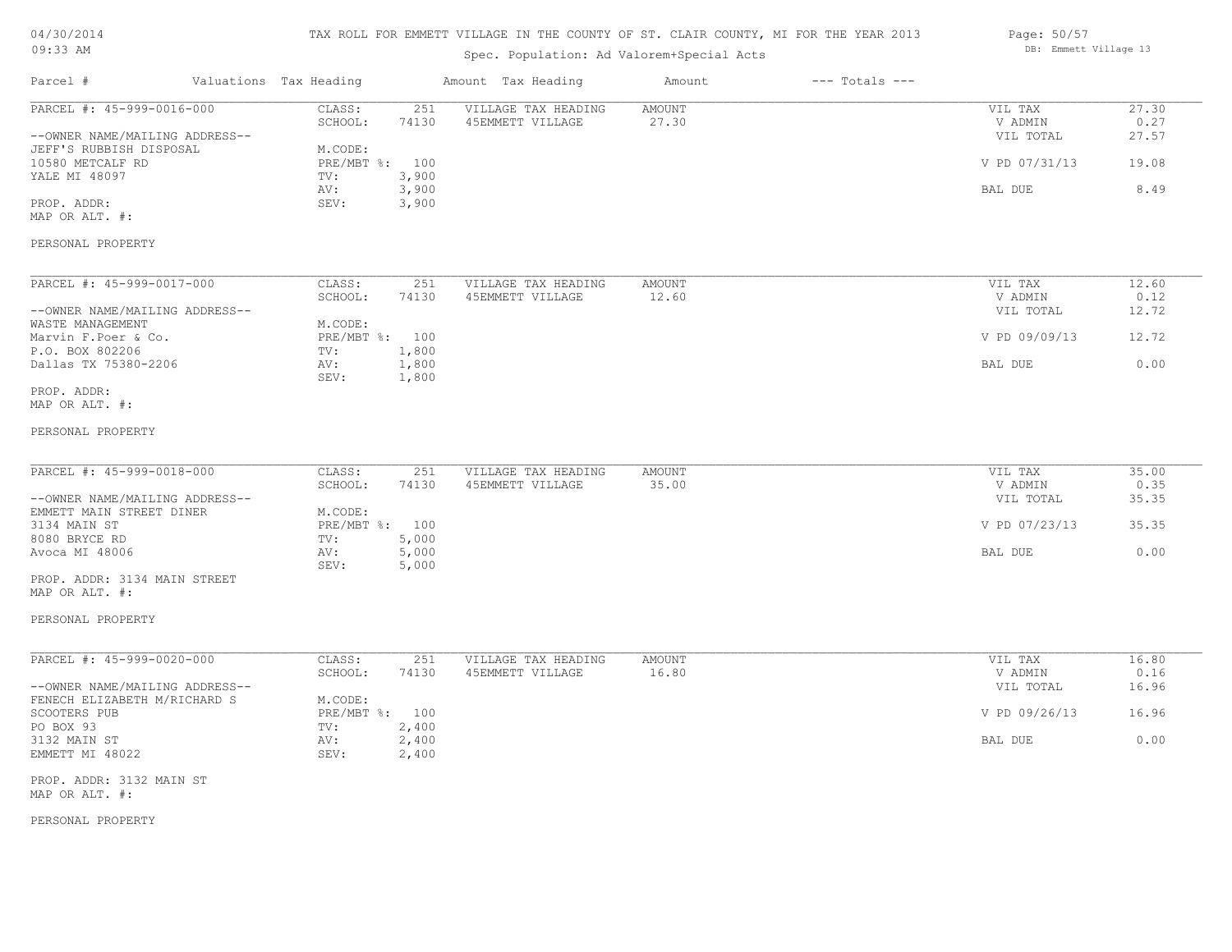# TAX ROLL FOR EMMETT VILLAGE IN THE COUNTY OF ST. CLAIR COUNTY, MI FOR THE YEAR 2013

Spec. Population: Ad Valorem+Special Acts

04/30/2014
09:33 AM

DB: Emmett Village 13

| Parcel # | Valuations Tax Heading | | Amount Tax Heading | Amount | --- Totals --- | |
|---|---|---|---|---|---|---|
| PARCEL #: 45-999-0016-000 | CLASS: | 251 | VILLAGE TAX HEADING | AMOUNT | VIL TAX | 27.30 |
| | SCHOOL: | 74130 | 45EMMETT VILLAGE | 27.30 | V ADMIN | 0.27 |
| --OWNER NAME/MAILING ADDRESS-- | | | | | VIL TOTAL | 27.57 |
| JEFF'S RUBBISH DISPOSAL | M.CODE: | | | | | |
| 10580 METCALF RD | PRE/MBT %: | 100 | | | V PD 07/31/13 | 19.08 |
| YALE MI 48097 | TV: | 3,900 | | | | |
| | AV: | 3,900 | | | BAL DUE | 8.49 |
| PROP. ADDR: | SEV: | 3,900 | | | | |
| MAP OR ALT. #: | | | | | | |
| PERSONAL PROPERTY | | | | | | |
| PARCEL #: 45-999-0017-000 | CLASS: | 251 | VILLAGE TAX HEADING | AMOUNT | VIL TAX | 12.60 |
| | SCHOOL: | 74130 | 45EMMETT VILLAGE | 12.60 | V ADMIN | 0.12 |
| --OWNER NAME/MAILING ADDRESS-- | | | | | VIL TOTAL | 12.72 |
| WASTE MANAGEMENT | M.CODE: | | | | | |
| Marvin F.Poer & Co. | PRE/MBT %: | 100 | | | V PD 09/09/13 | 12.72 |
| P.O. BOX 802206 | TV: | 1,800 | | | | |
| Dallas TX 75380-2206 | AV: | 1,800 | | | BAL DUE | 0.00 |
| | SEV: | 1,800 | | | | |
| PROP. ADDR: | | | | | | |
| MAP OR ALT. #: | | | | | | |
| PERSONAL PROPERTY | | | | | | |
| PARCEL #: 45-999-0018-000 | CLASS: | 251 | VILLAGE TAX HEADING | AMOUNT | VIL TAX | 35.00 |
| | SCHOOL: | 74130 | 45EMMETT VILLAGE | 35.00 | V ADMIN | 0.35 |
| --OWNER NAME/MAILING ADDRESS-- | | | | | VIL TOTAL | 35.35 |
| EMMETT MAIN STREET DINER | M.CODE: | | | | | |
| 3134 MAIN ST | PRE/MBT %: | 100 | | | V PD 07/23/13 | 35.35 |
| 8080 BRYCE RD | TV: | 5,000 | | | | |
| Avoca MI 48006 | AV: | 5,000 | | | BAL DUE | 0.00 |
| | SEV: | 5,000 | | | | |
| PROP. ADDR: 3134 MAIN STREET | | | | | | |
| MAP OR ALT. #: | | | | | | |
| PERSONAL PROPERTY | | | | | | |
| PARCEL #: 45-999-0020-000 | CLASS: | 251 | VILLAGE TAX HEADING | AMOUNT | VIL TAX | 16.80 |
| | SCHOOL: | 74130 | 45EMMETT VILLAGE | 16.80 | V ADMIN | 0.16 |
| --OWNER NAME/MAILING ADDRESS-- | | | | | VIL TOTAL | 16.96 |
| FENECH ELIZABETH M/RICHARD S | M.CODE: | | | | | |
| SCOOTERS PUB | PRE/MBT %: | 100 | | | V PD 09/26/13 | 16.96 |
| PO BOX 93 | TV: | 2,400 | | | | |
| 3132 MAIN ST | AV: | 2,400 | | | BAL DUE | 0.00 |
| EMMETT MI 48022 | SEV: | 2,400 | | | | |
| PROP. ADDR: 3132 MAIN ST | | | | | | |
| MAP OR ALT. #: | | | | | | |
| PERSONAL PROPERTY | | | | | | |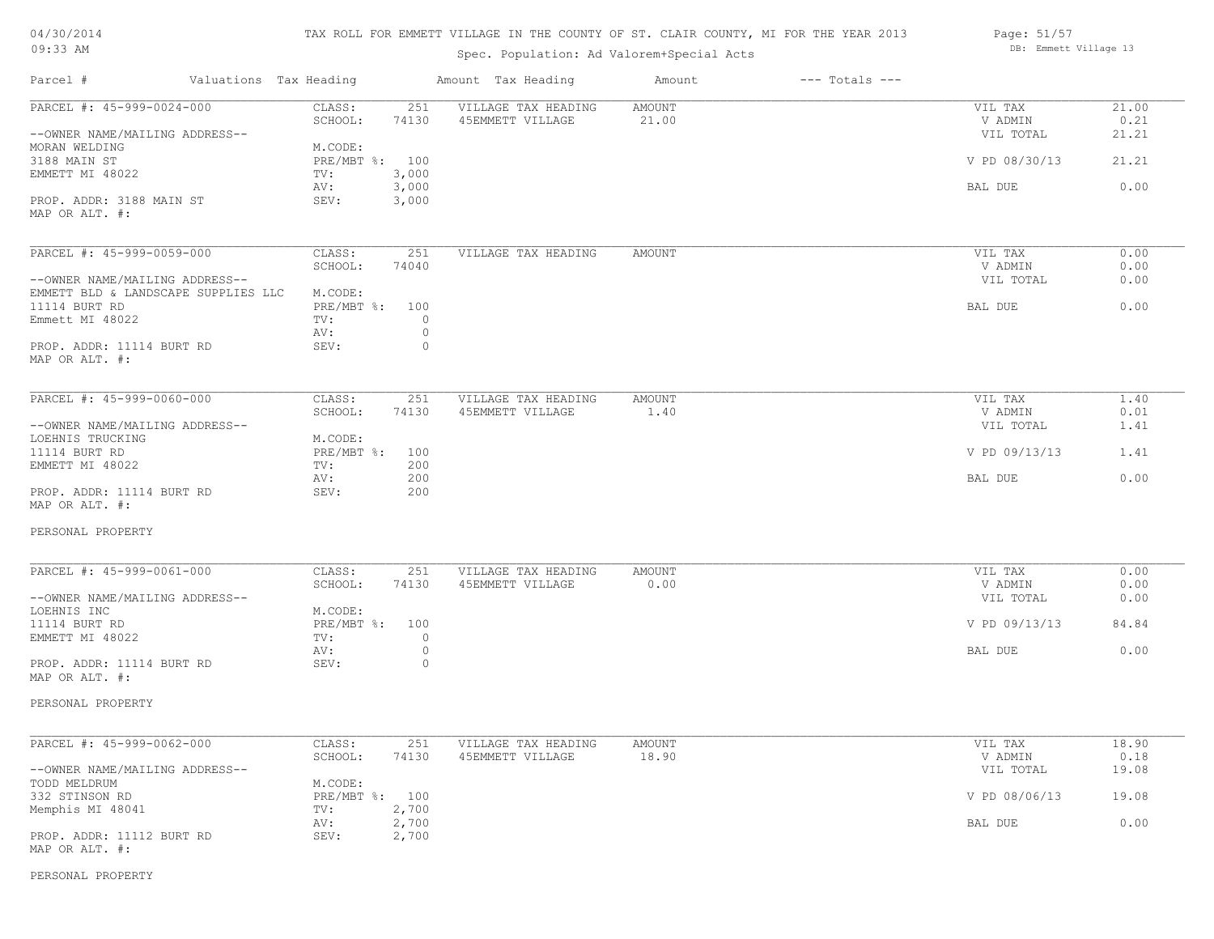TAX ROLL FOR EMMETT VILLAGE IN THE COUNTY OF ST. CLAIR COUNTY, MI FOR THE YEAR 2013

Spec. Population: Ad Valorem+Special Acts

| Parcel # | Valuations | Tax Heading | Amount | Tax Heading | Amount | --- Totals --- | |
|---|---|---|---|---|---|---|---|
| PARCEL #: 45-999-0024-000 | CLASS: | 251 | VILLAGE TAX HEADING | AMOUNT | | VIL TAX | 21.00 |
| | SCHOOL: | 74130 | 45EMMETT VILLAGE | 21.00 | | V ADMIN | 0.21 |
| --OWNER NAME/MAILING ADDRESS-- | | | | | | VIL TOTAL | 21.21 |
| MORAN WELDING | M.CODE: | | | | | | |
| 3188 MAIN ST | PRE/MBT %: | 100 | | | | V PD 08/30/13 | 21.21 |
| EMMETT MI 48022 | TV: | 3,000 | | | | | |
| | AV: | 3,000 | | | | BAL DUE | 0.00 |
| PROP. ADDR: 3188 MAIN ST | SEV: | 3,000 | | | | | |
| MAP OR ALT. #: | | | | | | | |
| PARCEL #: 45-999-0059-000 | CLASS: | 251 | VILLAGE TAX HEADING | AMOUNT | | VIL TAX | 0.00 |
| | SCHOOL: | 74040 | | | | V ADMIN | 0.00 |
| --OWNER NAME/MAILING ADDRESS-- | | | | | | VIL TOTAL | 0.00 |
| EMMETT BLD & LANDSCAPE SUPPLIES LLC | M.CODE: | | | | | | |
| 11114 BURT RD | PRE/MBT %: | 100 | | | | BAL DUE | 0.00 |
| Emmett MI 48022 | TV: | 0 | | | | | |
| | AV: | 0 | | | | | |
| PROP. ADDR: 11114 BURT RD | SEV: | 0 | | | | | |
| MAP OR ALT. #: | | | | | | | |
| PARCEL #: 45-999-0060-000 | CLASS: | 251 | VILLAGE TAX HEADING | AMOUNT | | VIL TAX | 1.40 |
| | SCHOOL: | 74130 | 45EMMETT VILLAGE | 1.40 | | V ADMIN | 0.01 |
| --OWNER NAME/MAILING ADDRESS-- | | | | | | VIL TOTAL | 1.41 |
| LOEHNIS TRUCKING | M.CODE: | | | | | | |
| 11114 BURT RD | PRE/MBT %: | 100 | | | | V PD 09/13/13 | 1.41 |
| EMMETT MI 48022 | TV: | 200 | | | | | |
| | AV: | 200 | | | | BAL DUE | 0.00 |
| PROP. ADDR: 11114 BURT RD | SEV: | 200 | | | | | |
| MAP OR ALT. #: | | | | | | | |
| PERSONAL PROPERTY | | | | | | | |
| PARCEL #: 45-999-0061-000 | CLASS: | 251 | VILLAGE TAX HEADING | AMOUNT | | VIL TAX | 0.00 |
| | SCHOOL: | 74130 | 45EMMETT VILLAGE | 0.00 | | V ADMIN | 0.00 |
| --OWNER NAME/MAILING ADDRESS-- | | | | | | VIL TOTAL | 0.00 |
| LOEHNIS INC | M.CODE: | | | | | | |
| 11114 BURT RD | PRE/MBT %: | 100 | | | | V PD 09/13/13 | 84.84 |
| EMMETT MI 48022 | TV: | 0 | | | | | |
| | AV: | 0 | | | | BAL DUE | 0.00 |
| PROP. ADDR: 11114 BURT RD | SEV: | 0 | | | | | |
| MAP OR ALT. #: | | | | | | | |
| PERSONAL PROPERTY | | | | | | | |
| PARCEL #: 45-999-0062-000 | CLASS: | 251 | VILLAGE TAX HEADING | AMOUNT | | VIL TAX | 18.90 |
| | SCHOOL: | 74130 | 45EMMETT VILLAGE | 18.90 | | V ADMIN | 0.18 |
| --OWNER NAME/MAILING ADDRESS-- | | | | | | VIL TOTAL | 19.08 |
| TODD MELDRUM | M.CODE: | | | | | | |
| 332 STINSON RD | PRE/MBT %: | 100 | | | | V PD 08/06/13 | 19.08 |
| Memphis MI 48041 | TV: | 2,700 | | | | | |
| | AV: | 2,700 | | | | BAL DUE | 0.00 |
| PROP. ADDR: 11112 BURT RD | SEV: | 2,700 | | | | | |
| MAP OR ALT. #: | | | | | | | |
| PERSONAL PROPERTY | | | | | | | |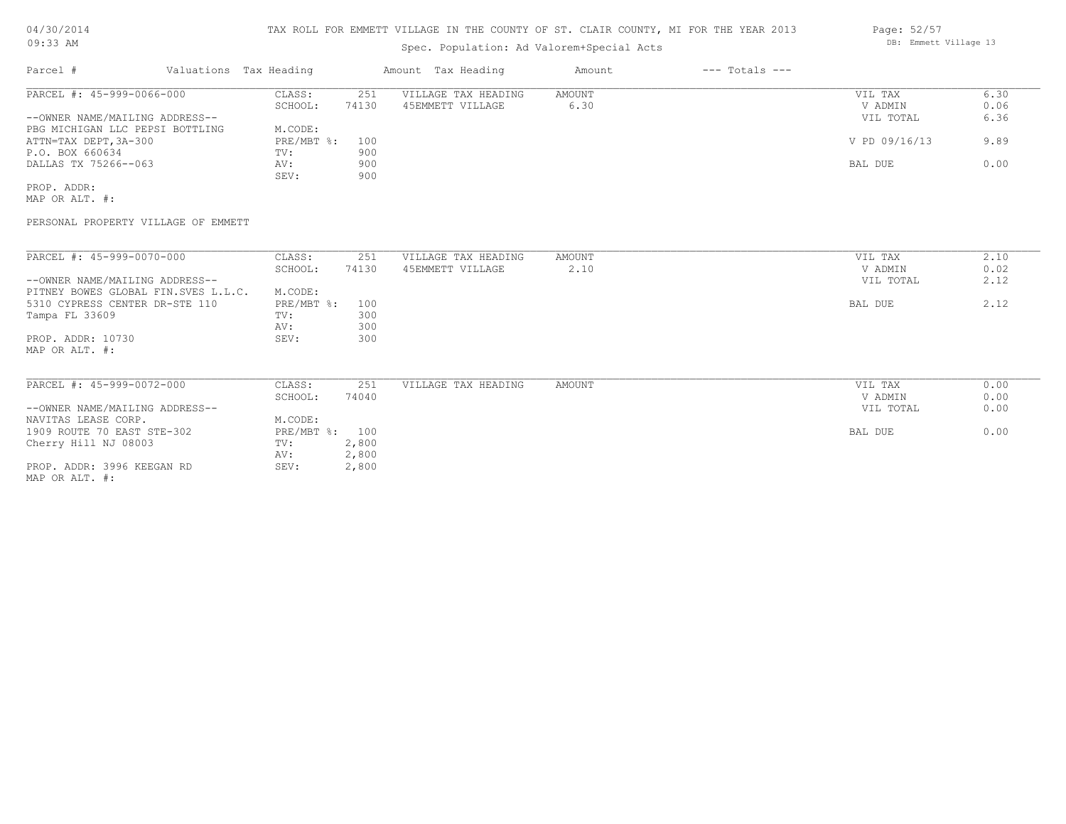TAX ROLL FOR EMMETT VILLAGE IN THE COUNTY OF ST. CLAIR COUNTY, MI FOR THE YEAR 2013

Spec. Population: Ad Valorem+Special Acts

| Parcel # | Valuations | Tax Heading | Amount | Tax Heading | Amount | --- Totals --- | |
|---|---|---|---|---|---|---|---|
| PARCEL #: 45-999-0066-000 | CLASS: | 251 | VILLAGE TAX HEADING | AMOUNT | | VIL TAX | 6.30 |
| | SCHOOL: | 74130 | 45EMMETT VILLAGE | 6.30 | | V ADMIN | 0.06 |
| --OWNER NAME/MAILING ADDRESS-- | | | | | | VIL TOTAL | 6.36 |
| PBG MICHIGAN LLC PEPSI BOTTLING | M.CODE: | | | | | | |
| ATTN=TAX DEPT, 3A-300 | PRE/MBT %: | 100 | | | | V PD 09/16/13 | 9.89 |
| P.O. BOX 660634 | TV: | 900 | | | | | |
| DALLAS TX 75266--063 | AV: | 900 | | | | BAL DUE | 0.00 |
| | SEV: | 900 | | | | | |
| PROP. ADDR: | | | | | | | |
| MAP OR ALT. #: | | | | | | | |

PERSONAL PROPERTY VILLAGE OF EMMETT

| Parcel # | Valuations | Tax Heading | Amount | Tax Heading | Amount | --- Totals --- | |
|---|---|---|---|---|---|---|---|
| PARCEL #: 45-999-0070-000 | CLASS: | 251 | VILLAGE TAX HEADING | AMOUNT | | VIL TAX | 2.10 |
| | SCHOOL: | 74130 | 45EMMETT VILLAGE | 2.10 | | V ADMIN | 0.02 |
| --OWNER NAME/MAILING ADDRESS-- | | | | | | VIL TOTAL | 2.12 |
| PITNEY BOWES GLOBAL FIN.SVES L.L.C. | M.CODE: | | | | | | |
| 5310 CYPRESS CENTER DR-STE 110 | PRE/MBT %: | 100 | | | | BAL DUE | 2.12 |
| Tampa FL 33609 | TV: | 300 | | | | | |
| | AV: | 300 | | | | | |
| PROP. ADDR: 10730 | SEV: | 300 | | | | | |
| MAP OR ALT. #: | | | | | | | |

| Parcel # | Valuations | Tax Heading | Amount | Tax Heading | Amount | --- Totals --- | |
|---|---|---|---|---|---|---|---|
| PARCEL #: 45-999-0072-000 | CLASS: | 251 | VILLAGE TAX HEADING | AMOUNT | | VIL TAX | 0.00 |
| | SCHOOL: | 74040 | | | | V ADMIN | 0.00 |
| --OWNER NAME/MAILING ADDRESS-- | | | | | | VIL TOTAL | 0.00 |
| NAVITAS LEASE CORP. | M.CODE: | | | | | | |
| 1909 ROUTE 70 EAST STE-302 | PRE/MBT %: | 100 | | | | BAL DUE | 0.00 |
| Cherry Hill NJ 08003 | TV: | 2,800 | | | | | |
| | AV: | 2,800 | | | | | |
| PROP. ADDR: 3996 KEEGAN RD | SEV: | 2,800 | | | | | |
| MAP OR ALT. #: | | | | | | | |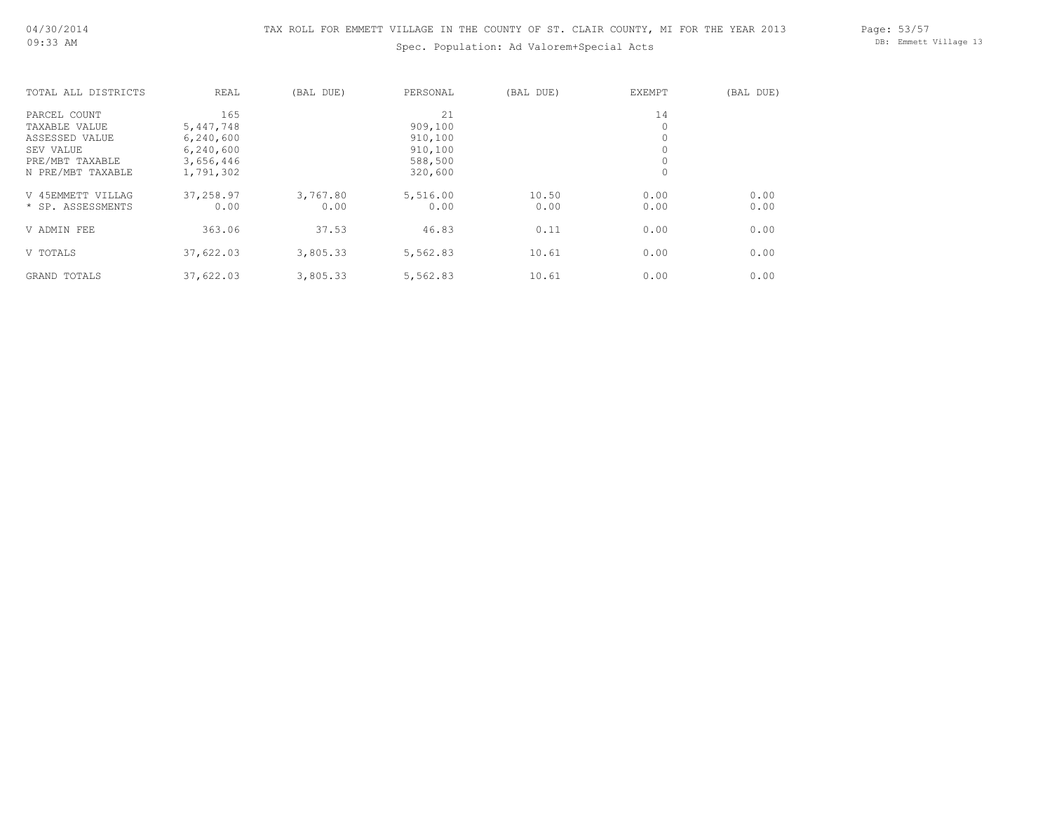TAX ROLL FOR EMMETT VILLAGE IN THE COUNTY OF ST. CLAIR COUNTY, MI FOR THE YEAR 2013

Spec. Population: Ad Valorem+Special Acts

| TOTAL ALL DISTRICTS | REAL | (BAL DUE) | PERSONAL | (BAL DUE) | EXEMPT | (BAL DUE) |
|---|---|---|---|---|---|---|
| PARCEL COUNT | 165 | | 21 | | 14 | |
| TAXABLE VALUE | 5,447,748 | | 909,100 | | 0 | |
| ASSESSED VALUE | 6,240,600 | | 910,100 | | 0 | |
| SEV VALUE | 6,240,600 | | 910,100 | | 0 | |
| PRE/MBT TAXABLE | 3,656,446 | | 588,500 | | 0 | |
| N PRE/MBT TAXABLE | 1,791,302 | | 320,600 | | 0 | |
| V 45EMMETT VILLAG | 37,258.97 | 3,767.80 | 5,516.00 | 10.50 | 0.00 | 0.00 |
| * SP. ASSESSMENTS | 0.00 | 0.00 | 0.00 | 0.00 | 0.00 | 0.00 |
| V ADMIN FEE | 363.06 | 37.53 | 46.83 | 0.11 | 0.00 | 0.00 |
| V TOTALS | 37,622.03 | 3,805.33 | 5,562.83 | 10.61 | 0.00 | 0.00 |
| GRAND TOTALS | 37,622.03 | 3,805.33 | 5,562.83 | 10.61 | 0.00 | 0.00 |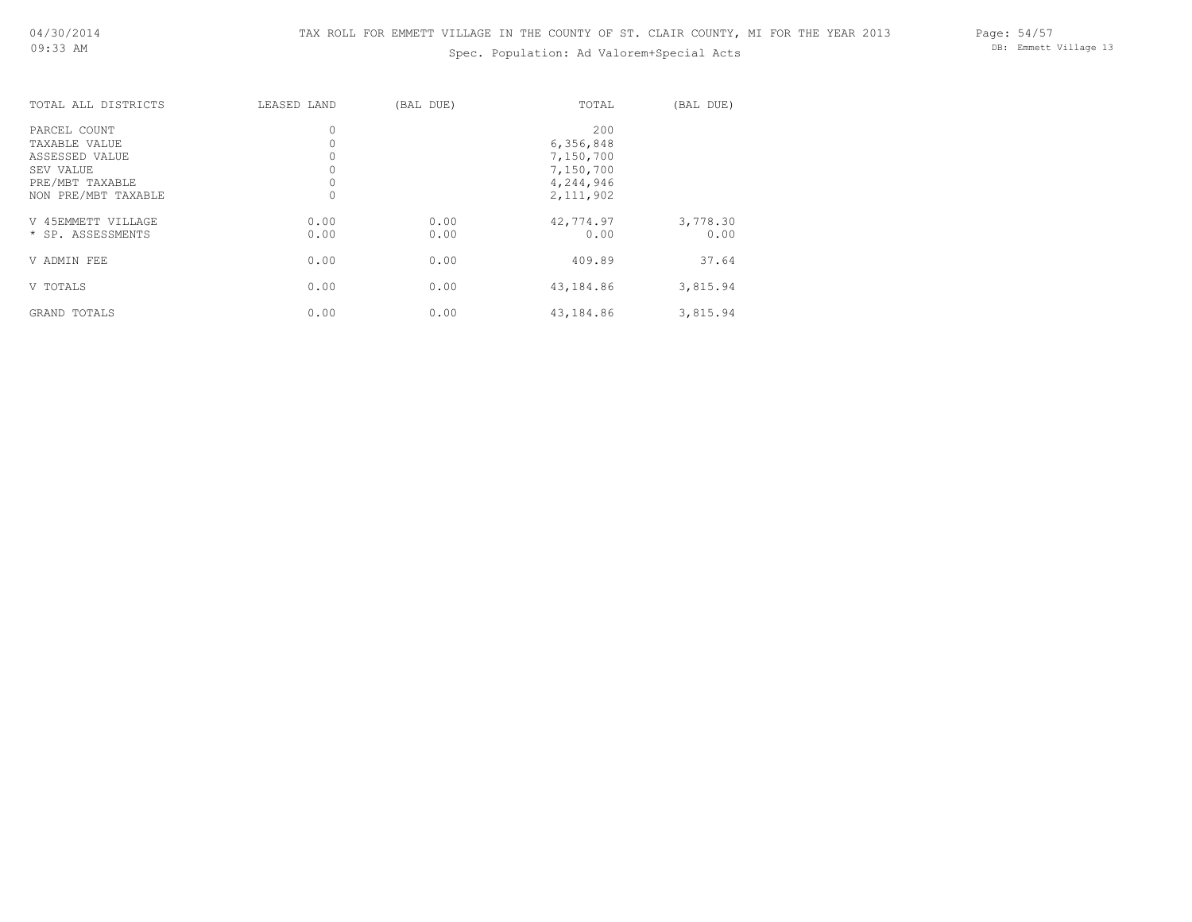TAX ROLL FOR EMMETT VILLAGE IN THE COUNTY OF ST. CLAIR COUNTY, MI FOR THE YEAR 2013

Spec. Population: Ad Valorem+Special Acts

| TOTAL ALL DISTRICTS | LEASED LAND | (BAL DUE) | TOTAL | (BAL DUE) |
|---|---|---|---|---|
| PARCEL COUNT | 0 | | 200 | |
| TAXABLE VALUE | 0 | | 6,356,848 | |
| ASSESSED VALUE | 0 | | 7,150,700 | |
| SEV VALUE | 0 | | 7,150,700 | |
| PRE/MBT TAXABLE | 0 | | 4,244,946 | |
| NON PRE/MBT TAXABLE | 0 | | 2,111,902 | |
| V 45EMMETT VILLAGE | 0.00 | 0.00 | 42,774.97 | 3,778.30 |
| * SP. ASSESSMENTS | 0.00 | 0.00 | 0.00 | 0.00 |
| V ADMIN FEE | 0.00 | 0.00 | 409.89 | 37.64 |
| V TOTALS | 0.00 | 0.00 | 43,184.86 | 3,815.94 |
| GRAND TOTALS | 0.00 | 0.00 | 43,184.86 | 3,815.94 |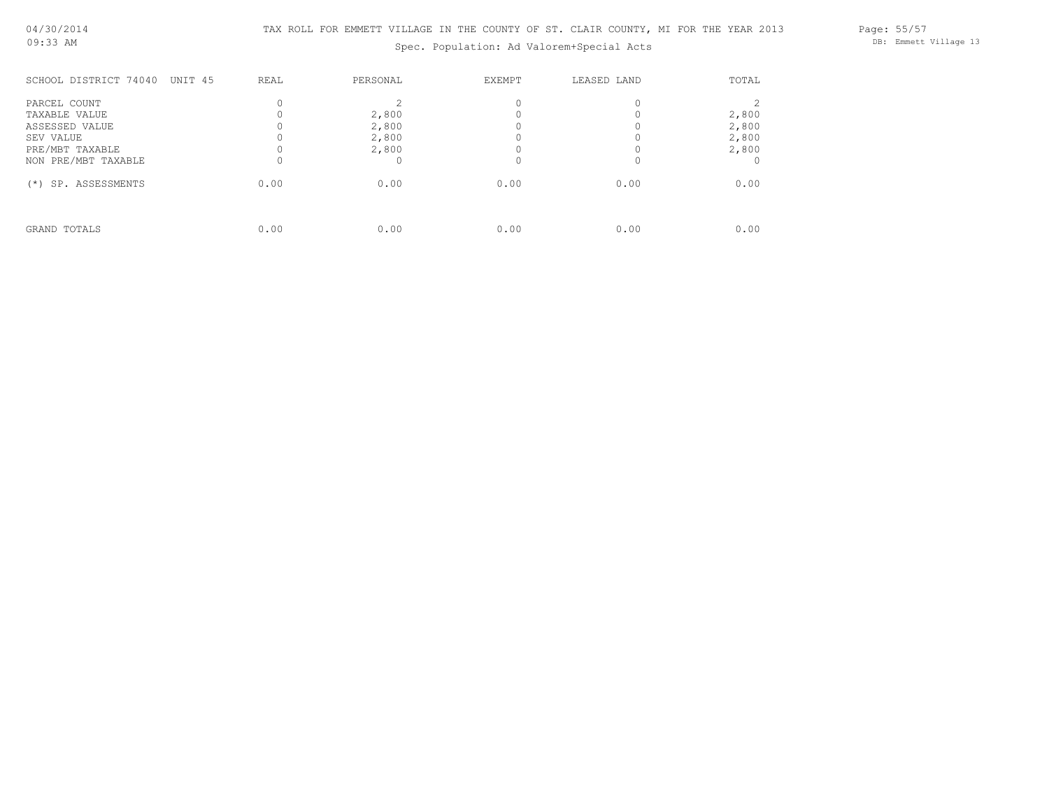TAX ROLL FOR EMMETT VILLAGE IN THE COUNTY OF ST. CLAIR COUNTY, MI FOR THE YEAR 2013

Spec. Population: Ad Valorem+Special Acts

| SCHOOL DISTRICT 74040 UNIT 45 | REAL | PERSONAL | EXEMPT | LEASED LAND | TOTAL |
|---|---|---|---|---|---|
| PARCEL COUNT | 0 | 2 | 0 | 0 | 2 |
| TAXABLE VALUE | 0 | 2,800 | 0 | 0 | 2,800 |
| ASSESSED VALUE | 0 | 2,800 | 0 | 0 | 2,800 |
| SEV VALUE | 0 | 2,800 | 0 | 0 | 2,800 |
| PRE/MBT TAXABLE | 0 | 2,800 | 0 | 0 | 2,800 |
| NON PRE/MBT TAXABLE | 0 | 0 | 0 | 0 | 0 |
| (*) SP. ASSESSMENTS | 0.00 | 0.00 | 0.00 | 0.00 | 0.00 |
| GRAND TOTALS | 0.00 | 0.00 | 0.00 | 0.00 | 0.00 |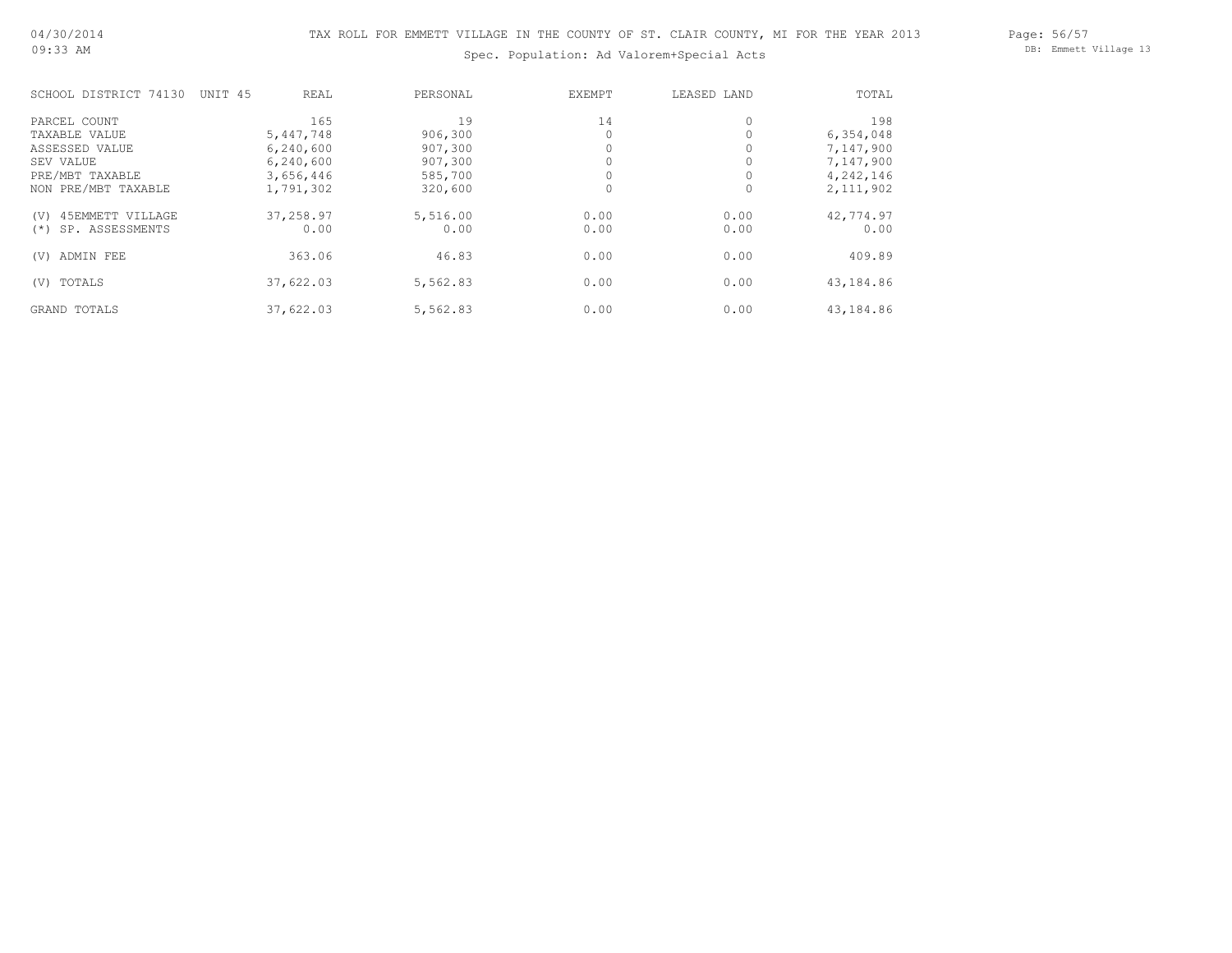TAX ROLL FOR EMMETT VILLAGE IN THE COUNTY OF ST. CLAIR COUNTY, MI FOR THE YEAR 2013

Spec. Population: Ad Valorem+Special Acts

| SCHOOL DISTRICT 74130 UNIT 45 | REAL | PERSONAL | EXEMPT | LEASED LAND | TOTAL |
|---|---|---|---|---|---|
| PARCEL COUNT | 165 | 19 | 14 | 0 | 198 |
| TAXABLE VALUE | 5,447,748 | 906,300 | 0 | 0 | 6,354,048 |
| ASSESSED VALUE | 6,240,600 | 907,300 | 0 | 0 | 7,147,900 |
| SEV VALUE | 6,240,600 | 907,300 | 0 | 0 | 7,147,900 |
| PRE/MBT TAXABLE | 3,656,446 | 585,700 | 0 | 0 | 4,242,146 |
| NON PRE/MBT TAXABLE | 1,791,302 | 320,600 | 0 | 0 | 2,111,902 |
| (V) 45EMMETT VILLAGE | 37,258.97 | 5,516.00 | 0.00 | 0.00 | 42,774.97 |
| (*) SP. ASSESSMENTS | 0.00 | 0.00 | 0.00 | 0.00 | 0.00 |
| (V) ADMIN FEE | 363.06 | 46.83 | 0.00 | 0.00 | 409.89 |
| (V) TOTALS | 37,622.03 | 5,562.83 | 0.00 | 0.00 | 43,184.86 |
| GRAND TOTALS | 37,622.03 | 5,562.83 | 0.00 | 0.00 | 43,184.86 |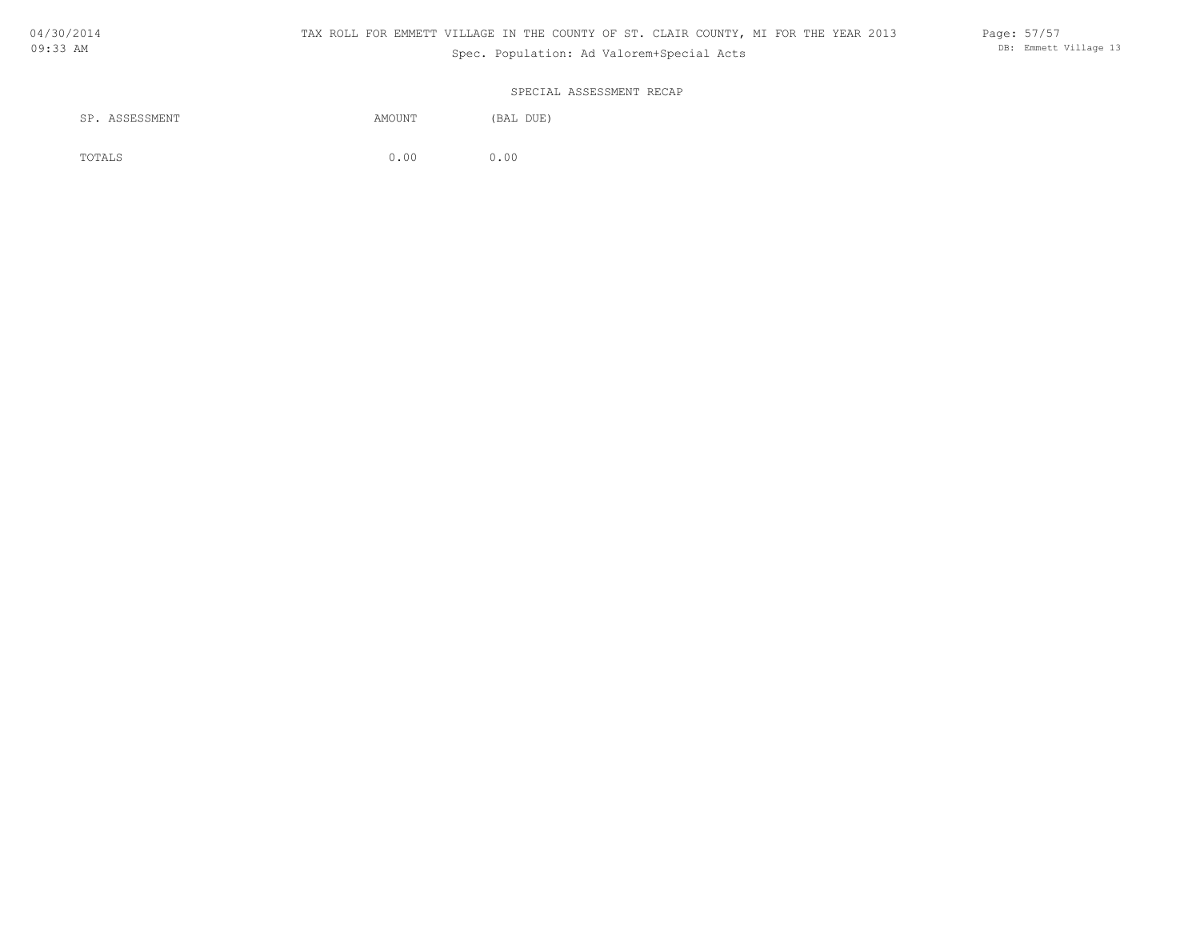## SPECIAL ASSESSMENT RECAP

| SP. ASSESSMENT | AMOUNT | (BAL DUE) |
| --- | --- | --- |
| TOTALS | 0.00 | 0.00 |